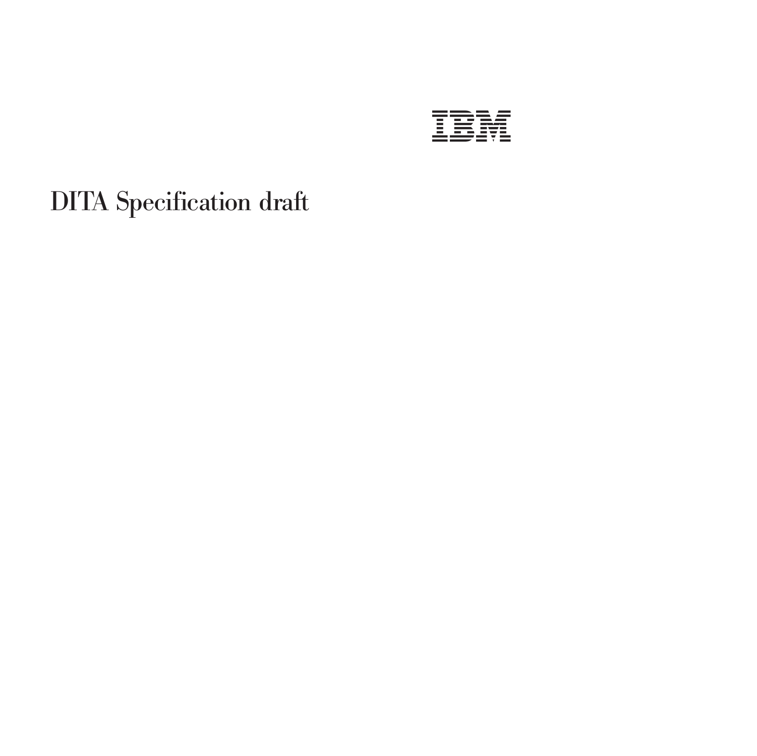IBM

# DITA Specification draft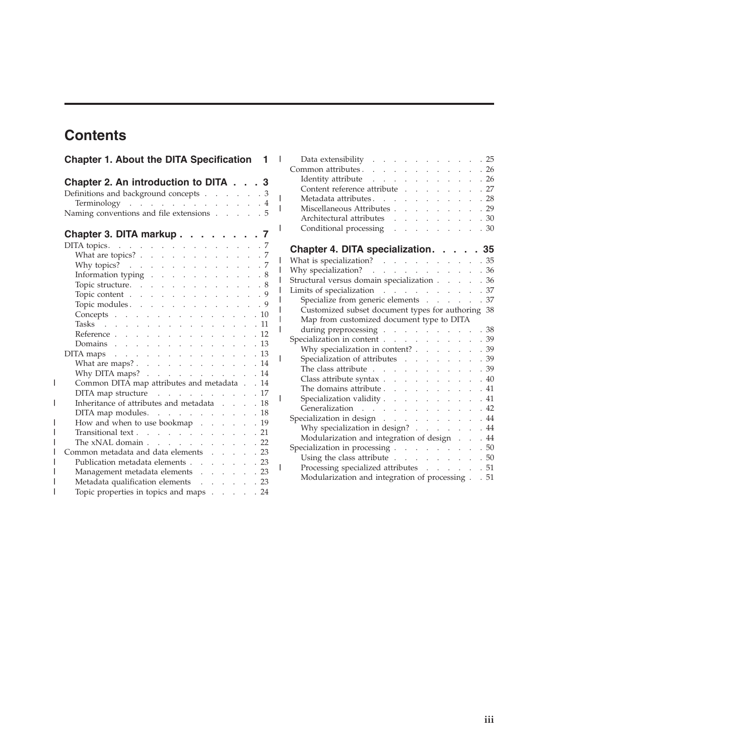# Contents

**Chapter 1. About the DITA Specification** 1

**Chapter 2. An introduction to DITA** 3

- Definitions and background concepts . . . 3
  - Terminology . . . 4
- Naming conventions and file extensions . . . 5

**Chapter 3. DITA markup** 7

- DITA topics . . . 7
  - What are topics? . . . 7
  - Why topics? . . . 7
  - Information typing . . . 8
  - Topic structure . . . 8
  - Topic content . . . 9
  - Topic modules . . . 9
  - Concepts . . . 10
  - Tasks . . . 11
  - Reference . . . 12
  - Domains . . . 13
- DITA maps . . . 13
  - What are maps? . . . 14
  - Why DITA maps? . . . 14
  - Common DITA map attributes and metadata . . . 14
  - DITA map structure . . . 17
  - Inheritance of attributes and metadata . . . 18
  - DITA map modules . . . 18
  - How and when to use bookmap . . . 19
  - Transitional text . . . 21
  - The xNAL domain . . . 22
- Common metadata and data elements . . . 23
  - Publication metadata elements . . . 23
  - Management metadata elements . . . 23
  - Metadata qualification elements . . . 23
  - Topic properties in topics and maps . . . 24
  - Data extensibility . . . 25
- Common attributes . . . 26
  - Identity attribute . . . 26
  - Content reference attribute . . . 27
  - Metadata attributes . . . 28
  - Miscellaneous Attributes . . . 29
  - Architectural attributes . . . 30
  - Conditional processing . . . 30

**Chapter 4. DITA specialization** 35

- What is specialization? . . . 35
- Why specialization? . . . 36
- Structural versus domain specialization . . . 36
- Limits of specialization . . . 37
  - Specialize from generic elements . . . 37
  - Customized subset document types for authoring 38
  - Map from customized document type to DITA during preprocessing . . . 38
- Specialization in content . . . 39
  - Why specialization in content? . . . 39
  - Specialization of attributes . . . 39
  - The class attribute . . . 39
  - Class attribute syntax . . . 40
  - The domains attribute . . . 41
  - Specialization validity . . . 41
  - Generalization . . . 42
- Specialization in design . . . 44
  - Why specialization in design? . . . 44
  - Modularization and integration of design . . . 44
- Specialization in processing . . . 50
  - Using the class attribute . . . 50
  - Processing specialized attributes . . . 51
  - Modularization and integration of processing . . . 51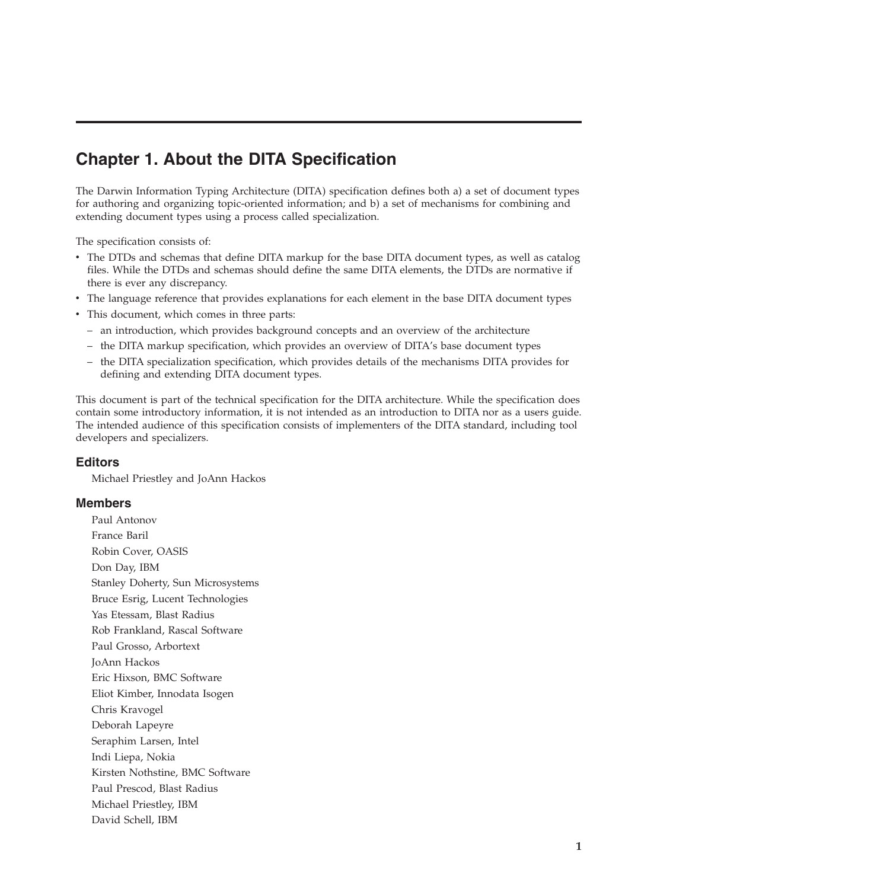# Chapter 1. About the DITA Specification

The Darwin Information Typing Architecture (DITA) specification defines both a) a set of document types for authoring and organizing topic-oriented information; and b) a set of mechanisms for combining and extending document types using a process called specialization.

The specification consists of:

- The DTDs and schemas that define DITA markup for the base DITA document types, as well as catalog files. While the DTDs and schemas should define the same DITA elements, the DTDs are normative if there is ever any discrepancy.
- The language reference that provides explanations for each element in the base DITA document types
- This document, which comes in three parts:
  - an introduction, which provides background concepts and an overview of the architecture
  - the DITA markup specification, which provides an overview of DITA's base document types
  - the DITA specialization specification, which provides details of the mechanisms DITA provides for defining and extending DITA document types.

This document is part of the technical specification for the DITA architecture. While the specification does contain some introductory information, it is not intended as an introduction to DITA nor as a users guide. The intended audience of this specification consists of implementers of the DITA standard, including tool developers and specializers.

## Editors

Michael Priestley and JoAnn Hackos

## Members

Paul Antonov
France Baril
Robin Cover, OASIS
Don Day, IBM
Stanley Doherty, Sun Microsystems
Bruce Esrig, Lucent Technologies
Yas Etessam, Blast Radius
Rob Frankland, Rascal Software
Paul Grosso, Arbortext
JoAnn Hackos
Eric Hixson, BMC Software
Eliot Kimber, Innodata Isogen
Chris Kravogel
Deborah Lapeyre
Seraphim Larsen, Intel
Indi Liepa, Nokia
Kirsten Nothstine, BMC Software
Paul Prescod, Blast Radius
Michael Priestley, IBM
David Schell, IBM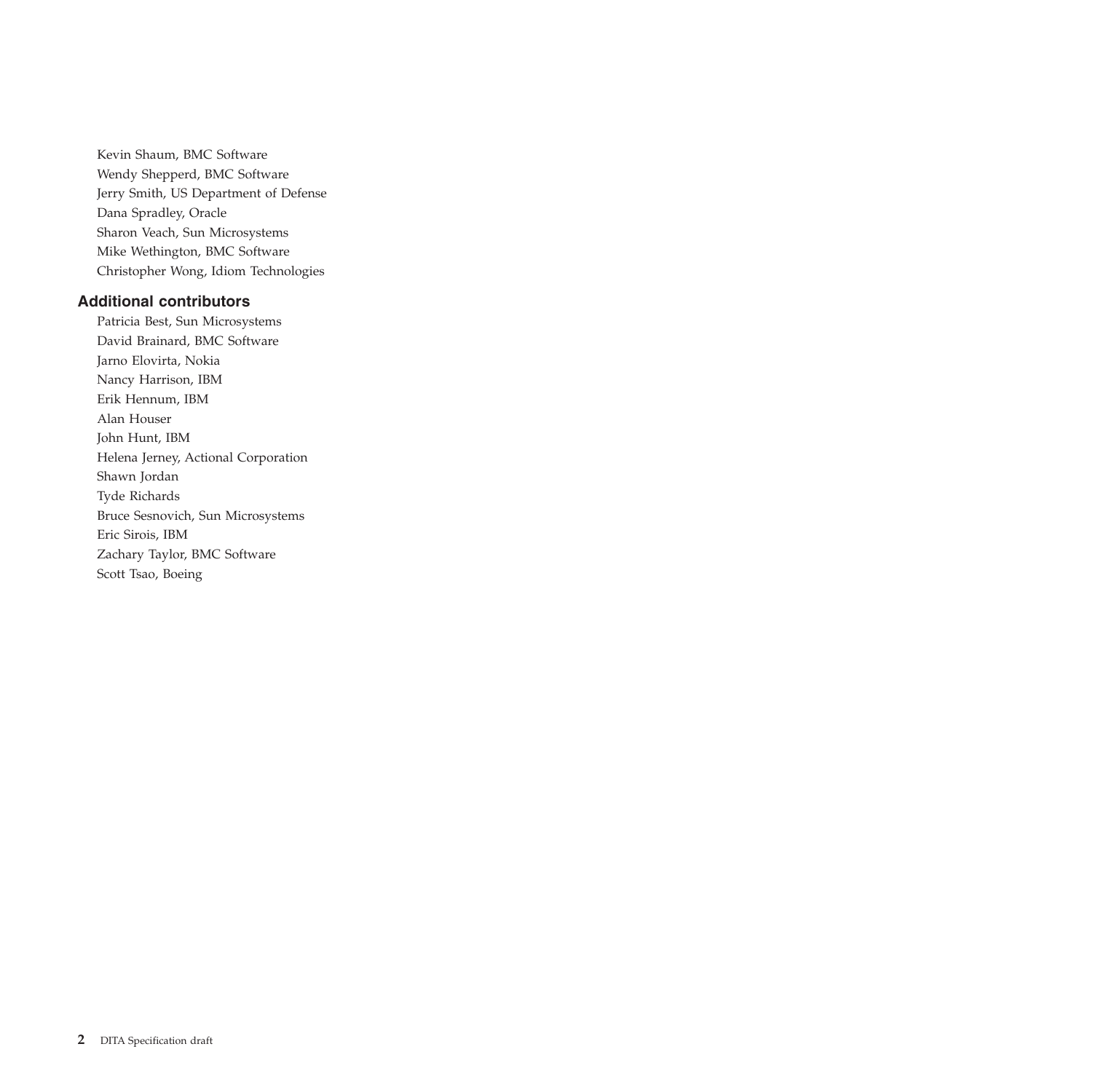Kevin Shaum, BMC Software

Wendy Shepperd, BMC Software

Jerry Smith, US Department of Defense

Dana Spradley, Oracle

Sharon Veach, Sun Microsystems

Mike Wethington, BMC Software

Christopher Wong, Idiom Technologies

### Additional contributors

Patricia Best, Sun Microsystems

David Brainard, BMC Software

Jarno Elovirta, Nokia

Nancy Harrison, IBM

Erik Hennum, IBM

Alan Houser

John Hunt, IBM

Helena Jerney, Actional Corporation

Shawn Jordan

Tyde Richards

Bruce Sesnovich, Sun Microsystems

Eric Sirois, IBM

Zachary Taylor, BMC Software

Scott Tsao, Boeing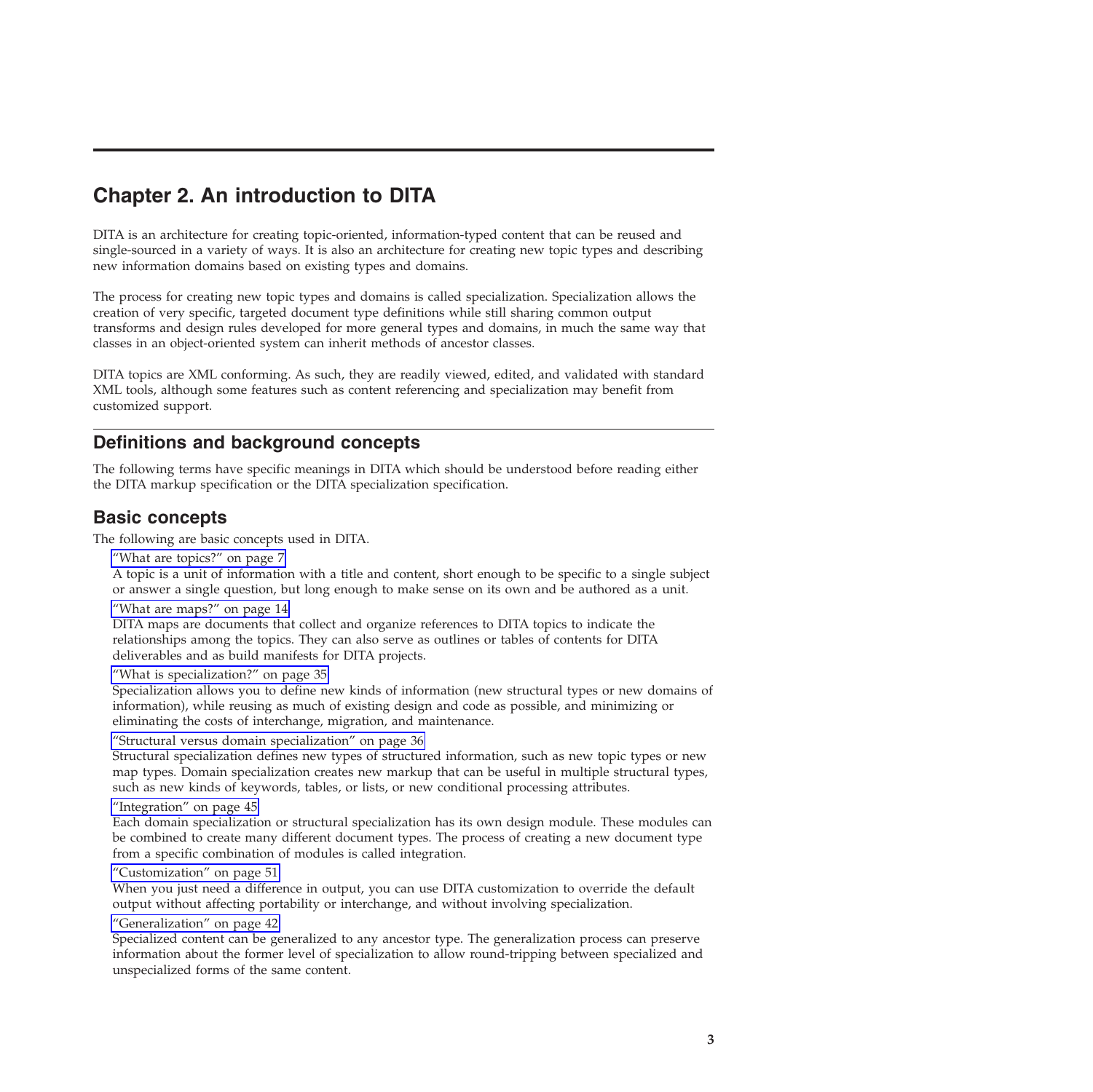# Chapter 2. An introduction to DITA

DITA is an architecture for creating topic-oriented, information-typed content that can be reused and single-sourced in a variety of ways. It is also an architecture for creating new topic types and describing new information domains based on existing types and domains.

The process for creating new topic types and domains is called specialization. Specialization allows the creation of very specific, targeted document type definitions while still sharing common output transforms and design rules developed for more general types and domains, in much the same way that classes in an object-oriented system can inherit methods of ancestor classes.

DITA topics are XML conforming. As such, they are readily viewed, edited, and validated with standard XML tools, although some features such as content referencing and specialization may benefit from customized support.

## Definitions and background concepts

The following terms have specific meanings in DITA which should be understood before reading either the DITA markup specification or the DITA specialization specification.

## Basic concepts

The following are basic concepts used in DITA.

"What are topics?" on page 7
: A topic is a unit of information with a title and content, short enough to be specific to a single subject or answer a single question, but long enough to make sense on its own and be authored as a unit.

"What are maps?" on page 14
: DITA maps are documents that collect and organize references to DITA topics to indicate the relationships among the topics. They can also serve as outlines or tables of contents for DITA deliverables and as build manifests for DITA projects.

"What is specialization?" on page 35
: Specialization allows you to define new kinds of information (new structural types or new domains of information), while reusing as much of existing design and code as possible, and minimizing or eliminating the costs of interchange, migration, and maintenance.

"Structural versus domain specialization" on page 36
: Structural specialization defines new types of structured information, such as new topic types or new map types. Domain specialization creates new markup that can be useful in multiple structural types, such as new kinds of keywords, tables, or lists, or new conditional processing attributes.

"Integration" on page 45
: Each domain specialization or structural specialization has its own design module. These modules can be combined to create many different document types. The process of creating a new document type from a specific combination of modules is called integration.

"Customization" on page 51
: When you just need a difference in output, you can use DITA customization to override the default output without affecting portability or interchange, and without involving specialization.

"Generalization" on page 42
: Specialized content can be generalized to any ancestor type. The generalization process can preserve information about the former level of specialization to allow round-tripping between specialized and unspecialized forms of the same content.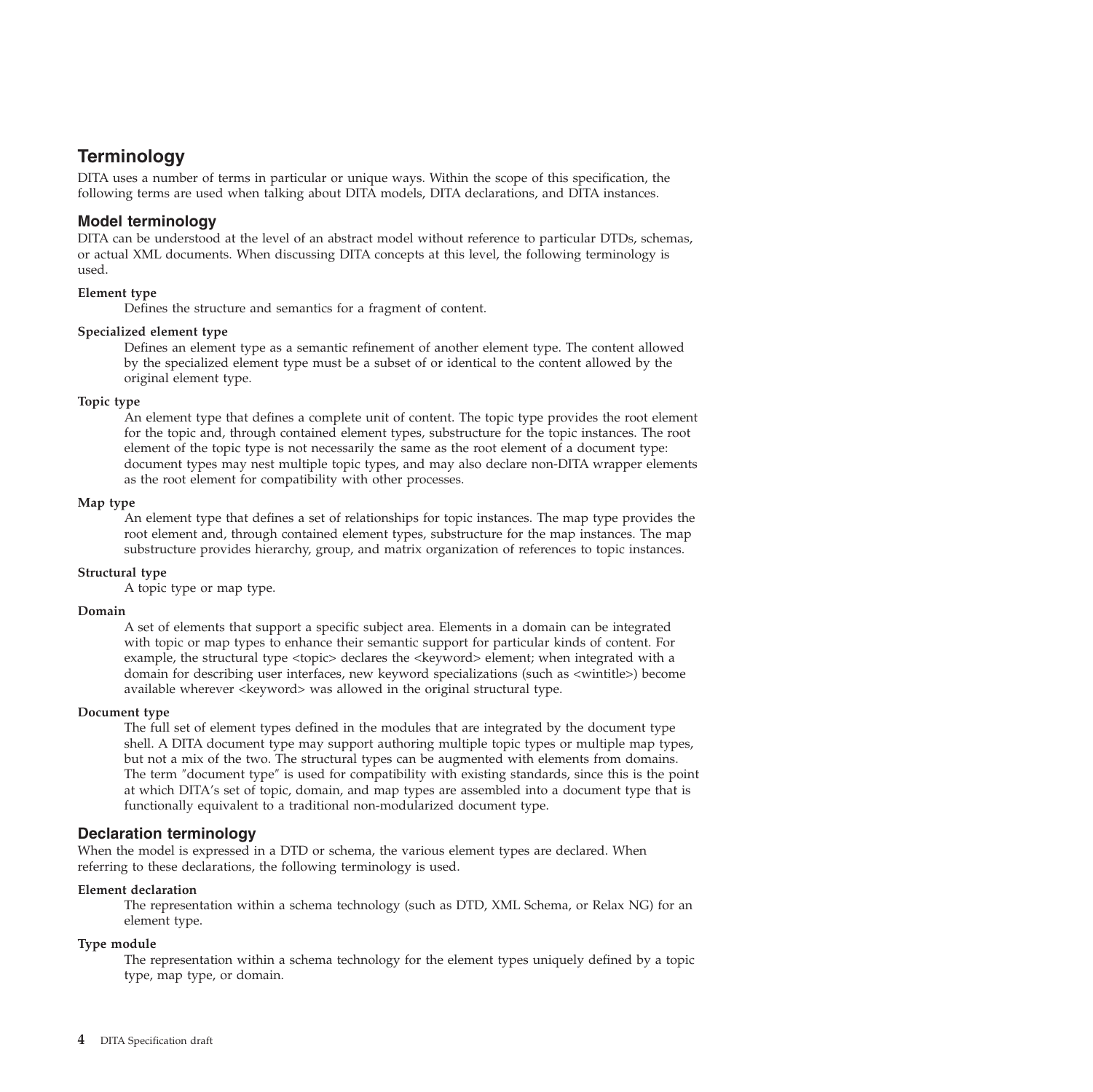# Terminology

DITA uses a number of terms in particular or unique ways. Within the scope of this specification, the following terms are used when talking about DITA models, DITA declarations, and DITA instances.

## Model terminology

DITA can be understood at the level of an abstract model without reference to particular DTDs, schemas, or actual XML documents. When discussing DITA concepts at this level, the following terminology is used.

**Element type**

Defines the structure and semantics for a fragment of content.

**Specialized element type**

Defines an element type as a semantic refinement of another element type. The content allowed by the specialized element type must be a subset of or identical to the content allowed by the original element type.

**Topic type**

An element type that defines a complete unit of content. The topic type provides the root element for the topic and, through contained element types, substructure for the topic instances. The root element of the topic type is not necessarily the same as the root element of a document type: document types may nest multiple topic types, and may also declare non-DITA wrapper elements as the root element for compatibility with other processes.

**Map type**

An element type that defines a set of relationships for topic instances. The map type provides the root element and, through contained element types, substructure for the map instances. The map substructure provides hierarchy, group, and matrix organization of references to topic instances.

**Structural type**

A topic type or map type.

**Domain**

A set of elements that support a specific subject area. Elements in a domain can be integrated with topic or map types to enhance their semantic support for particular kinds of content. For example, the structural type <topic> declares the <keyword> element; when integrated with a domain for describing user interfaces, new keyword specializations (such as <wintitle>) become available wherever <keyword> was allowed in the original structural type.

**Document type**

The full set of element types defined in the modules that are integrated by the document type shell. A DITA document type may support authoring multiple topic types or multiple map types, but not a mix of the two. The structural types can be augmented with elements from domains. The term "document type" is used for compatibility with existing standards, since this is the point at which DITA's set of topic, domain, and map types are assembled into a document type that is functionally equivalent to a traditional non-modularized document type.

## Declaration terminology

When the model is expressed in a DTD or schema, the various element types are declared. When referring to these declarations, the following terminology is used.

**Element declaration**

The representation within a schema technology (such as DTD, XML Schema, or Relax NG) for an element type.

**Type module**

The representation within a schema technology for the element types uniquely defined by a topic type, map type, or domain.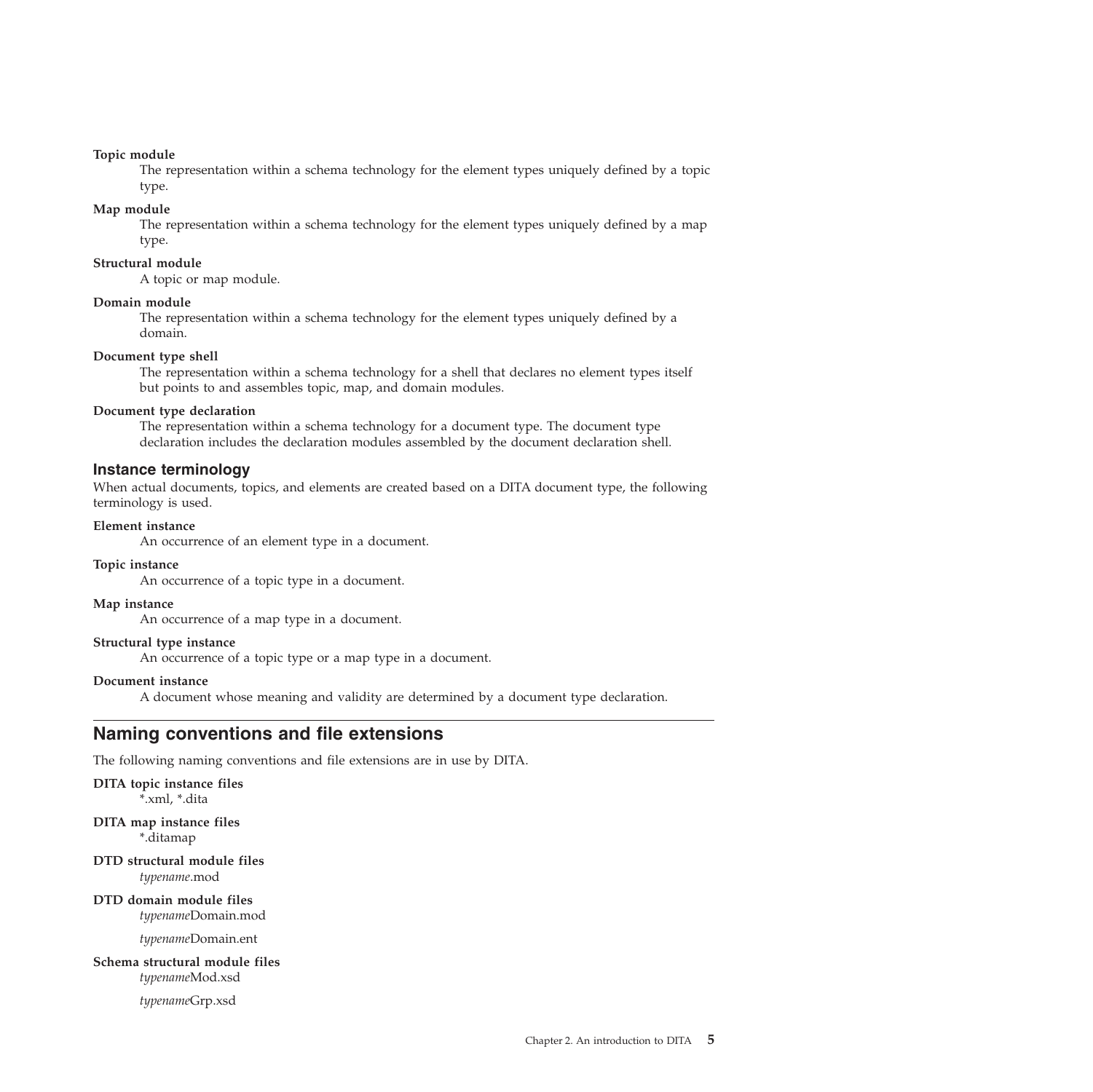**Topic module**
: The representation within a schema technology for the element types uniquely defined by a topic type.

**Map module**
: The representation within a schema technology for the element types uniquely defined by a map type.

**Structural module**
: A topic or map module.

**Domain module**
: The representation within a schema technology for the element types uniquely defined by a domain.

**Document type shell**
: The representation within a schema technology for a shell that declares no element types itself but points to and assembles topic, map, and domain modules.

**Document type declaration**
: The representation within a schema technology for a document type. The document type declaration includes the declaration modules assembled by the document declaration shell.

### Instance terminology

When actual documents, topics, and elements are created based on a DITA document type, the following terminology is used.

**Element instance**
: An occurrence of an element type in a document.

**Topic instance**
: An occurrence of a topic type in a document.

**Map instance**
: An occurrence of a map type in a document.

**Structural type instance**
: An occurrence of a topic type or a map type in a document.

**Document instance**
: A document whose meaning and validity are determined by a document type declaration.

## Naming conventions and file extensions

The following naming conventions and file extensions are in use by DITA.

**DITA topic instance files**
: *.xml, *.dita

**DITA map instance files**
: *.ditamap

**DTD structural module files**
: *typename*.mod

**DTD domain module files**
: *typename*Domain.mod

  *typename*Domain.ent

**Schema structural module files**
: *typename*Mod.xsd

  *typename*Grp.xsd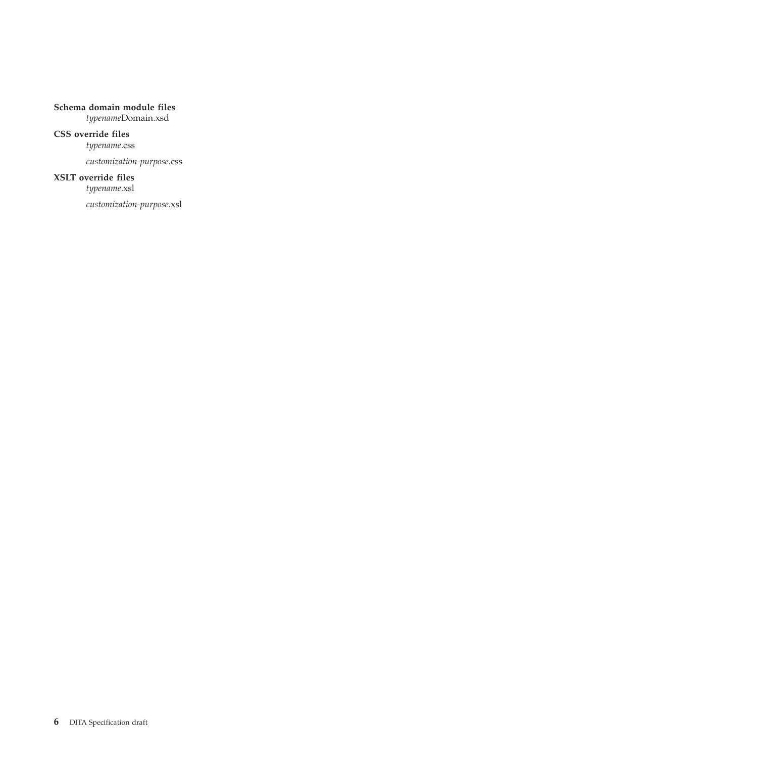**Schema domain module files**

*typename*Domain.xsd

**CSS override files**

*typename*.css

*customization-purpose*.css

**XSLT override files**

*typename*.xsl

*customization-purpose*.xsl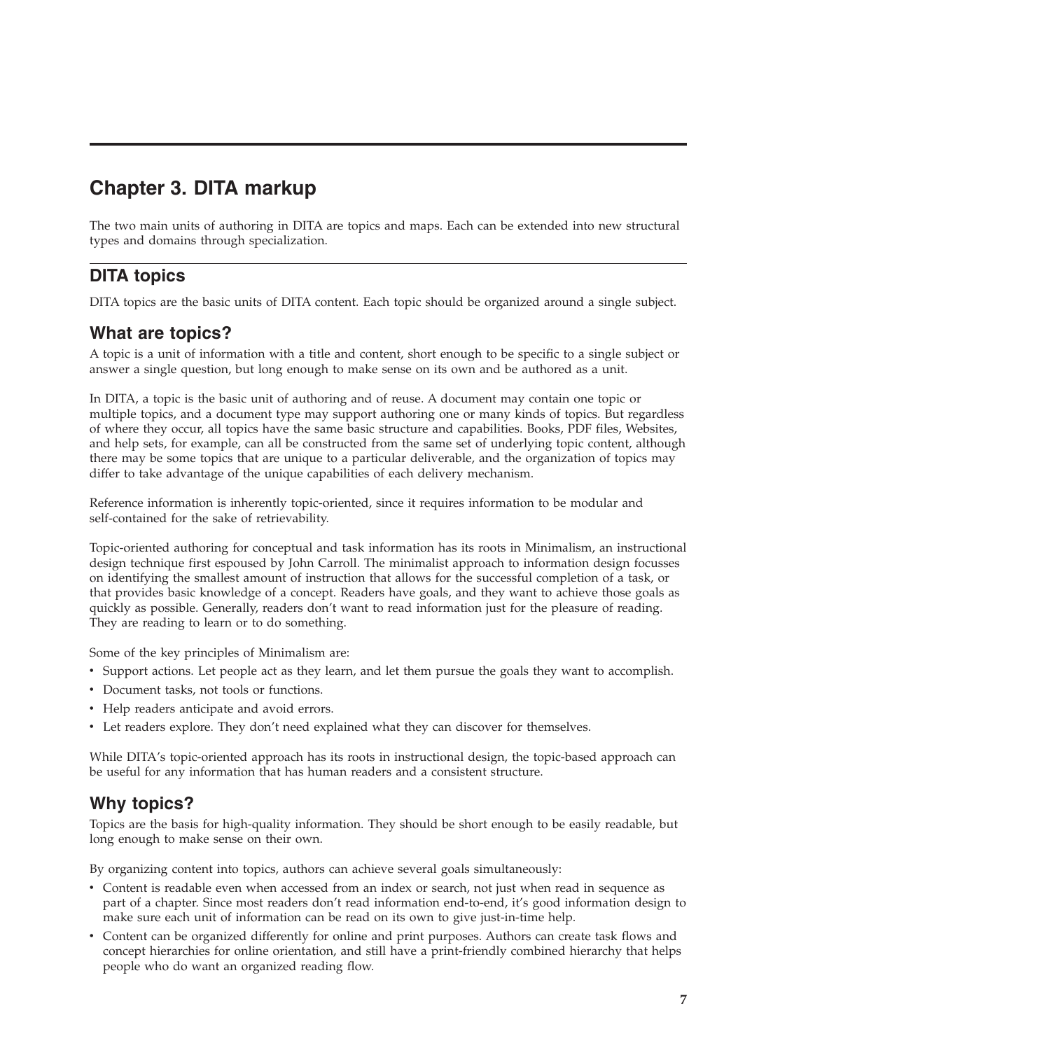# Chapter 3. DITA markup

The two main units of authoring in DITA are topics and maps. Each can be extended into new structural types and domains through specialization.

## DITA topics

DITA topics are the basic units of DITA content. Each topic should be organized around a single subject.

### What are topics?

A topic is a unit of information with a title and content, short enough to be specific to a single subject or answer a single question, but long enough to make sense on its own and be authored as a unit.

In DITA, a topic is the basic unit of authoring and of reuse. A document may contain one topic or multiple topics, and a document type may support authoring one or many kinds of topics. But regardless of where they occur, all topics have the same basic structure and capabilities. Books, PDF files, Websites, and help sets, for example, can all be constructed from the same set of underlying topic content, although there may be some topics that are unique to a particular deliverable, and the organization of topics may differ to take advantage of the unique capabilities of each delivery mechanism.

Reference information is inherently topic-oriented, since it requires information to be modular and self-contained for the sake of retrievability.

Topic-oriented authoring for conceptual and task information has its roots in Minimalism, an instructional design technique first espoused by John Carroll. The minimalist approach to information design focusses on identifying the smallest amount of instruction that allows for the successful completion of a task, or that provides basic knowledge of a concept. Readers have goals, and they want to achieve those goals as quickly as possible. Generally, readers don't want to read information just for the pleasure of reading. They are reading to learn or to do something.

Some of the key principles of Minimalism are:

- Support actions. Let people act as they learn, and let them pursue the goals they want to accomplish.
- Document tasks, not tools or functions.
- Help readers anticipate and avoid errors.
- Let readers explore. They don't need explained what they can discover for themselves.

While DITA's topic-oriented approach has its roots in instructional design, the topic-based approach can be useful for any information that has human readers and a consistent structure.

### Why topics?

Topics are the basis for high-quality information. They should be short enough to be easily readable, but long enough to make sense on their own.

By organizing content into topics, authors can achieve several goals simultaneously:

- Content is readable even when accessed from an index or search, not just when read in sequence as part of a chapter. Since most readers don't read information end-to-end, it's good information design to make sure each unit of information can be read on its own to give just-in-time help.
- Content can be organized differently for online and print purposes. Authors can create task flows and concept hierarchies for online orientation, and still have a print-friendly combined hierarchy that helps people who do want an organized reading flow.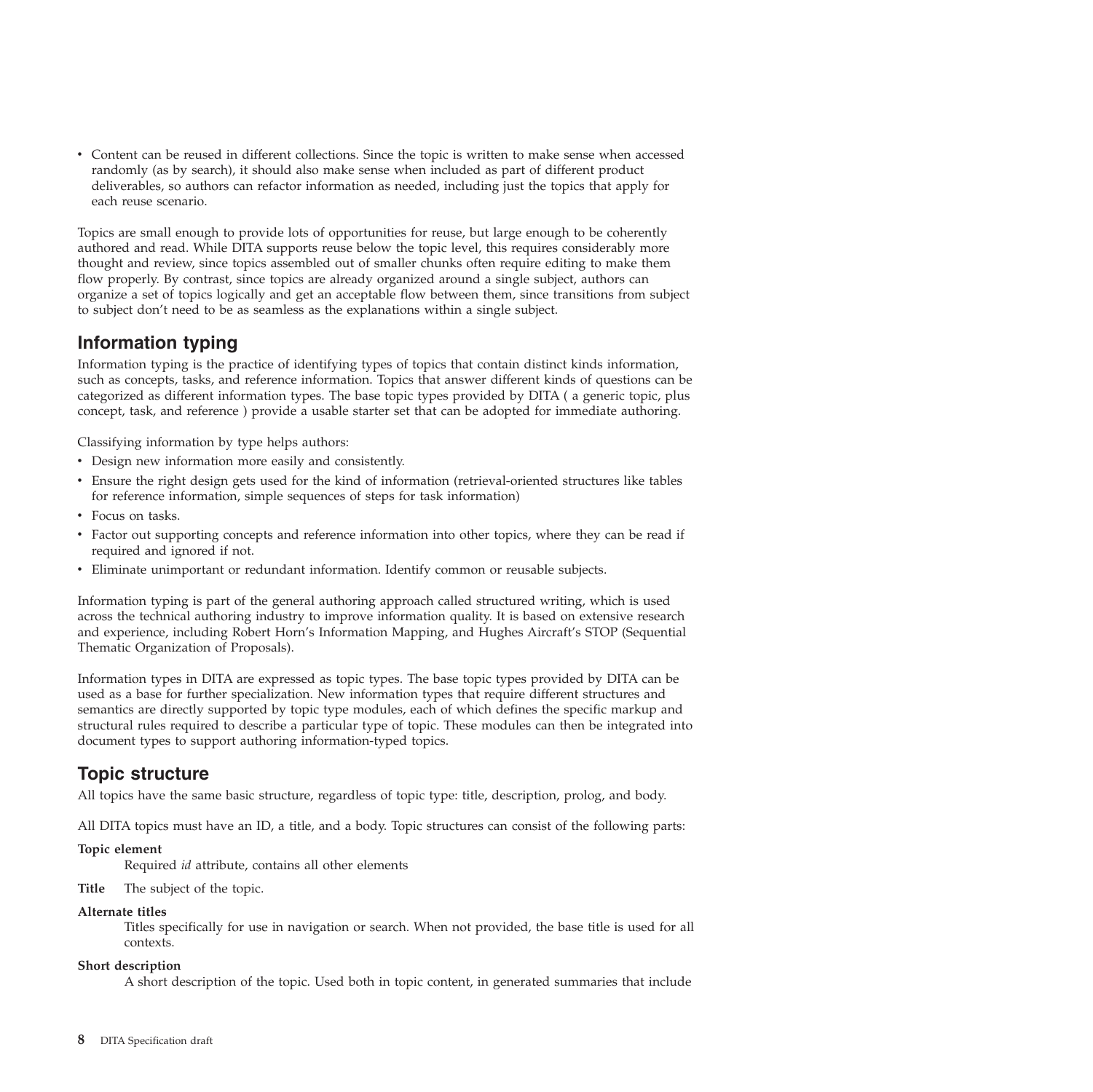- Content can be reused in different collections. Since the topic is written to make sense when accessed randomly (as by search), it should also make sense when included as part of different product deliverables, so authors can refactor information as needed, including just the topics that apply for each reuse scenario.

Topics are small enough to provide lots of opportunities for reuse, but large enough to be coherently authored and read. While DITA supports reuse below the topic level, this requires considerably more thought and review, since topics assembled out of smaller chunks often require editing to make them flow properly. By contrast, since topics are already organized around a single subject, authors can organize a set of topics logically and get an acceptable flow between them, since transitions from subject to subject don't need to be as seamless as the explanations within a single subject.

## Information typing

Information typing is the practice of identifying types of topics that contain distinct kinds information, such as concepts, tasks, and reference information. Topics that answer different kinds of questions can be categorized as different information types. The base topic types provided by DITA ( a generic topic, plus concept, task, and reference ) provide a usable starter set that can be adopted for immediate authoring.

Classifying information by type helps authors:

- Design new information more easily and consistently.
- Ensure the right design gets used for the kind of information (retrieval-oriented structures like tables for reference information, simple sequences of steps for task information)
- Focus on tasks.
- Factor out supporting concepts and reference information into other topics, where they can be read if required and ignored if not.
- Eliminate unimportant or redundant information. Identify common or reusable subjects.

Information typing is part of the general authoring approach called structured writing, which is used across the technical authoring industry to improve information quality. It is based on extensive research and experience, including Robert Horn's Information Mapping, and Hughes Aircraft's STOP (Sequential Thematic Organization of Proposals).

Information types in DITA are expressed as topic types. The base topic types provided by DITA can be used as a base for further specialization. New information types that require different structures and semantics are directly supported by topic type modules, each of which defines the specific markup and structural rules required to describe a particular type of topic. These modules can then be integrated into document types to support authoring information-typed topics.

## Topic structure

All topics have the same basic structure, regardless of topic type: title, description, prolog, and body.

All DITA topics must have an ID, a title, and a body. Topic structures can consist of the following parts:

**Topic element**
: Required *id* attribute, contains all other elements

**Title**
: The subject of the topic.

**Alternate titles**
: Titles specifically for use in navigation or search. When not provided, the base title is used for all contexts.

**Short description**
: A short description of the topic. Used both in topic content, in generated summaries that include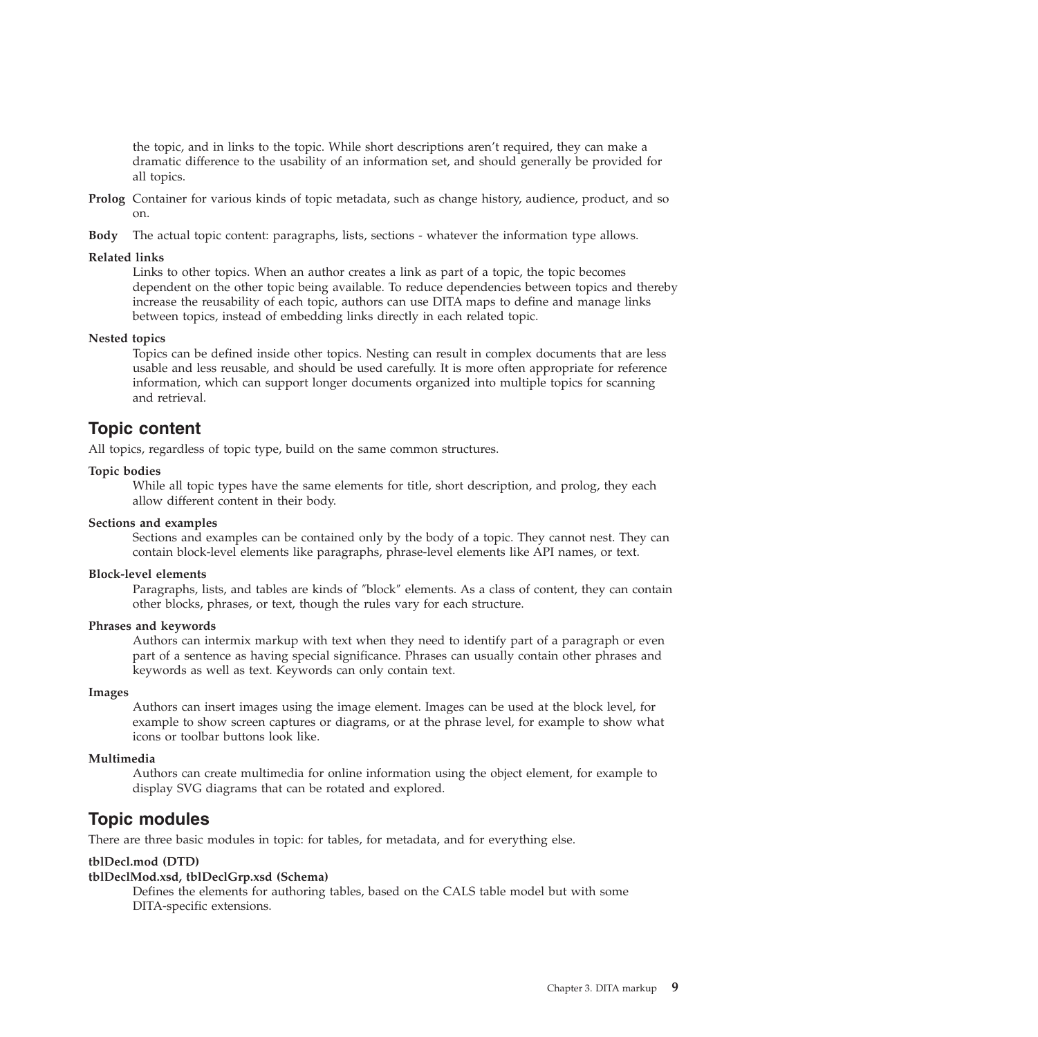the topic, and in links to the topic. While short descriptions aren't required, they can make a dramatic difference to the usability of an information set, and should generally be provided for all topics.

**Prolog**
Container for various kinds of topic metadata, such as change history, audience, product, and so on.

**Body**
The actual topic content: paragraphs, lists, sections - whatever the information type allows.

**Related links**
Links to other topics. When an author creates a link as part of a topic, the topic becomes dependent on the other topic being available. To reduce dependencies between topics and thereby increase the reusability of each topic, authors can use DITA maps to define and manage links between topics, instead of embedding links directly in each related topic.

**Nested topics**
Topics can be defined inside other topics. Nesting can result in complex documents that are less usable and less reusable, and should be used carefully. It is more often appropriate for reference information, which can support longer documents organized into multiple topics for scanning and retrieval.

## Topic content

All topics, regardless of topic type, build on the same common structures.

**Topic bodies**
While all topic types have the same elements for title, short description, and prolog, they each allow different content in their body.

**Sections and examples**
Sections and examples can be contained only by the body of a topic. They cannot nest. They can contain block-level elements like paragraphs, phrase-level elements like API names, or text.

**Block-level elements**
Paragraphs, lists, and tables are kinds of "block" elements. As a class of content, they can contain other blocks, phrases, or text, though the rules vary for each structure.

**Phrases and keywords**
Authors can intermix markup with text when they need to identify part of a paragraph or even part of a sentence as having special significance. Phrases can usually contain other phrases and keywords as well as text. Keywords can only contain text.

**Images**
Authors can insert images using the image element. Images can be used at the block level, for example to show screen captures or diagrams, or at the phrase level, for example to show what icons or toolbar buttons look like.

**Multimedia**
Authors can create multimedia for online information using the object element, for example to display SVG diagrams that can be rotated and explored.

## Topic modules

There are three basic modules in topic: for tables, for metadata, and for everything else.

**tblDecl.mod (DTD)**
**tblDeclMod.xsd, tblDeclGrp.xsd (Schema)**
Defines the elements for authoring tables, based on the CALS table model but with some DITA-specific extensions.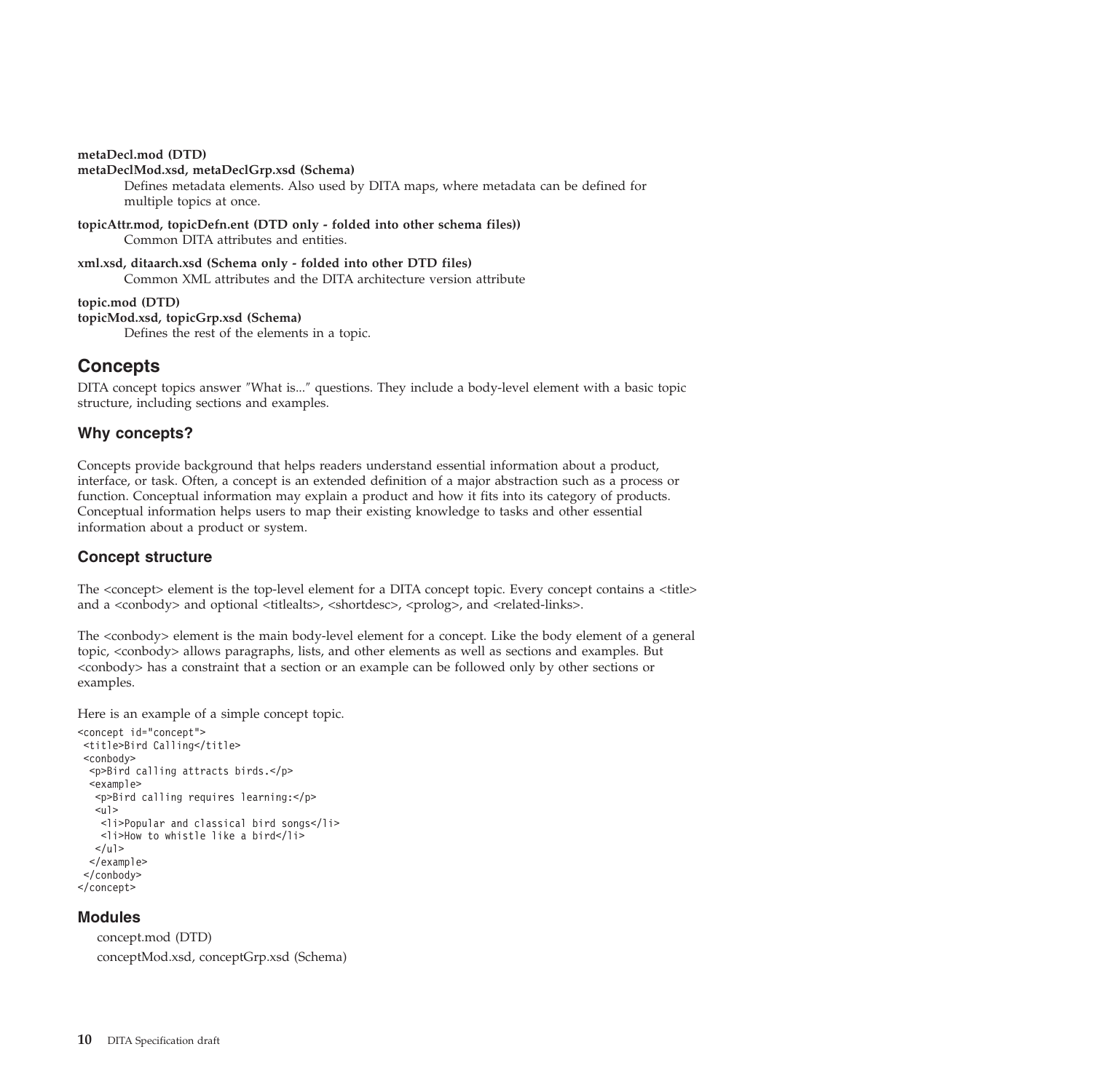**metaDecl.mod (DTD)**
**metaDeclMod.xsd, metaDeclGrp.xsd (Schema)**

Defines metadata elements. Also used by DITA maps, where metadata can be defined for multiple topics at once.

**topicAttr.mod, topicDefn.ent (DTD only - folded into other schema files))**

Common DITA attributes and entities.

**xml.xsd, ditaarch.xsd (Schema only - folded into other DTD files)**

Common XML attributes and the DITA architecture version attribute

**topic.mod (DTD)**
**topicMod.xsd, topicGrp.xsd (Schema)**

Defines the rest of the elements in a topic.

## Concepts

DITA concept topics answer ″What is...″ questions. They include a body-level element with a basic topic structure, including sections and examples.

### Why concepts?

Concepts provide background that helps readers understand essential information about a product, interface, or task. Often, a concept is an extended definition of a major abstraction such as a process or function. Conceptual information may explain a product and how it fits into its category of products. Conceptual information helps users to map their existing knowledge to tasks and other essential information about a product or system.

### Concept structure

The <concept> element is the top-level element for a DITA concept topic. Every concept contains a <title> and a <conbody> and optional <titlealts>, <shortdesc>, <prolog>, and <related-links>.

The <conbody> element is the main body-level element for a concept. Like the body element of a general topic, <conbody> allows paragraphs, lists, and other elements as well as sections and examples. But <conbody> has a constraint that a section or an example can be followed only by other sections or examples.

Here is an example of a simple concept topic.

```
<concept id="concept">
 <title>Bird Calling</title>
 <conbody>
  <p>Bird calling attracts birds.</p>
  <example>
   <p>Bird calling requires learning:</p>
   <ul>
    <li>Popular and classical bird songs</li>
    <li>How to whistle like a bird</li>
   </ul>
  </example>
 </conbody>
</concept>
```

### Modules

concept.mod (DTD)

conceptMod.xsd, conceptGrp.xsd (Schema)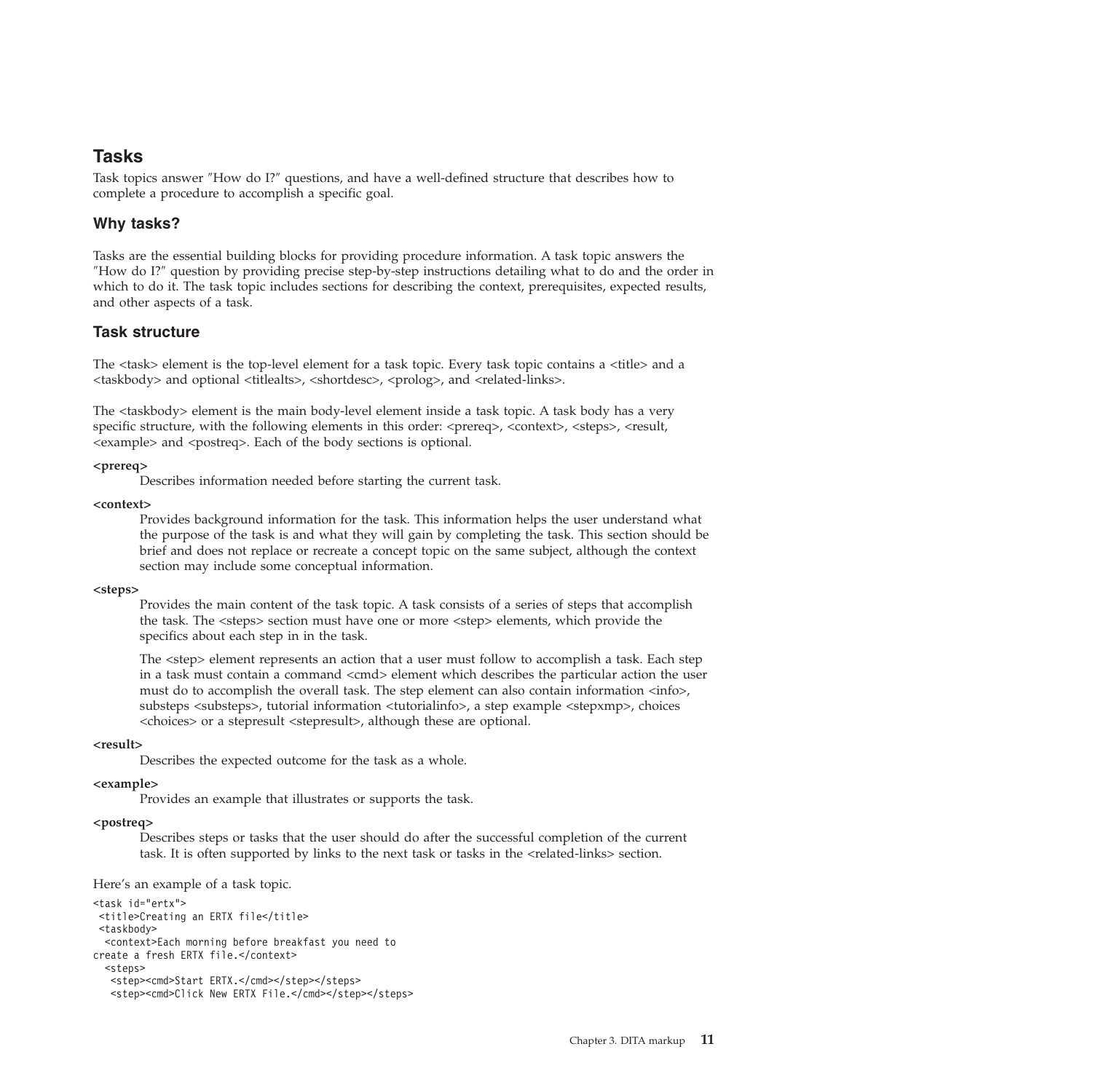## Tasks

Task topics answer ″How do I?″ questions, and have a well-defined structure that describes how to complete a procedure to accomplish a specific goal.

### Why tasks?

Tasks are the essential building blocks for providing procedure information. A task topic answers the ″How do I?″ question by providing precise step-by-step instructions detailing what to do and the order in which to do it. The task topic includes sections for describing the context, prerequisites, expected results, and other aspects of a task.

### Task structure

The <task> element is the top-level element for a task topic. Every task topic contains a <title> and a <taskbody> and optional <titlealts>, <shortdesc>, <prolog>, and <related-links>.

The <taskbody> element is the main body-level element inside a task topic. A task body has a very specific structure, with the following elements in this order: <prereq>, <context>, <steps>, <result, <example> and <postreq>. Each of the body sections is optional.

**<prereq>**
: Describes information needed before starting the current task.

**<context>**
: Provides background information for the task. This information helps the user understand what the purpose of the task is and what they will gain by completing the task. This section should be brief and does not replace or recreate a concept topic on the same subject, although the context section may include some conceptual information.

**<steps>**
: Provides the main content of the task topic. A task consists of a series of steps that accomplish the task. The <steps> section must have one or more <step> elements, which provide the specifics about each step in in the task.

  The <step> element represents an action that a user must follow to accomplish a task. Each step in a task must contain a command <cmd> element which describes the particular action the user must do to accomplish the overall task. The step element can also contain information <info>, substeps <substeps>, tutorial information <tutorialinfo>, a step example <stepxmp>, choices <choices> or a stepresult <stepresult>, although these are optional.

**<result>**
: Describes the expected outcome for the task as a whole.

**<example>**
: Provides an example that illustrates or supports the task.

**<postreq>**
: Describes steps or tasks that the user should do after the successful completion of the current task. It is often supported by links to the next task or tasks in the <related-links> section.

Here's an example of a task topic.

```
<task id="ertx">
 <title>Creating an ERTX file</title>
 <taskbody>
  <context>Each morning before breakfast you need to
create a fresh ERTX file.</context>
  <steps>
   <step><cmd>Start ERTX.</cmd></step></steps>
   <step><cmd>Click New ERTX File.</cmd></step></steps>
```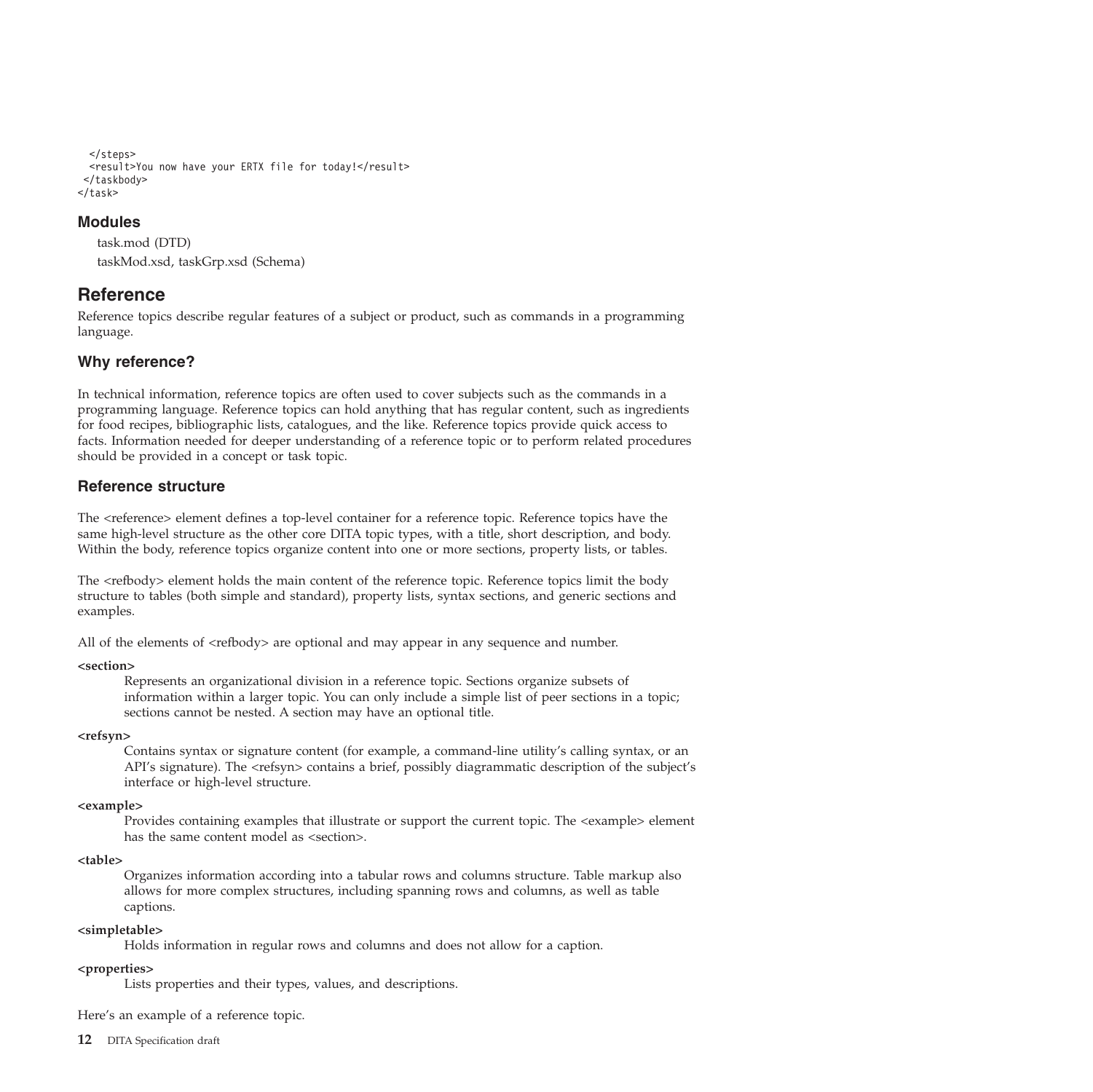```
  </steps>
  <result>You now have your ERTX file for today!</result>
 </taskbody>
</task>
```

### Modules

task.mod (DTD)

taskMod.xsd, taskGrp.xsd (Schema)

## Reference

Reference topics describe regular features of a subject or product, such as commands in a programming language.

### Why reference?

In technical information, reference topics are often used to cover subjects such as the commands in a programming language. Reference topics can hold anything that has regular content, such as ingredients for food recipes, bibliographic lists, catalogues, and the like. Reference topics provide quick access to facts. Information needed for deeper understanding of a reference topic or to perform related procedures should be provided in a concept or task topic.

### Reference structure

The <reference> element defines a top-level container for a reference topic. Reference topics have the same high-level structure as the other core DITA topic types, with a title, short description, and body. Within the body, reference topics organize content into one or more sections, property lists, or tables.

The <refbody> element holds the main content of the reference topic. Reference topics limit the body structure to tables (both simple and standard), property lists, syntax sections, and generic sections and examples.

All of the elements of <refbody> are optional and may appear in any sequence and number.

**<section>**
: Represents an organizational division in a reference topic. Sections organize subsets of information within a larger topic. You can only include a simple list of peer sections in a topic; sections cannot be nested. A section may have an optional title.

**<refsyn>**
: Contains syntax or signature content (for example, a command-line utility's calling syntax, or an API's signature). The <refsyn> contains a brief, possibly diagrammatic description of the subject's interface or high-level structure.

**<example>**
: Provides containing examples that illustrate or support the current topic. The <example> element has the same content model as <section>.

**<table>**
: Organizes information according into a tabular rows and columns structure. Table markup also allows for more complex structures, including spanning rows and columns, as well as table captions.

**<simpletable>**
: Holds information in regular rows and columns and does not allow for a caption.

**<properties>**
: Lists properties and their types, values, and descriptions.

Here's an example of a reference topic.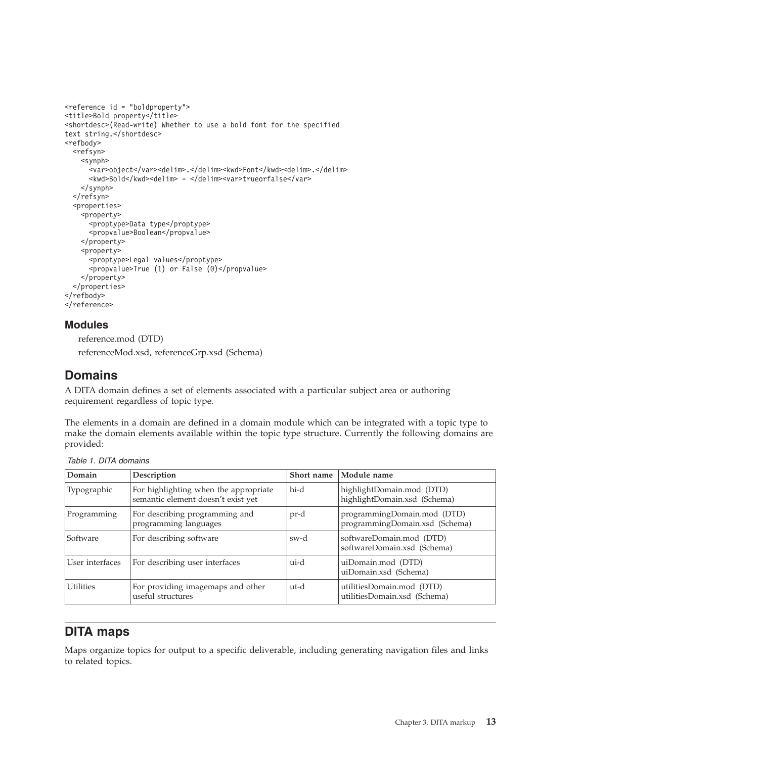```
<reference id = "boldproperty">
<title>Bold property</title>
<shortdesc>(Read-write) Whether to use a bold font for the specified
text string.</shortdesc>
<refbody>
  <refsyn>
    <synph>
      <var>object</var><delim>.</delim><kwd>Font</kwd><delim>.</delim>
      <kwd>Bold</kwd><delim> = </delim><var>trueorfalse</var>
    </synph>
  </refsyn>
  <properties>
    <property>
      <proptype>Data type</proptype>
      <propvalue>Boolean</propvalue>
    </property>
    <property>
      <proptype>Legal values</proptype>
      <propvalue>True (1) or False (0)</propvalue>
    </property>
  </properties>
</refbody>
</reference>
```

### Modules

reference.mod (DTD)

referenceMod.xsd, referenceGrp.xsd (Schema)

## Domains

A DITA domain defines a set of elements associated with a particular subject area or authoring requirement regardless of topic type.

The elements in a domain are defined in a domain module which can be integrated with a topic type to make the domain elements available within the topic type structure. Currently the following domains are provided:

*Table 1. DITA domains*

| Domain | Description | Short name | Module name |
| --- | --- | --- | --- |
| Typographic | For highlighting when the appropriate semantic element doesn't exist yet | hi-d | highlightDomain.mod (DTD) highlightDomain.xsd (Schema) |
| Programming | For describing programming and programming languages | pr-d | programmingDomain.mod (DTD) programmingDomain.xsd (Schema) |
| Software | For describing software | sw-d | softwareDomain.mod (DTD) softwareDomain.xsd (Schema) |
| User interfaces | For describing user interfaces | ui-d | uiDomain.mod (DTD) uiDomain.xsd (Schema) |
| Utilities | For providing imagemaps and other useful structures | ut-d | utilitiesDomain.mod (DTD) utilitiesDomain.xsd (Schema) |

## DITA maps

Maps organize topics for output to a specific deliverable, including generating navigation files and links to related topics.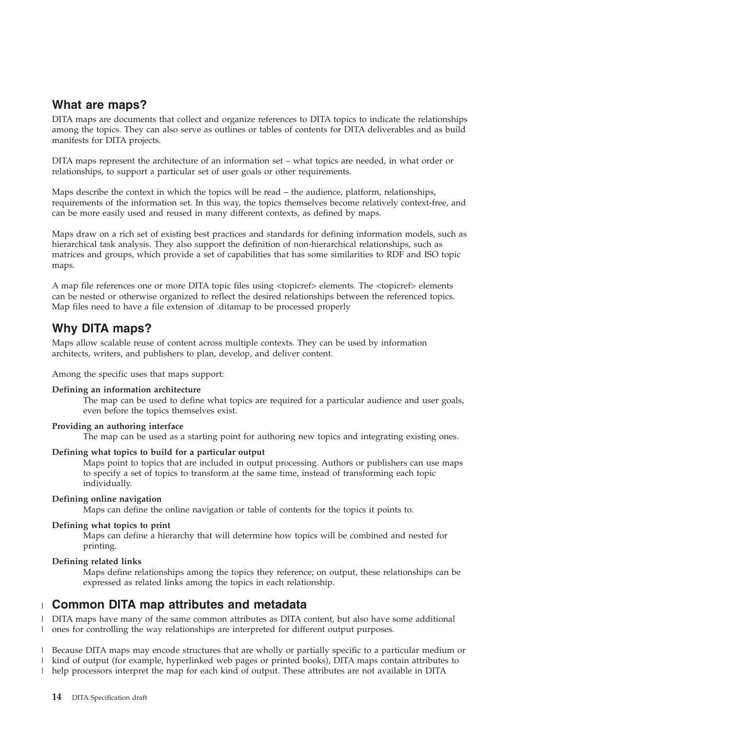## What are maps?

DITA maps are documents that collect and organize references to DITA topics to indicate the relationships among the topics. They can also serve as outlines or tables of contents for DITA deliverables and as build manifests for DITA projects.

DITA maps represent the architecture of an information set – what topics are needed, in what order or relationships, to support a particular set of user goals or other requirements.

Maps describe the context in which the topics will be read – the audience, platform, relationships, requirements of the information set. In this way, the topics themselves become relatively context-free, and can be more easily used and reused in many different contexts, as defined by maps.

Maps draw on a rich set of existing best practices and standards for defining information models, such as hierarchical task analysis. They also support the definition of non-hierarchical relationships, such as matrices and groups, which provide a set of capabilities that has some similarities to RDF and ISO topic maps.

A map file references one or more DITA topic files using <topicref> elements. The <topicref> elements can be nested or otherwise organized to reflect the desired relationships between the referenced topics. Map files need to have a file extension of .ditamap to be processed properly

## Why DITA maps?

Maps allow scalable reuse of content across multiple contexts. They can be used by information architects, writers, and publishers to plan, develop, and deliver content.

Among the specific uses that maps support:

**Defining an information architecture**
: The map can be used to define what topics are required for a particular audience and user goals, even before the topics themselves exist.

**Providing an authoring interface**
: The map can be used as a starting point for authoring new topics and integrating existing ones.

**Defining what topics to build for a particular output**
: Maps point to topics that are included in output processing. Authors or publishers can use maps to specify a set of topics to transform at the same time, instead of transforming each topic individually.

**Defining online navigation**
: Maps can define the online navigation or table of contents for the topics it points to.

**Defining what topics to print**
: Maps can define a hierarchy that will determine how topics will be combined and nested for printing.

**Defining related links**
: Maps define relationships among the topics they reference; on output, these relationships can be expressed as related links among the topics in each relationship.

## Common DITA map attributes and metadata

DITA maps have many of the same common attributes as DITA content, but also have some additional ones for controlling the way relationships are interpreted for different output purposes.

Because DITA maps may encode structures that are wholly or partially specific to a particular medium or kind of output (for example, hyperlinked web pages or printed books), DITA maps contain attributes to help processors interpret the map for each kind of output. These attributes are not available in DITA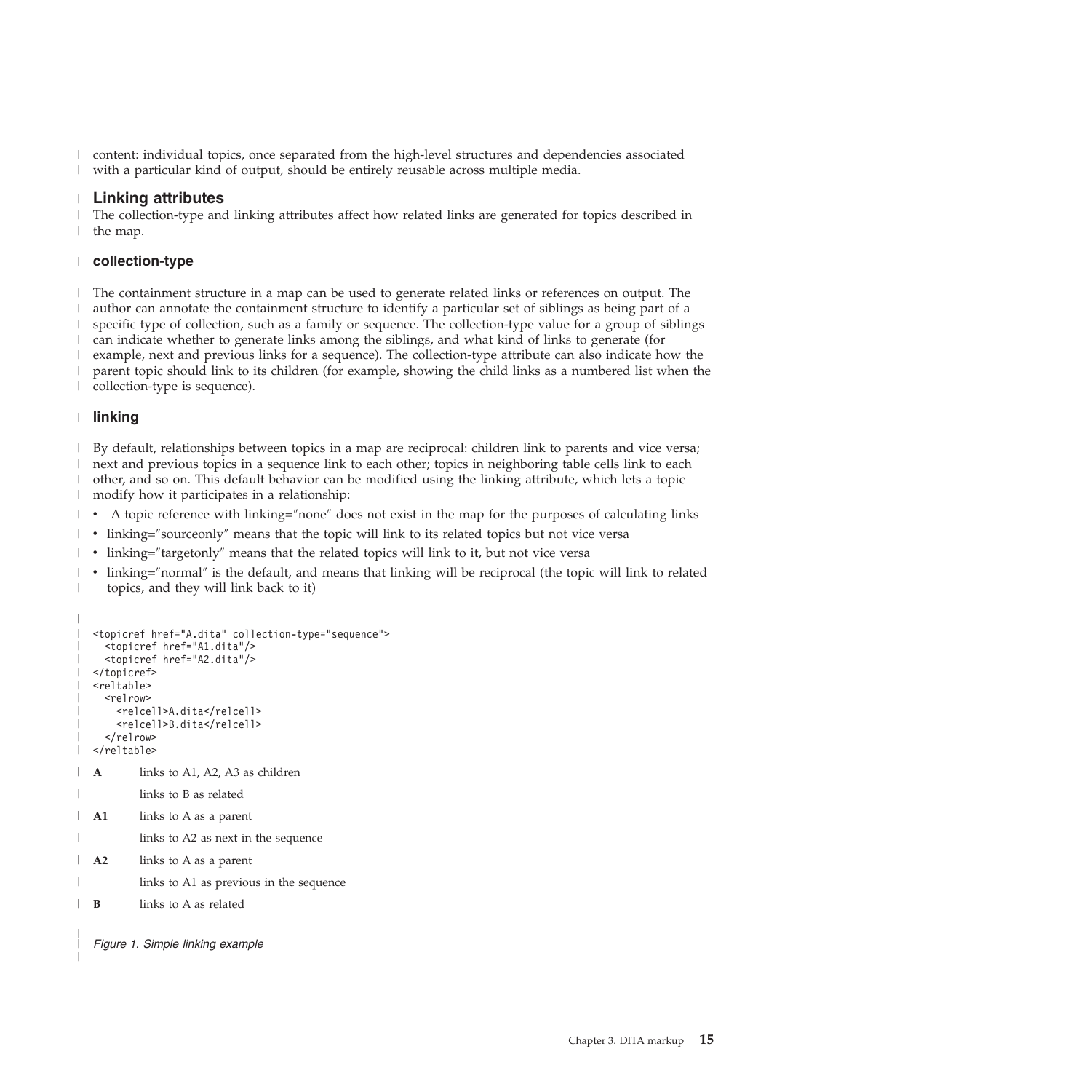content: individual topics, once separated from the high-level structures and dependencies associated with a particular kind of output, should be entirely reusable across multiple media.

## Linking attributes

The collection-type and linking attributes affect how related links are generated for topics described in the map.

### collection-type

The containment structure in a map can be used to generate related links or references on output. The author can annotate the containment structure to identify a particular set of siblings as being part of a specific type of collection, such as a family or sequence. The collection-type value for a group of siblings can indicate whether to generate links among the siblings, and what kind of links to generate (for example, next and previous links for a sequence). The collection-type attribute can also indicate how the parent topic should link to its children (for example, showing the child links as a numbered list when the collection-type is sequence).

### linking

By default, relationships between topics in a map are reciprocal: children link to parents and vice versa; next and previous topics in a sequence link to each other; topics in neighboring table cells link to each other, and so on. This default behavior can be modified using the linking attribute, which lets a topic modify how it participates in a relationship:

- A topic reference with linking="none" does not exist in the map for the purposes of calculating links
- linking="sourceonly" means that the topic will link to its related topics but not vice versa
- linking="targetonly" means that the related topics will link to it, but not vice versa
- linking="normal" is the default, and means that linking will be reciprocal (the topic will link to related topics, and they will link back to it)

```
<topicref href="A.dita" collection-type="sequence">
  <topicref href="A1.dita"/>
  <topicref href="A2.dita"/>
</topicref>
<reltable>
  <relrow>
    <relcell>A.dita</relcell>
    <relcell>B.dita</relcell>
  </relrow>
</reltable>
```

**A**
links to A1, A2, A3 as children

links to B as related

**A1**
links to A as a parent

links to A2 as next in the sequence

**A2**
links to A as a parent

links to A1 as previous in the sequence

**B**
links to A as related

*Figure 1. Simple linking example*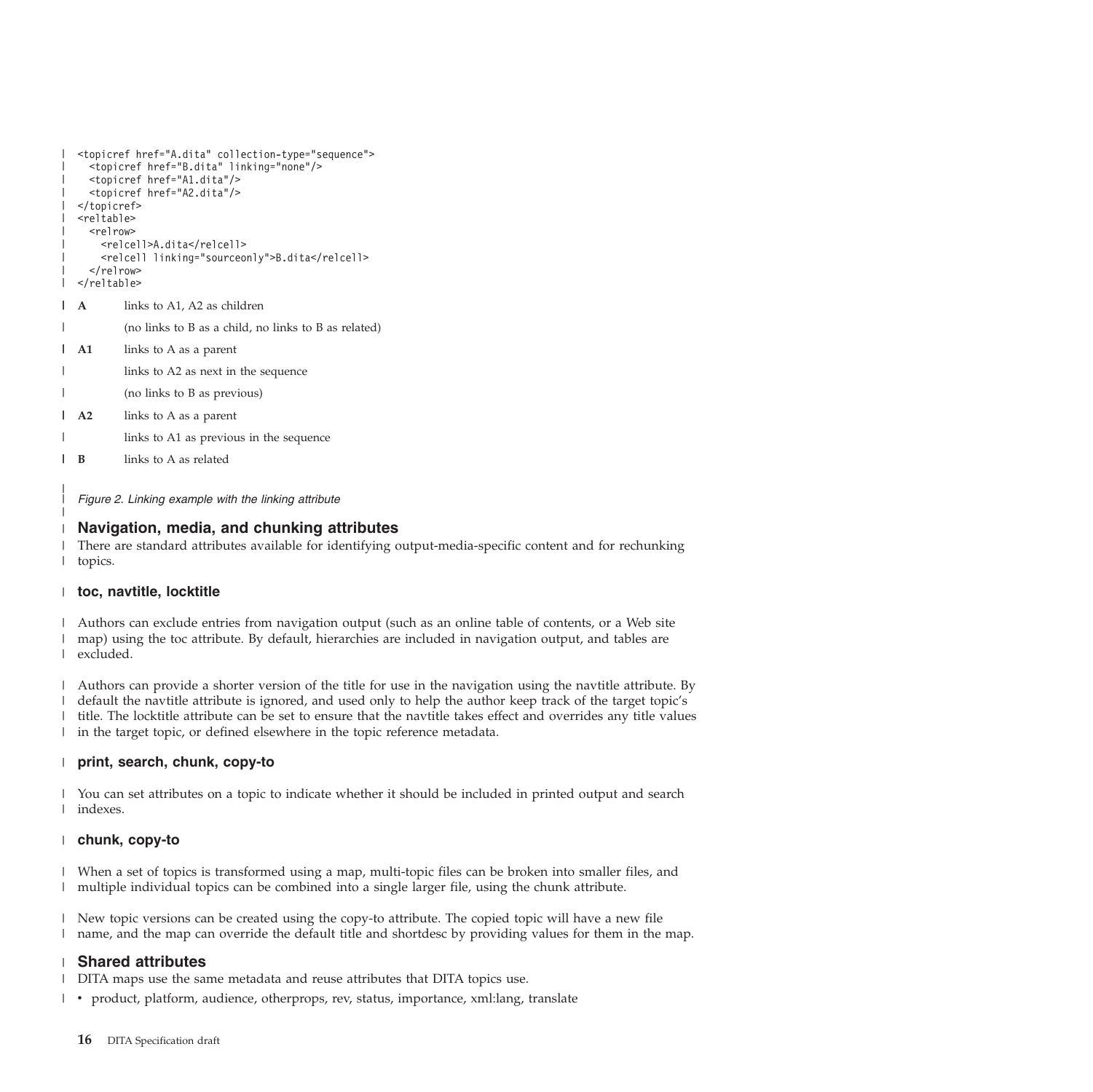```
<topicref href="A.dita" collection-type="sequence">
  <topicref href="B.dita" linking="none"/>
  <topicref href="A1.dita"/>
  <topicref href="A2.dita"/>
</topicref>
<reltable>
  <relrow>
    <relcell>A.dita</relcell>
    <relcell linking="sourceonly">B.dita</relcell>
  </relrow>
</reltable>
```

**A**
: links to A1, A2 as children
: (no links to B as a child, no links to B as related)

**A1**
: links to A as a parent
: links to A2 as next in the sequence
: (no links to B as previous)

**A2**
: links to A as a parent
: links to A1 as previous in the sequence

**B**
: links to A as related

*Figure 2. Linking example with the linking attribute*

## Navigation, media, and chunking attributes

There are standard attributes available for identifying output-media-specific content and for rechunking topics.

### toc, navtitle, locktitle

Authors can exclude entries from navigation output (such as an online table of contents, or a Web site map) using the toc attribute. By default, hierarchies are included in navigation output, and tables are excluded.

Authors can provide a shorter version of the title for use in the navigation using the navtitle attribute. By default the navtitle attribute is ignored, and used only to help the author keep track of the target topic's title. The locktitle attribute can be set to ensure that the navtitle takes effect and overrides any title values in the target topic, or defined elsewhere in the topic reference metadata.

### print, search, chunk, copy-to

You can set attributes on a topic to indicate whether it should be included in printed output and search indexes.

### chunk, copy-to

When a set of topics is transformed using a map, multi-topic files can be broken into smaller files, and multiple individual topics can be combined into a single larger file, using the chunk attribute.

New topic versions can be created using the copy-to attribute. The copied topic will have a new file name, and the map can override the default title and shortdesc by providing values for them in the map.

## Shared attributes

DITA maps use the same metadata and reuse attributes that DITA topics use.

- product, platform, audience, otherprops, rev, status, importance, xml:lang, translate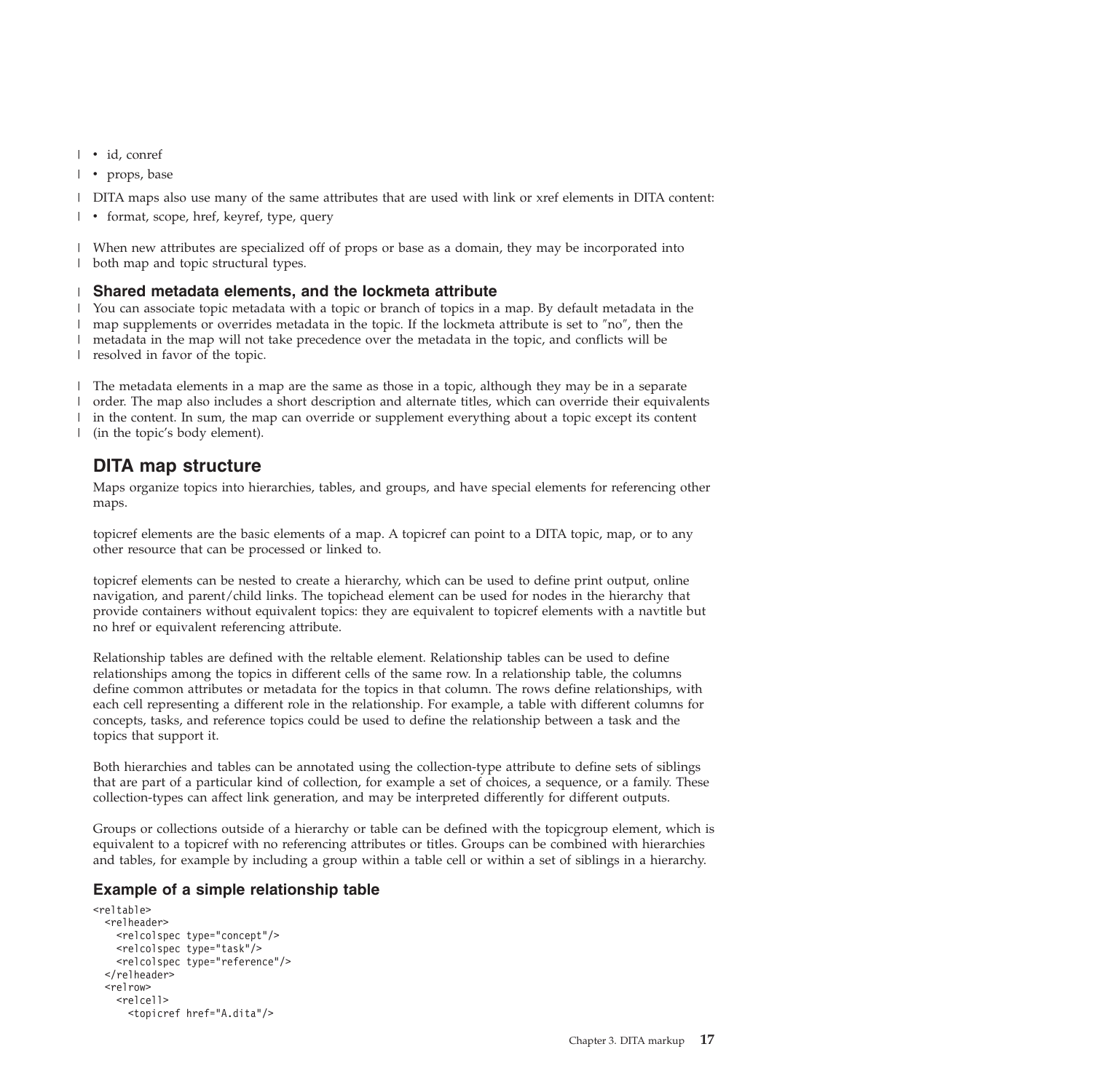- id, conref
- props, base

DITA maps also use many of the same attributes that are used with link or xref elements in DITA content:

- format, scope, href, keyref, type, query

When new attributes are specialized off of props or base as a domain, they may be incorporated into both map and topic structural types.

### Shared metadata elements, and the lockmeta attribute

You can associate topic metadata with a topic or branch of topics in a map. By default metadata in the map supplements or overrides metadata in the topic. If the lockmeta attribute is set to "no", then the metadata in the map will not take precedence over the metadata in the topic, and conflicts will be resolved in favor of the topic.

The metadata elements in a map are the same as those in a topic, although they may be in a separate order. The map also includes a short description and alternate titles, which can override their equivalents in the content. In sum, the map can override or supplement everything about a topic except its content (in the topic's body element).

## DITA map structure

Maps organize topics into hierarchies, tables, and groups, and have special elements for referencing other maps.

topicref elements are the basic elements of a map. A topicref can point to a DITA topic, map, or to any other resource that can be processed or linked to.

topicref elements can be nested to create a hierarchy, which can be used to define print output, online navigation, and parent/child links. The topichead element can be used for nodes in the hierarchy that provide containers without equivalent topics: they are equivalent to topicref elements with a navtitle but no href or equivalent referencing attribute.

Relationship tables are defined with the reltable element. Relationship tables can be used to define relationships among the topics in different cells of the same row. In a relationship table, the columns define common attributes or metadata for the topics in that column. The rows define relationships, with each cell representing a different role in the relationship. For example, a table with different columns for concepts, tasks, and reference topics could be used to define the relationship between a task and the topics that support it.

Both hierarchies and tables can be annotated using the collection-type attribute to define sets of siblings that are part of a particular kind of collection, for example a set of choices, a sequence, or a family. These collection-types can affect link generation, and may be interpreted differently for different outputs.

Groups or collections outside of a hierarchy or table can be defined with the topicgroup element, which is equivalent to a topicref with no referencing attributes or titles. Groups can be combined with hierarchies and tables, for example by including a group within a table cell or within a set of siblings in a hierarchy.

### Example of a simple relationship table

```
<reltable>
  <relheader>
    <relcolspec type="concept"/>
    <relcolspec type="task"/>
    <relcolspec type="reference"/>
  </relheader>
  <relrow>
    <relcell>
      <topicref href="A.dita"/>
```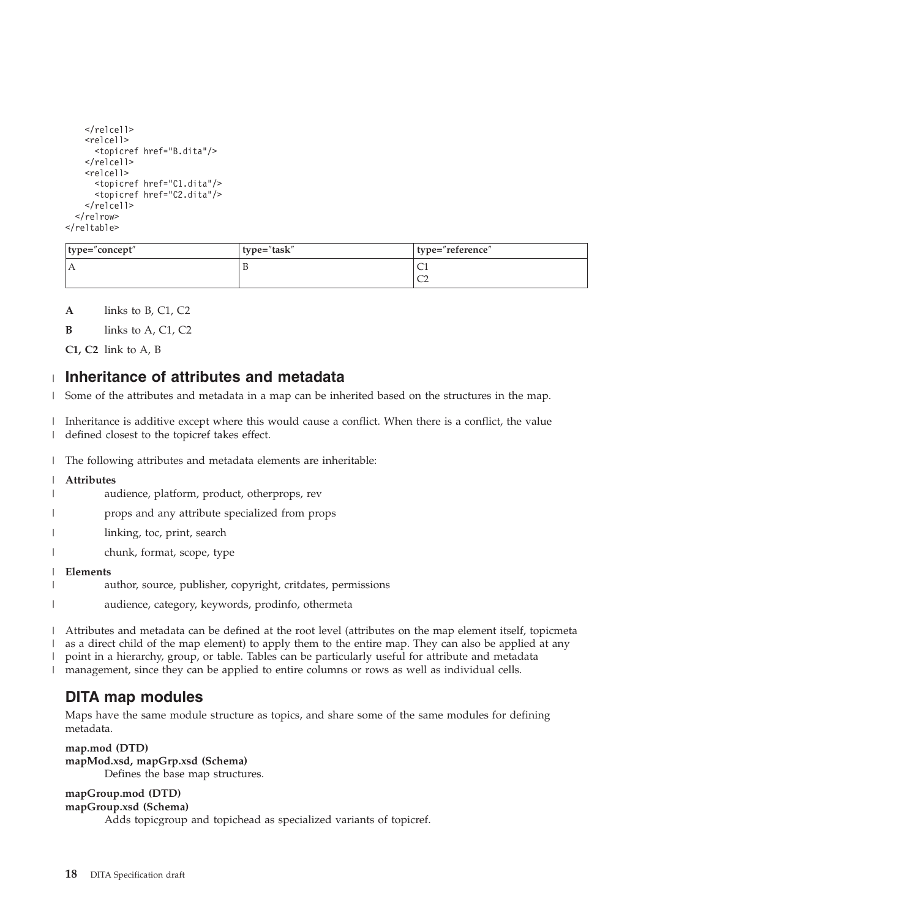```
    </relcell>
    <relcell>
      <topicref href="B.dita"/>
    </relcell>
    <relcell>
      <topicref href="C1.dita"/>
      <topicref href="C2.dita"/>
    </relcell>
  </relrow>
</reltable>
```

| type="concept" | type="task" | type="reference" |
|---|---|---|
| A | B | C1<br>C2 |

**A** links to B, C1, C2

**B** links to A, C1, C2

**C1, C2** link to A, B

## Inheritance of attributes and metadata

Some of the attributes and metadata in a map can be inherited based on the structures in the map.

Inheritance is additive except where this would cause a conflict. When there is a conflict, the value defined closest to the topicref takes effect.

The following attributes and metadata elements are inheritable:

**Attributes**

audience, platform, product, otherprops, rev

props and any attribute specialized from props

linking, toc, print, search

chunk, format, scope, type

**Elements**

author, source, publisher, copyright, critdates, permissions

audience, category, keywords, prodinfo, othermeta

Attributes and metadata can be defined at the root level (attributes on the map element itself, topicmeta as a direct child of the map element) to apply them to the entire map. They can also be applied at any point in a hierarchy, group, or table. Tables can be particularly useful for attribute and metadata management, since they can be applied to entire columns or rows as well as individual cells.

## DITA map modules

Maps have the same module structure as topics, and share some of the same modules for defining metadata.

**map.mod (DTD)**
**mapMod.xsd, mapGrp.xsd (Schema)**
Defines the base map structures.

**mapGroup.mod (DTD)**
**mapGroup.xsd (Schema)**
Adds topicgroup and topichead as specialized variants of topicref.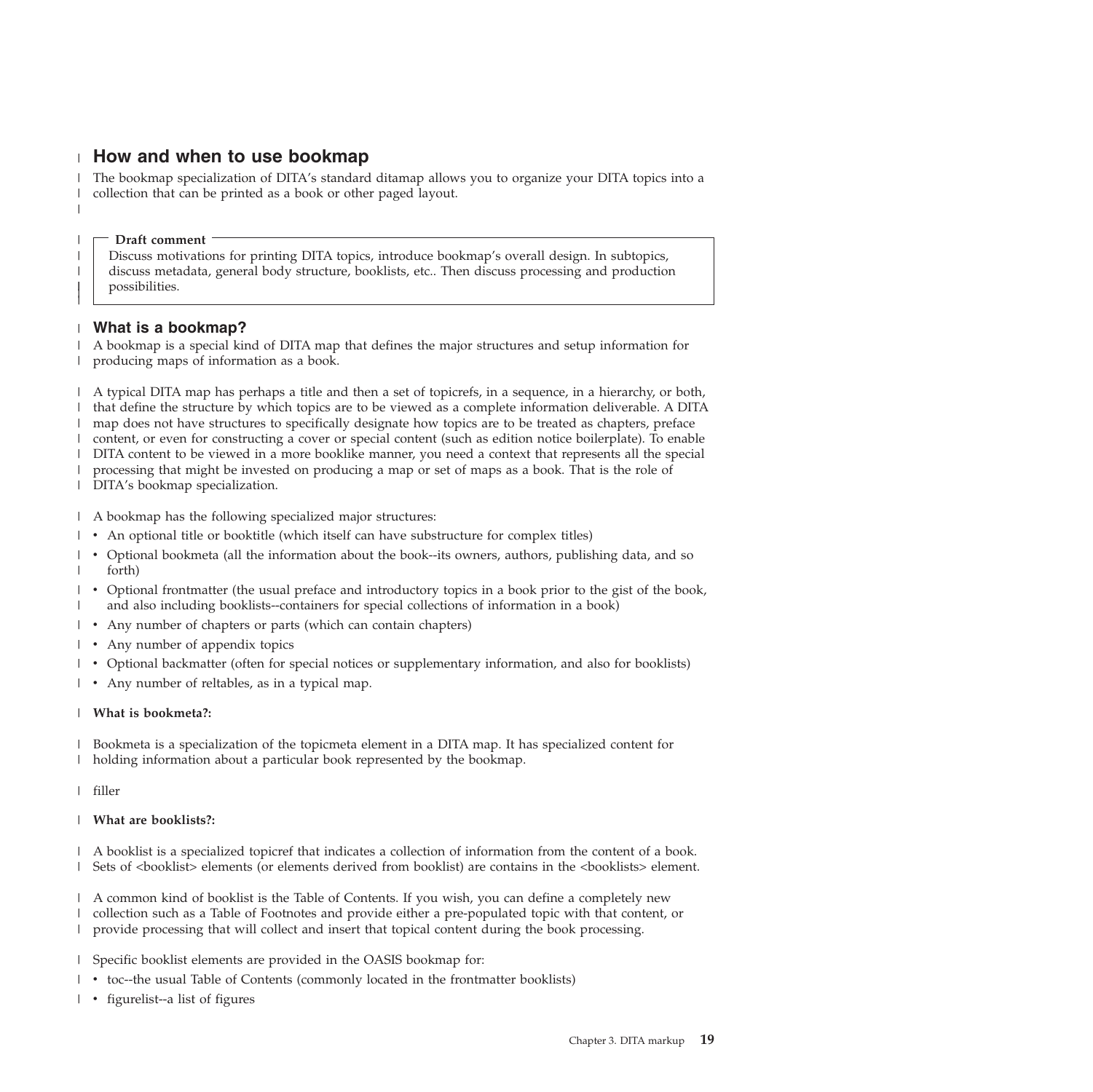## How and when to use bookmap

The bookmap specialization of DITA's standard ditamap allows you to organize your DITA topics into a collection that can be printed as a book or other paged layout.

> **Draft comment**
>
> Discuss motivations for printing DITA topics, introduce bookmap's overall design. In subtopics, discuss metadata, general body structure, booklists, etc.. Then discuss processing and production possibilities.

### What is a bookmap?

A bookmap is a special kind of DITA map that defines the major structures and setup information for producing maps of information as a book.

A typical DITA map has perhaps a title and then a set of topicrefs, in a sequence, in a hierarchy, or both, that define the structure by which topics are to be viewed as a complete information deliverable. A DITA map does not have structures to specifically designate how topics are to be treated as chapters, preface content, or even for constructing a cover or special content (such as edition notice boilerplate). To enable DITA content to be viewed in a more booklike manner, you need a context that represents all the special processing that might be invested on producing a map or set of maps as a book. That is the role of DITA's bookmap specialization.

A bookmap has the following specialized major structures:

- An optional title or booktitle (which itself can have substructure for complex titles)
- Optional bookmeta (all the information about the book--its owners, authors, publishing data, and so forth)
- Optional frontmatter (the usual preface and introductory topics in a book prior to the gist of the book, and also including booklists--containers for special collections of information in a book)
- Any number of chapters or parts (which can contain chapters)
- Any number of appendix topics
- Optional backmatter (often for special notices or supplementary information, and also for booklists)
- Any number of reltables, as in a typical map.

**What is bookmeta?:**

Bookmeta is a specialization of the topicmeta element in a DITA map. It has specialized content for holding information about a particular book represented by the bookmap.

filler

**What are booklists?:**

A booklist is a specialized topicref that indicates a collection of information from the content of a book. Sets of <booklist> elements (or elements derived from booklist) are contains in the <booklists> element.

A common kind of booklist is the Table of Contents. If you wish, you can define a completely new collection such as a Table of Footnotes and provide either a pre-populated topic with that content, or provide processing that will collect and insert that topical content during the book processing.

Specific booklist elements are provided in the OASIS bookmap for:

- toc--the usual Table of Contents (commonly located in the frontmatter booklists)
- figurelist--a list of figures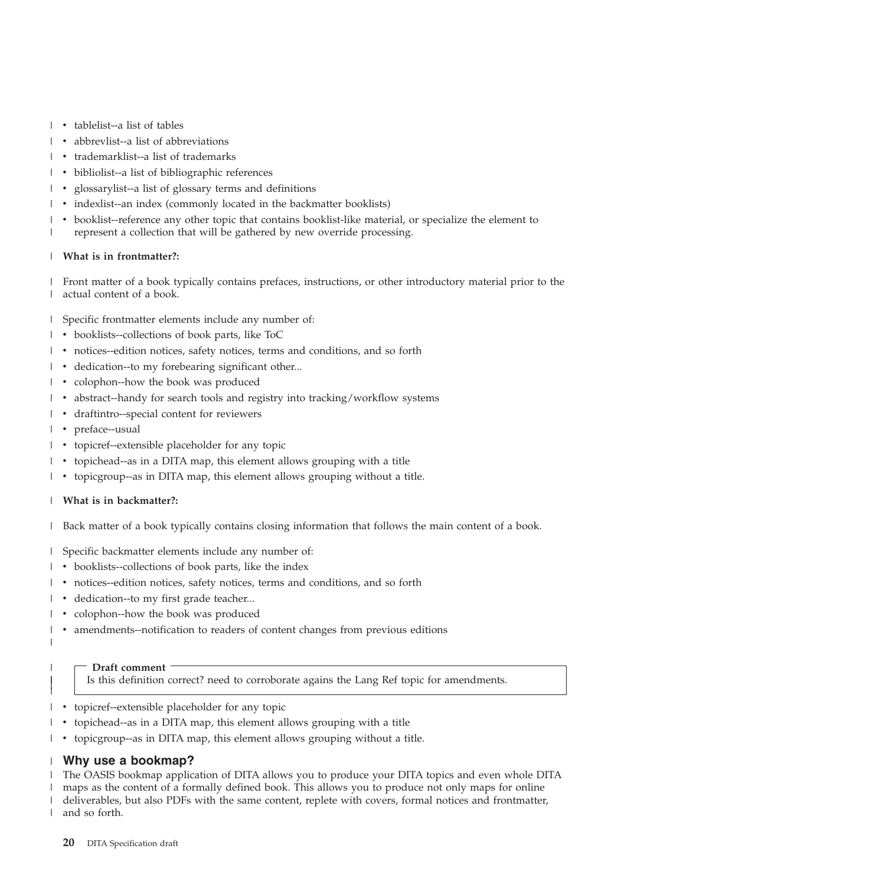- tablelist--a list of tables
- abbrevlist--a list of abbreviations
- trademarklist--a list of trademarks
- bibliolist--a list of bibliographic references
- glossarylist--a list of glossary terms and definitions
- indexlist--an index (commonly located in the backmatter booklists)
- booklist--reference any other topic that contains booklist-like material, or specialize the element to represent a collection that will be gathered by new override processing.

**What is in frontmatter?:**

Front matter of a book typically contains prefaces, instructions, or other introductory material prior to the actual content of a book.

Specific frontmatter elements include any number of:

- booklists--collections of book parts, like ToC
- notices--edition notices, safety notices, terms and conditions, and so forth
- dedication--to my forebearing significant other...
- colophon--how the book was produced
- abstract--handy for search tools and registry into tracking/workflow systems
- draftintro--special content for reviewers
- preface--usual
- topicref--extensible placeholder for any topic
- topichead--as in a DITA map, this element allows grouping with a title
- topicgroup--as in DITA map, this element allows grouping without a title.

**What is in backmatter?:**

Back matter of a book typically contains closing information that follows the main content of a book.

Specific backmatter elements include any number of:

- booklists--collections of book parts, like the index
- notices--edition notices, safety notices, terms and conditions, and so forth
- dedication--to my first grade teacher...
- colophon--how the book was produced
- amendments--notification to readers of content changes from previous editions

> **Draft comment**
> Is this definition correct? need to corroborate agains the Lang Ref topic for amendments.

- topicref--extensible placeholder for any topic
- topichead--as in a DITA map, this element allows grouping with a title
- topicgroup--as in DITA map, this element allows grouping without a title.

## Why use a bookmap?

The OASIS bookmap application of DITA allows you to produce your DITA topics and even whole DITA maps as the content of a formally defined book. This allows you to produce not only maps for online deliverables, but also PDFs with the same content, replete with covers, formal notices and frontmatter, and so forth.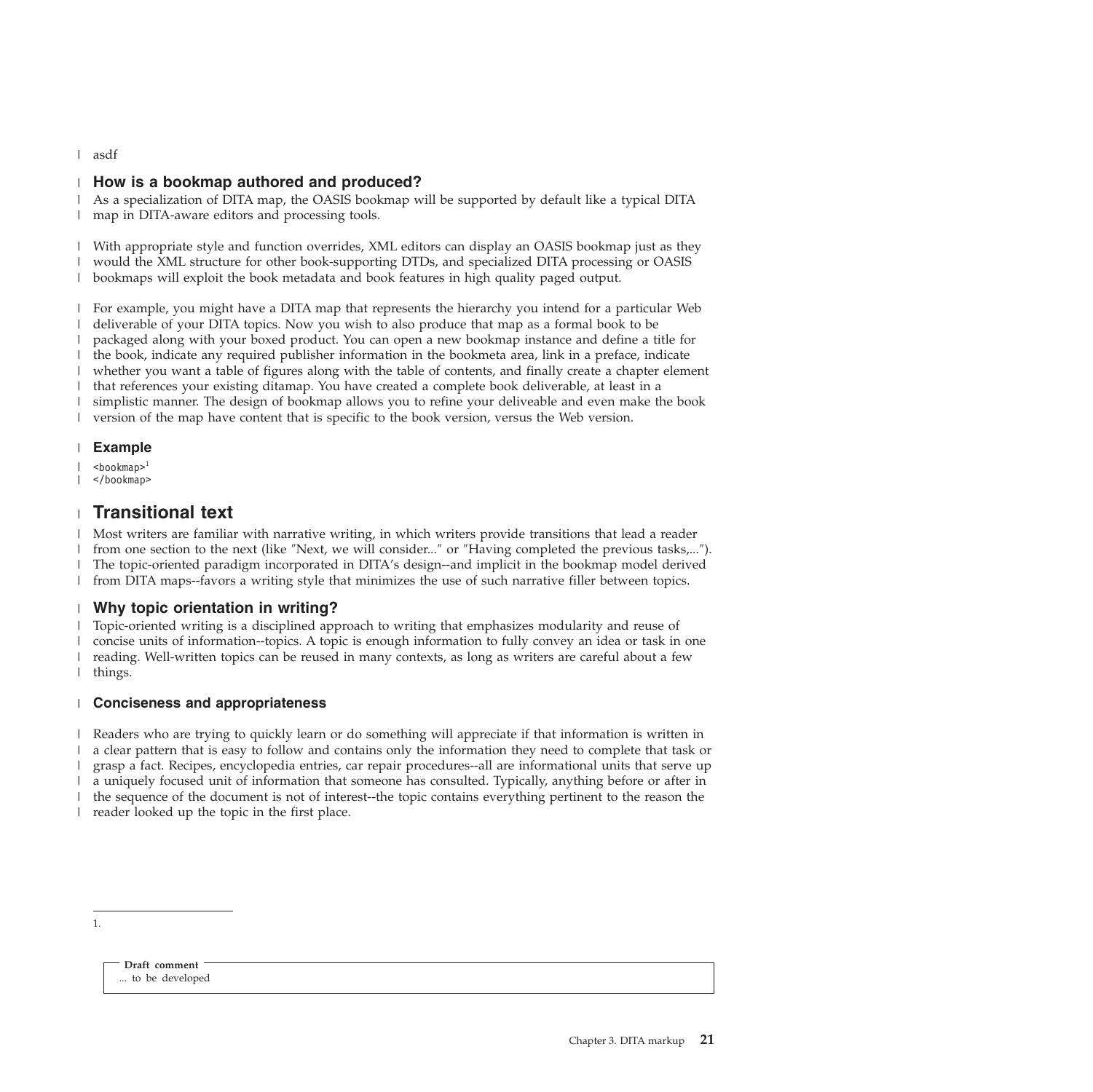asdf

### How is a bookmap authored and produced?

As a specialization of DITA map, the OASIS bookmap will be supported by default like a typical DITA map in DITA-aware editors and processing tools.

With appropriate style and function overrides, XML editors can display an OASIS bookmap just as they would the XML structure for other book-supporting DTDs, and specialized DITA processing or OASIS bookmaps will exploit the book metadata and book features in high quality paged output.

For example, you might have a DITA map that represents the hierarchy you intend for a particular Web deliverable of your DITA topics. Now you wish to also produce that map as a formal book to be packaged along with your boxed product. You can open a new bookmap instance and define a title for the book, indicate any required publisher information in the bookmeta area, link in a preface, indicate whether you want a table of figures along with the table of contents, and finally create a chapter element that references your existing ditamap. You have created a complete book deliverable, at least in a simplistic manner. The design of bookmap allows you to refine your deliveable and even make the book version of the map have content that is specific to the book version, versus the Web version.

### Example

```
<bookmap>[1]
</bookmap>
```

## Transitional text

Most writers are familiar with narrative writing, in which writers provide transitions that lead a reader from one section to the next (like ″Next, we will consider...″ or ″Having completed the previous tasks,...″). The topic-oriented paradigm incorporated in DITA's design--and implicit in the bookmap model derived from DITA maps--favors a writing style that minimizes the use of such narrative filler between topics.

### Why topic orientation in writing?

Topic-oriented writing is a disciplined approach to writing that emphasizes modularity and reuse of concise units of information--topics. A topic is enough information to fully convey an idea or task in one reading. Well-written topics can be reused in many contexts, as long as writers are careful about a few things.

#### Conciseness and appropriateness

Readers who are trying to quickly learn or do something will appreciate if that information is written in a clear pattern that is easy to follow and contains only the information they need to complete that task or grasp a fact. Recipes, encyclopedia entries, car repair procedures--all are informational units that serve up a uniquely focused unit of information that someone has consulted. Typically, anything before or after in the sequence of the document is not of interest--the topic contains everything pertinent to the reason the reader looked up the topic in the first place.

---

1.

**Draft comment**
... to be developed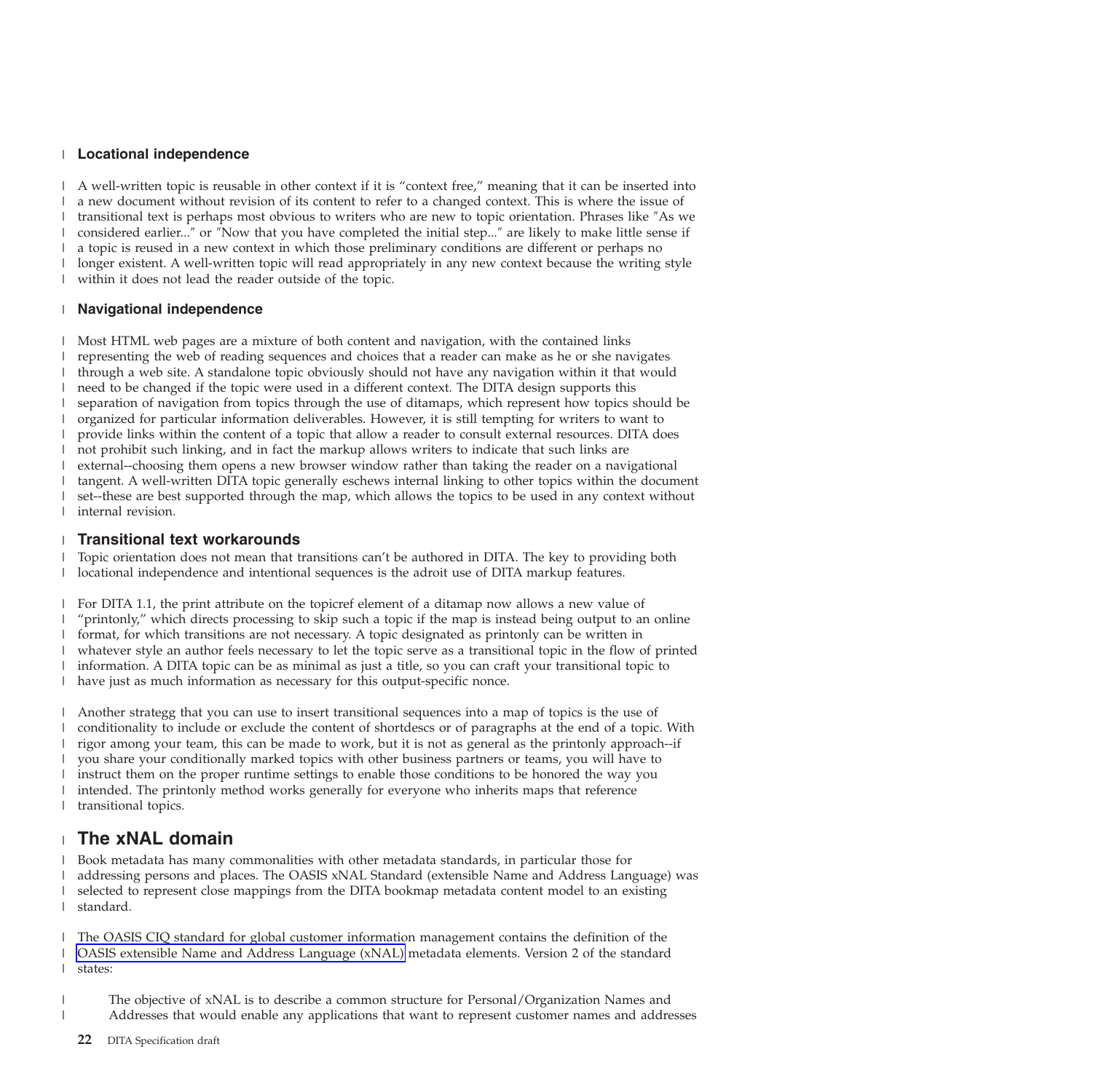### Locational independence

A well-written topic is reusable in other context if it is “context free,” meaning that it can be inserted into a new document without revision of its content to refer to a changed context. This is where the issue of transitional text is perhaps most obvious to writers who are new to topic orientation. Phrases like "As we considered earlier..." or "Now that you have completed the initial step..." are likely to make little sense if a topic is reused in a new context in which those preliminary conditions are different or perhaps no longer existent. A well-written topic will read appropriately in any new context because the writing style within it does not lead the reader outside of the topic.

### Navigational independence

Most HTML web pages are a mixture of both content and navigation, with the contained links representing the web of reading sequences and choices that a reader can make as he or she navigates through a web site. A standalone topic obviously should not have any navigation within it that would need to be changed if the topic were used in a different context. The DITA design supports this separation of navigation from topics through the use of ditamaps, which represent how topics should be organized for particular information deliverables. However, it is still tempting for writers to want to provide links within the content of a topic that allow a reader to consult external resources. DITA does not prohibit such linking, and in fact the markup allows writers to indicate that such links are external--choosing them opens a new browser window rather than taking the reader on a navigational tangent. A well-written DITA topic generally eschews internal linking to other topics within the document set--these are best supported through the map, which allows the topics to be used in any context without internal revision.

### Transitional text workarounds

Topic orientation does not mean that transitions can’t be authored in DITA. The key to providing both locational independence and intentional sequences is the adroit use of DITA markup features.

For DITA 1.1, the print attribute on the topicref element of a ditamap now allows a new value of “printonly,” which directs processing to skip such a topic if the map is instead being output to an online format, for which transitions are not necessary. A topic designated as printonly can be written in whatever style an author feels necessary to let the topic serve as a transitional topic in the flow of printed information. A DITA topic can be as minimal as just a title, so you can craft your transitional topic to have just as much information as necessary for this output-specific nonce.

Another strategg that you can use to insert transitional sequences into a map of topics is the use of conditionality to include or exclude the content of shortdescs or of paragraphs at the end of a topic. With rigor among your team, this can be made to work, but it is not as general as the printonly approach--if you share your conditionally marked topics with other business partners or teams, you will have to instruct them on the proper runtime settings to enable those conditions to be honored the way you intended. The printonly method works generally for everyone who inherits maps that reference transitional topics.

## The xNAL domain

Book metadata has many commonalities with other metadata standards, in particular those for addressing persons and places. The OASIS xNAL Standard (extensible Name and Address Language) was selected to represent close mappings from the DITA bookmap metadata content model to an existing standard.

The OASIS CIQ standard for global customer information management contains the definition of the OASIS extensible Name and Address Language (xNAL) metadata elements. Version 2 of the standard states:

> The objective of xNAL is to describe a common structure for Personal/Organization Names and Addresses that would enable any applications that want to represent customer names and addresses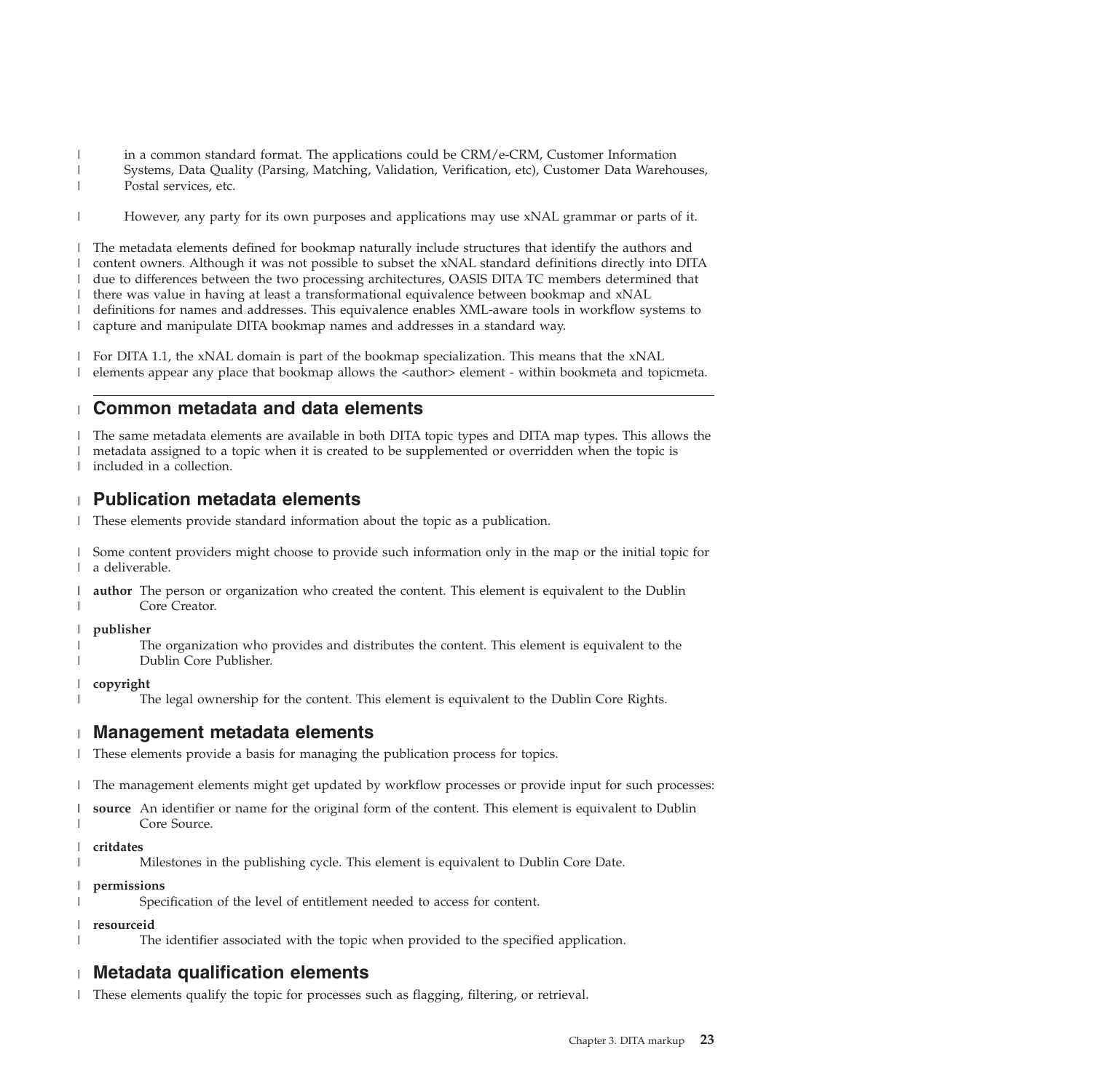in a common standard format. The applications could be CRM/e-CRM, Customer Information Systems, Data Quality (Parsing, Matching, Validation, Verification, etc), Customer Data Warehouses, Postal services, etc.

However, any party for its own purposes and applications may use xNAL grammar or parts of it.

The metadata elements defined for bookmap naturally include structures that identify the authors and content owners. Although it was not possible to subset the xNAL standard definitions directly into DITA due to differences between the two processing architectures, OASIS DITA TC members determined that there was value in having at least a transformational equivalence between bookmap and xNAL definitions for names and addresses. This equivalence enables XML-aware tools in workflow systems to capture and manipulate DITA bookmap names and addresses in a standard way.

For DITA 1.1, the xNAL domain is part of the bookmap specialization. This means that the xNAL elements appear any place that bookmap allows the <author> element - within bookmeta and topicmeta.

## Common metadata and data elements

The same metadata elements are available in both DITA topic types and DITA map types. This allows the metadata assigned to a topic when it is created to be supplemented or overridden when the topic is included in a collection.

### Publication metadata elements

These elements provide standard information about the topic as a publication.

Some content providers might choose to provide such information only in the map or the initial topic for a deliverable.

**author**
: The person or organization who created the content. This element is equivalent to the Dublin Core Creator.

**publisher**
: The organization who provides and distributes the content. This element is equivalent to the Dublin Core Publisher.

**copyright**
: The legal ownership for the content. This element is equivalent to the Dublin Core Rights.

### Management metadata elements

These elements provide a basis for managing the publication process for topics.

The management elements might get updated by workflow processes or provide input for such processes:

**source**
: An identifier or name for the original form of the content. This element is equivalent to Dublin Core Source.

**critdates**
: Milestones in the publishing cycle. This element is equivalent to Dublin Core Date.

**permissions**
: Specification of the level of entitlement needed to access for content.

**resourceid**
: The identifier associated with the topic when provided to the specified application.

### Metadata qualification elements

These elements qualify the topic for processes such as flagging, filtering, or retrieval.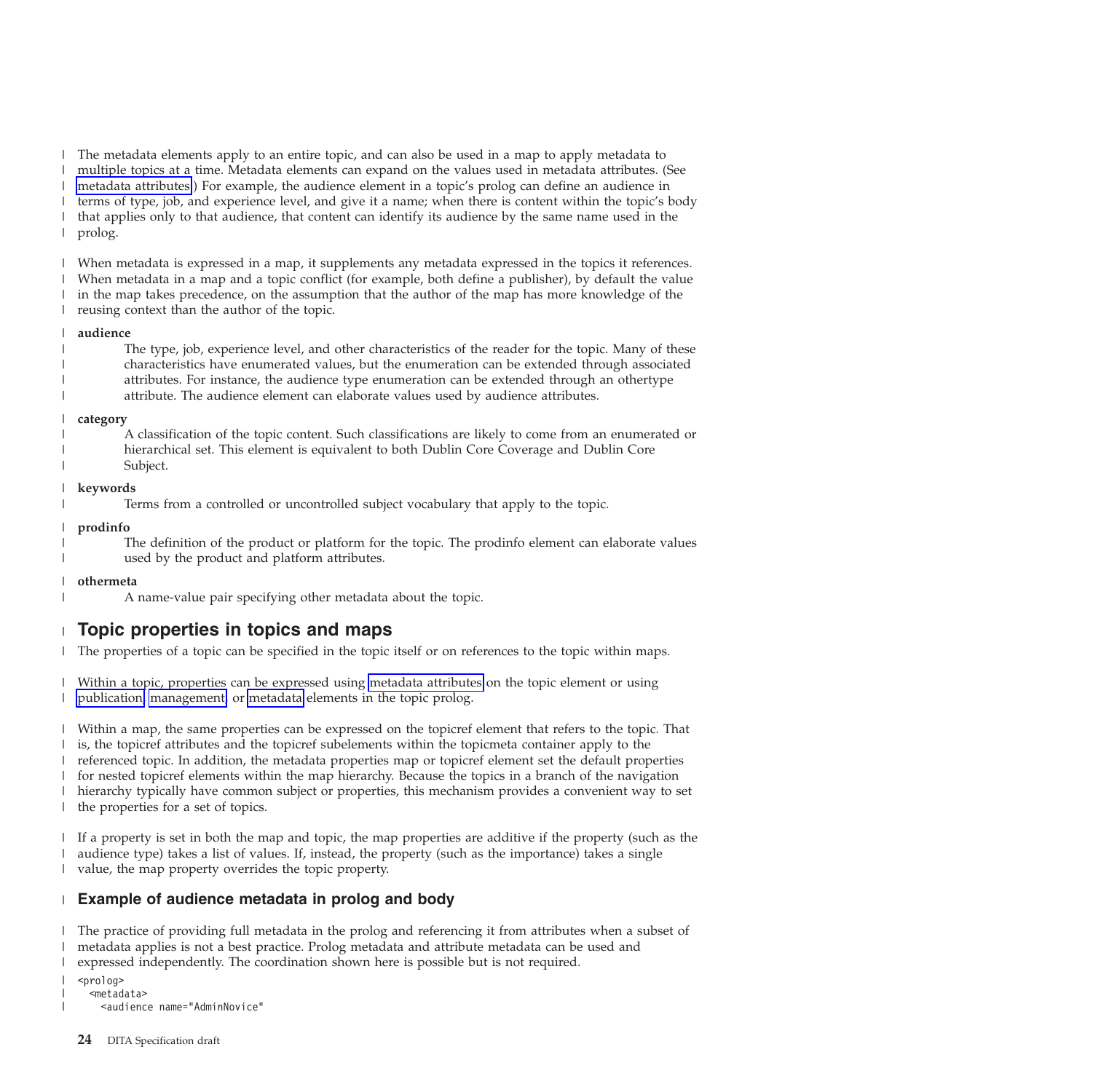The metadata elements apply to an entire topic, and can also be used in a map to apply metadata to multiple topics at a time. Metadata elements can expand on the values used in metadata attributes. (See metadata attributes.) For example, the audience element in a topic's prolog can define an audience in terms of type, job, and experience level, and give it a name; when there is content within the topic's body that applies only to that audience, that content can identify its audience by the same name used in the prolog.

When metadata is expressed in a map, it supplements any metadata expressed in the topics it references. When metadata in a map and a topic conflict (for example, both define a publisher), by default the value in the map takes precedence, on the assumption that the author of the map has more knowledge of the reusing context than the author of the topic.

**audience**
: The type, job, experience level, and other characteristics of the reader for the topic. Many of these characteristics have enumerated values, but the enumeration can be extended through associated attributes. For instance, the audience type enumeration can be extended through an othertype attribute. The audience element can elaborate values used by audience attributes.

**category**
: A classification of the topic content. Such classifications are likely to come from an enumerated or hierarchical set. This element is equivalent to both Dublin Core Coverage and Dublin Core Subject.

**keywords**
: Terms from a controlled or uncontrolled subject vocabulary that apply to the topic.

**prodinfo**
: The definition of the product or platform for the topic. The prodinfo element can elaborate values used by the product and platform attributes.

**othermeta**
: A name-value pair specifying other metadata about the topic.

## Topic properties in topics and maps

The properties of a topic can be specified in the topic itself or on references to the topic within maps.

Within a topic, properties can be expressed using metadata attributes on the topic element or using publication, management, or metadata elements in the topic prolog.

Within a map, the same properties can be expressed on the topicref element that refers to the topic. That is, the topicref attributes and the topicref subelements within the topicmeta container apply to the referenced topic. In addition, the metadata properties map or topicref element set the default properties for nested topicref elements within the map hierarchy. Because the topics in a branch of the navigation hierarchy typically have common subject or properties, this mechanism provides a convenient way to set the properties for a set of topics.

If a property is set in both the map and topic, the map properties are additive if the property (such as the audience type) takes a list of values. If, instead, the property (such as the importance) takes a single value, the map property overrides the topic property.

### Example of audience metadata in prolog and body

The practice of providing full metadata in the prolog and referencing it from attributes when a subset of metadata applies is not a best practice. Prolog metadata and attribute metadata can be used and expressed independently. The coordination shown here is possible but is not required.

```
<prolog>
  <metadata>
    <audience name="AdminNovice"
```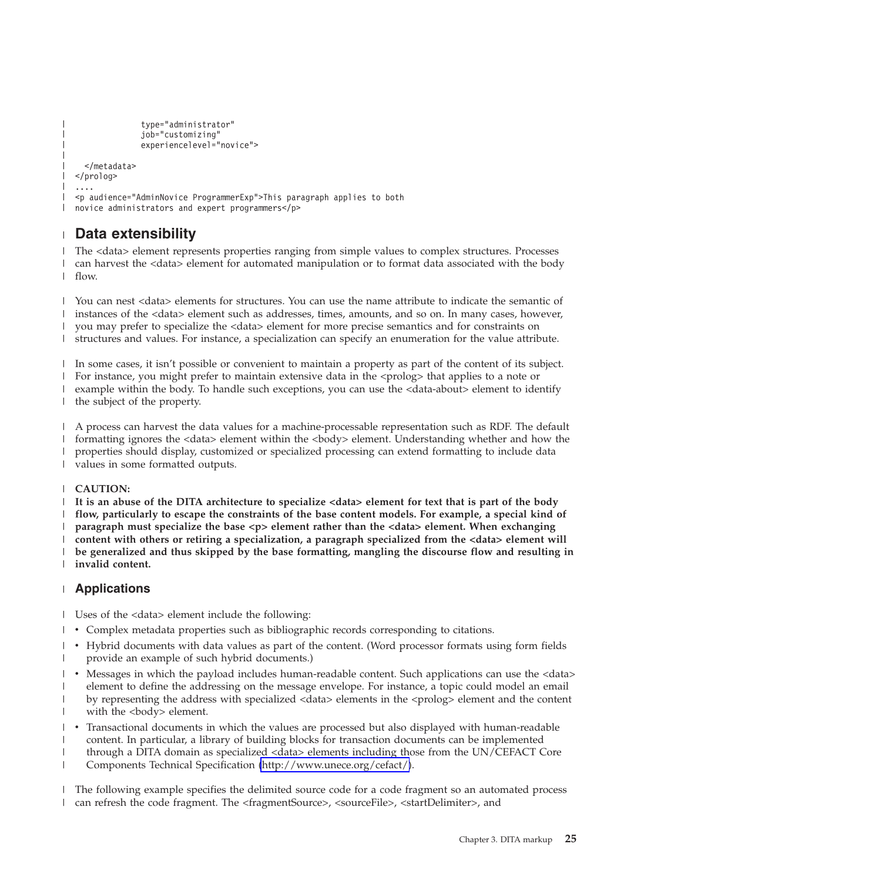```
              type="administrator"
              job="customizing"
              experiencelevel="novice">

  </metadata>
</prolog>
....
<p audience="AdminNovice ProgrammerExp">This paragraph applies to both
novice administrators and expert programmers</p>
```

## Data extensibility

The <data> element represents properties ranging from simple values to complex structures. Processes can harvest the <data> element for automated manipulation or to format data associated with the body flow.

You can nest <data> elements for structures. You can use the name attribute to indicate the semantic of instances of the <data> element such as addresses, times, amounts, and so on. In many cases, however, you may prefer to specialize the <data> element for more precise semantics and for constraints on structures and values. For instance, a specialization can specify an enumeration for the value attribute.

In some cases, it isn't possible or convenient to maintain a property as part of the content of its subject. For instance, you might prefer to maintain extensive data in the <prolog> that applies to a note or example within the body. To handle such exceptions, you can use the <data-about> element to identify the subject of the property.

A process can harvest the data values for a machine-processable representation such as RDF. The default formatting ignores the <data> element within the <body> element. Understanding whether and how the properties should display, customized or specialized processing can extend formatting to include data values in some formatted outputs.

**CAUTION:**
**It is an abuse of the DITA architecture to specialize <data> element for text that is part of the body flow, particularly to escape the constraints of the base content models. For example, a special kind of paragraph must specialize the base <p> element rather than the <data> element. When exchanging content with others or retiring a specialization, a paragraph specialized from the <data> element will be generalized and thus skipped by the base formatting, mangling the discourse flow and resulting in invalid content.**

### Applications

Uses of the <data> element include the following:

- Complex metadata properties such as bibliographic records corresponding to citations.
- Hybrid documents with data values as part of the content. (Word processor formats using form fields provide an example of such hybrid documents.)
- Messages in which the payload includes human-readable content. Such applications can use the <data> element to define the addressing on the message envelope. For instance, a topic could model an email by representing the address with specialized <data> elements in the <prolog> element and the content with the <body> element.
- Transactional documents in which the values are processed but also displayed with human-readable content. In particular, a library of building blocks for transaction documents can be implemented through a DITA domain as specialized <data> elements including those from the UN/CEFACT Core Components Technical Specification (http://www.unece.org/cefact/).

The following example specifies the delimited source code for a code fragment so an automated process can refresh the code fragment. The <fragmentSource>, <sourceFile>, <startDelimiter>, and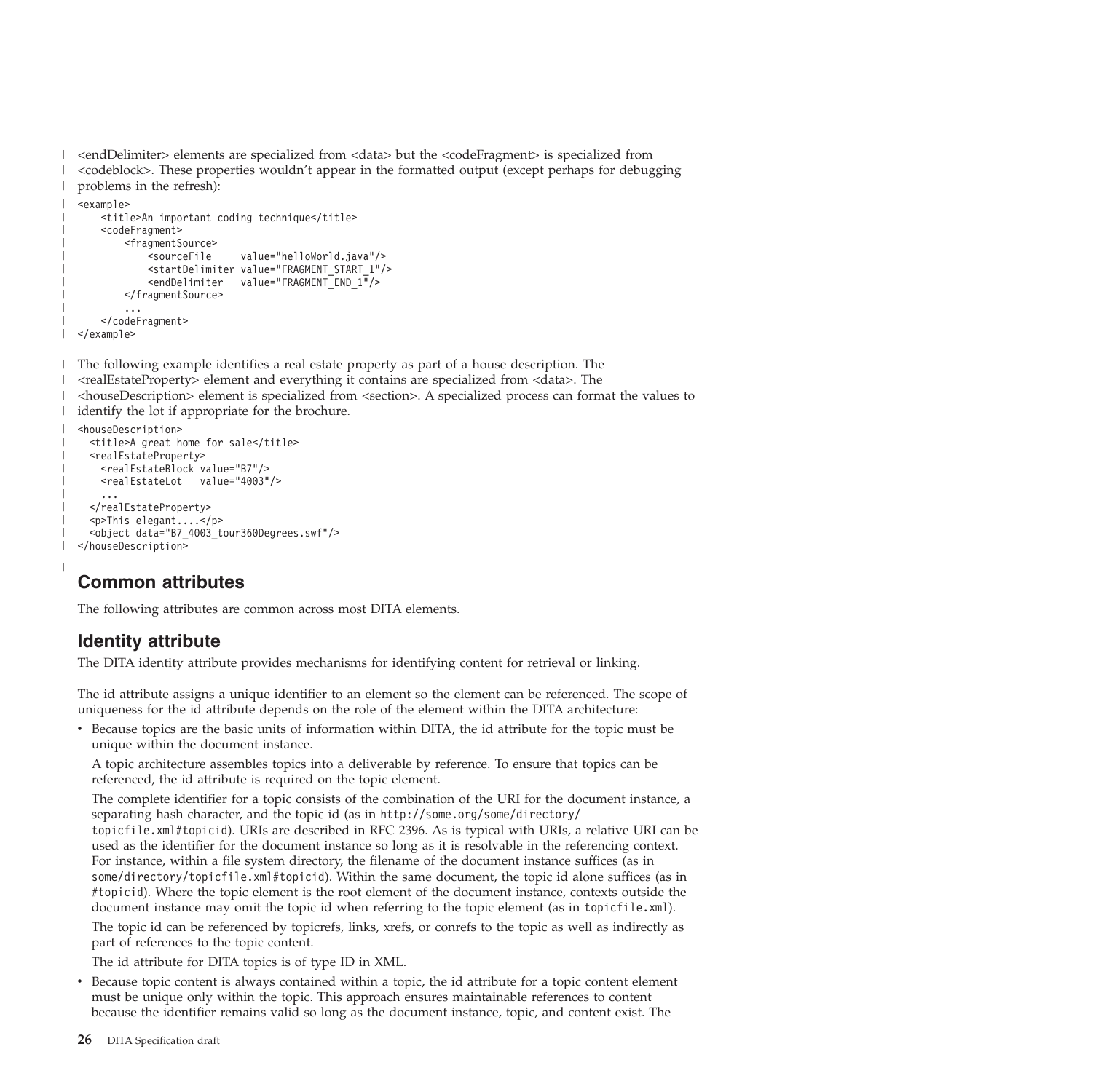<endDelimiter> elements are specialized from <data> but the <codeFragment> is specialized from <codeblock>. These properties wouldn't appear in the formatted output (except perhaps for debugging problems in the refresh):

```
<example>
    <title>An important coding technique</title>
    <codeFragment>
        <fragmentSource>
            <sourceFile     value="helloWorld.java"/>
            <startDelimiter value="FRAGMENT_START_1"/>
            <endDelimiter   value="FRAGMENT_END_1"/>
        </fragmentSource>
        ...
    </codeFragment>
</example>
```

The following example identifies a real estate property as part of a house description. The <realEstateProperty> element and everything it contains are specialized from <data>. The <houseDescription> element is specialized from <section>. A specialized process can format the values to identify the lot if appropriate for the brochure.

```
<houseDescription>
  <title>A great home for sale</title>
  <realEstateProperty>
    <realEstateBlock value="B7"/>
    <realEstateLot   value="4003"/>
    ...
  </realEstateProperty>
  <p>This elegant....</p>
  <object data="B7_4003_tour360Degrees.swf"/>
</houseDescription>
```

## Common attributes

The following attributes are common across most DITA elements.

### Identity attribute

The DITA identity attribute provides mechanisms for identifying content for retrieval or linking.

The id attribute assigns a unique identifier to an element so the element can be referenced. The scope of uniqueness for the id attribute depends on the role of the element within the DITA architecture:

- Because topics are the basic units of information within DITA, the id attribute for the topic must be unique within the document instance.

  A topic architecture assembles topics into a deliverable by reference. To ensure that topics can be referenced, the id attribute is required on the topic element.

  The complete identifier for a topic consists of the combination of the URI for the document instance, a separating hash character, and the topic id (as in `http://some.org/some/directory/topicfile.xml#topicid`). URIs are described in RFC 2396. As is typical with URIs, a relative URI can be used as the identifier for the document instance so long as it is resolvable in the referencing context. For instance, within a file system directory, the filename of the document instance suffices (as in `some/directory/topicfile.xml#topicid`). Within the same document, the topic id alone suffices (as in `#topicid`). Where the topic element is the root element of the document instance, contexts outside the document instance may omit the topic id when referring to the topic element (as in `topicfile.xml`).

  The topic id can be referenced by topicrefs, links, xrefs, or conrefs to the topic as well as indirectly as part of references to the topic content.

  The id attribute for DITA topics is of type ID in XML.

- Because topic content is always contained within a topic, the id attribute for a topic content element must be unique only within the topic. This approach ensures maintainable references to content because the identifier remains valid so long as the document instance, topic, and content exist. The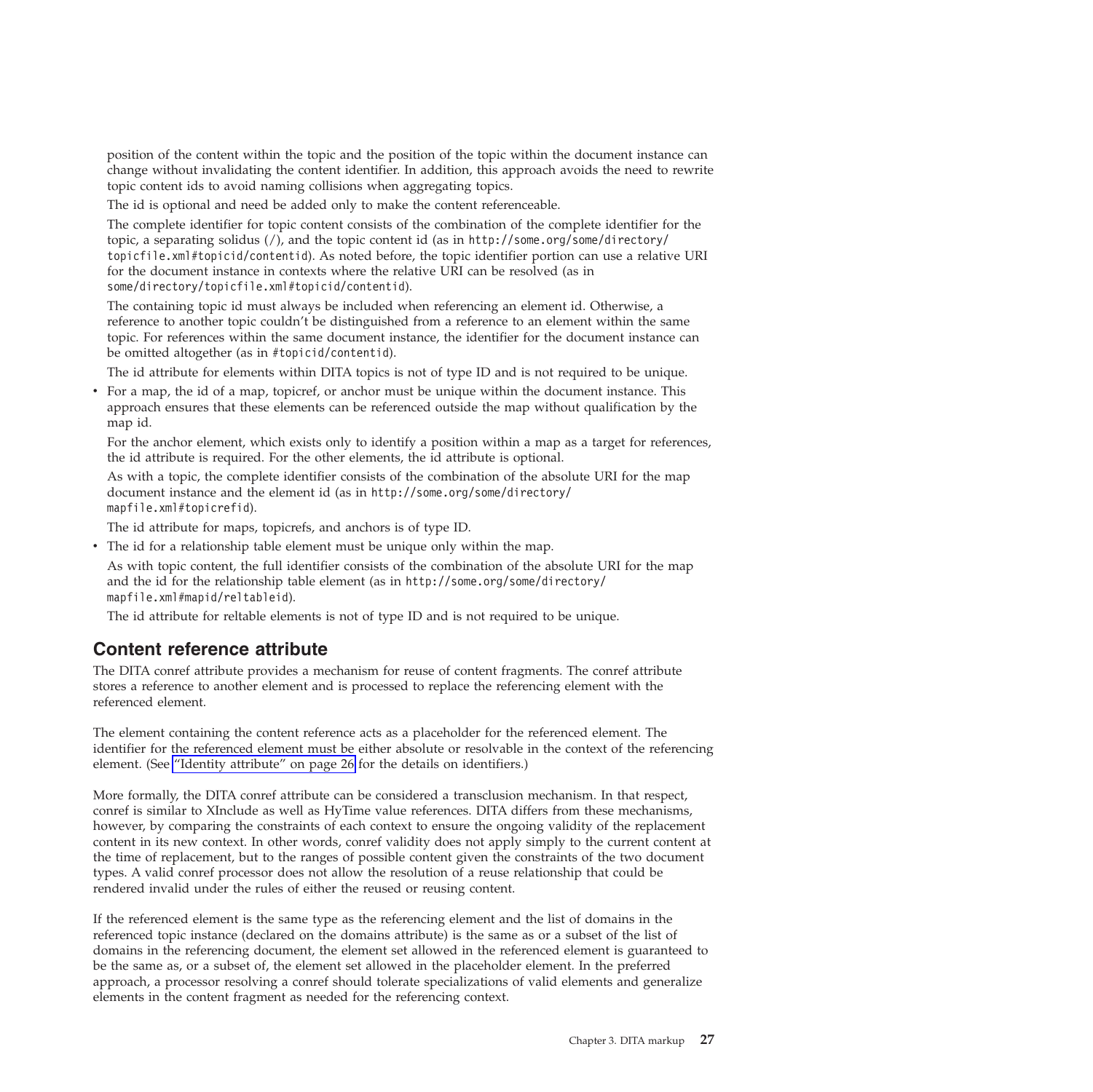position of the content within the topic and the position of the topic within the document instance can change without invalidating the content identifier. In addition, this approach avoids the need to rewrite topic content ids to avoid naming collisions when aggregating topics.

The id is optional and need be added only to make the content referenceable.

The complete identifier for topic content consists of the combination of the complete identifier for the topic, a separating solidus (/), and the topic content id (as in `http://some.org/some/directory/topicfile.xml#topicid/contentid`). As noted before, the topic identifier portion can use a relative URI for the document instance in contexts where the relative URI can be resolved (as in `some/directory/topicfile.xml#topicid/contentid`).

The containing topic id must always be included when referencing an element id. Otherwise, a reference to another topic couldn't be distinguished from a reference to an element within the same topic. For references within the same document instance, the identifier for the document instance can be omitted altogether (as in `#topicid/contentid`).

The id attribute for elements within DITA topics is not of type ID and is not required to be unique.

- For a map, the id of a map, topicref, or anchor must be unique within the document instance. This approach ensures that these elements can be referenced outside the map without qualification by the map id.

  For the anchor element, which exists only to identify a position within a map as a target for references, the id attribute is required. For the other elements, the id attribute is optional.

  As with a topic, the complete identifier consists of the combination of the absolute URI for the map document instance and the element id (as in `http://some.org/some/directory/mapfile.xml#topicrefid`).

  The id attribute for maps, topicrefs, and anchors is of type ID.

- The id for a relationship table element must be unique only within the map.

  As with topic content, the full identifier consists of the combination of the absolute URI for the map and the id for the relationship table element (as in `http://some.org/some/directory/mapfile.xml#mapid/reltableid`).

  The id attribute for reltable elements is not of type ID and is not required to be unique.

## Content reference attribute

The DITA conref attribute provides a mechanism for reuse of content fragments. The conref attribute stores a reference to another element and is processed to replace the referencing element with the referenced element.

The element containing the content reference acts as a placeholder for the referenced element. The identifier for the referenced element must be either absolute or resolvable in the context of the referencing element. (See "Identity attribute" on page 26 for the details on identifiers.)

More formally, the DITA conref attribute can be considered a transclusion mechanism. In that respect, conref is similar to XInclude as well as HyTime value references. DITA differs from these mechanisms, however, by comparing the constraints of each context to ensure the ongoing validity of the replacement content in its new context. In other words, conref validity does not apply simply to the current content at the time of replacement, but to the ranges of possible content given the constraints of the two document types. A valid conref processor does not allow the resolution of a reuse relationship that could be rendered invalid under the rules of either the reused or reusing content.

If the referenced element is the same type as the referencing element and the list of domains in the referenced topic instance (declared on the domains attribute) is the same as or a subset of the list of domains in the referencing document, the element set allowed in the referenced element is guaranteed to be the same as, or a subset of, the element set allowed in the placeholder element. In the preferred approach, a processor resolving a conref should tolerate specializations of valid elements and generalize elements in the content fragment as needed for the referencing context.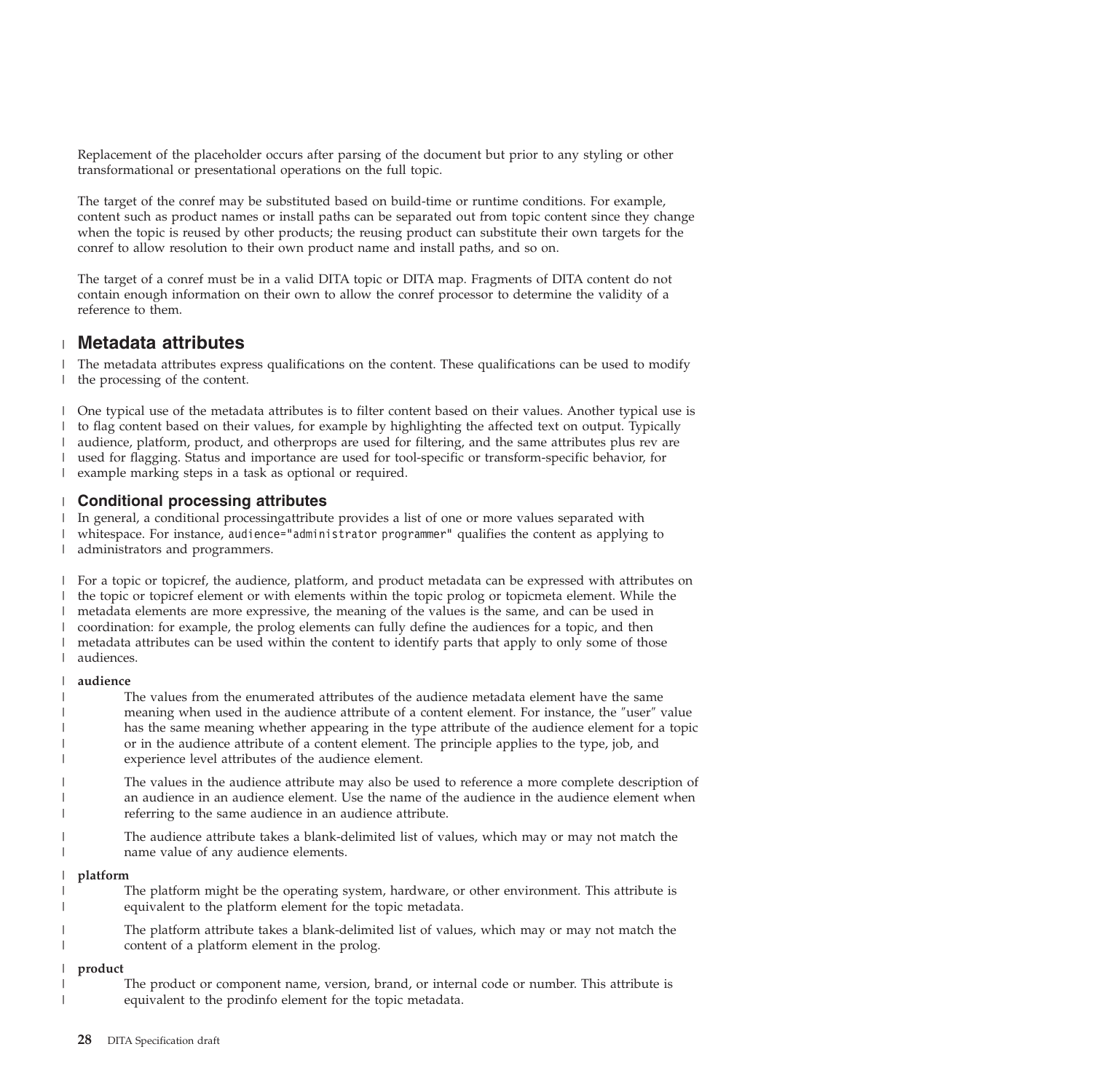Replacement of the placeholder occurs after parsing of the document but prior to any styling or other transformational or presentational operations on the full topic.

The target of the conref may be substituted based on build-time or runtime conditions. For example, content such as product names or install paths can be separated out from topic content since they change when the topic is reused by other products; the reusing product can substitute their own targets for the conref to allow resolution to their own product name and install paths, and so on.

The target of a conref must be in a valid DITA topic or DITA map. Fragments of DITA content do not contain enough information on their own to allow the conref processor to determine the validity of a reference to them.

## Metadata attributes

The metadata attributes express qualifications on the content. These qualifications can be used to modify the processing of the content.

One typical use of the metadata attributes is to filter content based on their values. Another typical use is to flag content based on their values, for example by highlighting the affected text on output. Typically audience, platform, product, and otherprops are used for filtering, and the same attributes plus rev are used for flagging. Status and importance are used for tool-specific or transform-specific behavior, for example marking steps in a task as optional or required.

### Conditional processing attributes

In general, a conditional processingattribute provides a list of one or more values separated with whitespace. For instance, `audience="administrator programmer"` qualifies the content as applying to administrators and programmers.

For a topic or topicref, the audience, platform, and product metadata can be expressed with attributes on the topic or topicref element or with elements within the topic prolog or topicmeta element. While the metadata elements are more expressive, the meaning of the values is the same, and can be used in coordination: for example, the prolog elements can fully define the audiences for a topic, and then metadata attributes can be used within the content to identify parts that apply to only some of those audiences.

**audience**

The values from the enumerated attributes of the audience metadata element have the same meaning when used in the audience attribute of a content element. For instance, the "user" value has the same meaning whether appearing in the type attribute of the audience element for a topic or in the audience attribute of a content element. The principle applies to the type, job, and experience level attributes of the audience element.

The values in the audience attribute may also be used to reference a more complete description of an audience in an audience element. Use the name of the audience in the audience element when referring to the same audience in an audience attribute.

The audience attribute takes a blank-delimited list of values, which may or may not match the name value of any audience elements.

**platform**

The platform might be the operating system, hardware, or other environment. This attribute is equivalent to the platform element for the topic metadata.

The platform attribute takes a blank-delimited list of values, which may or may not match the content of a platform element in the prolog.

**product**

The product or component name, version, brand, or internal code or number. This attribute is equivalent to the prodinfo element for the topic metadata.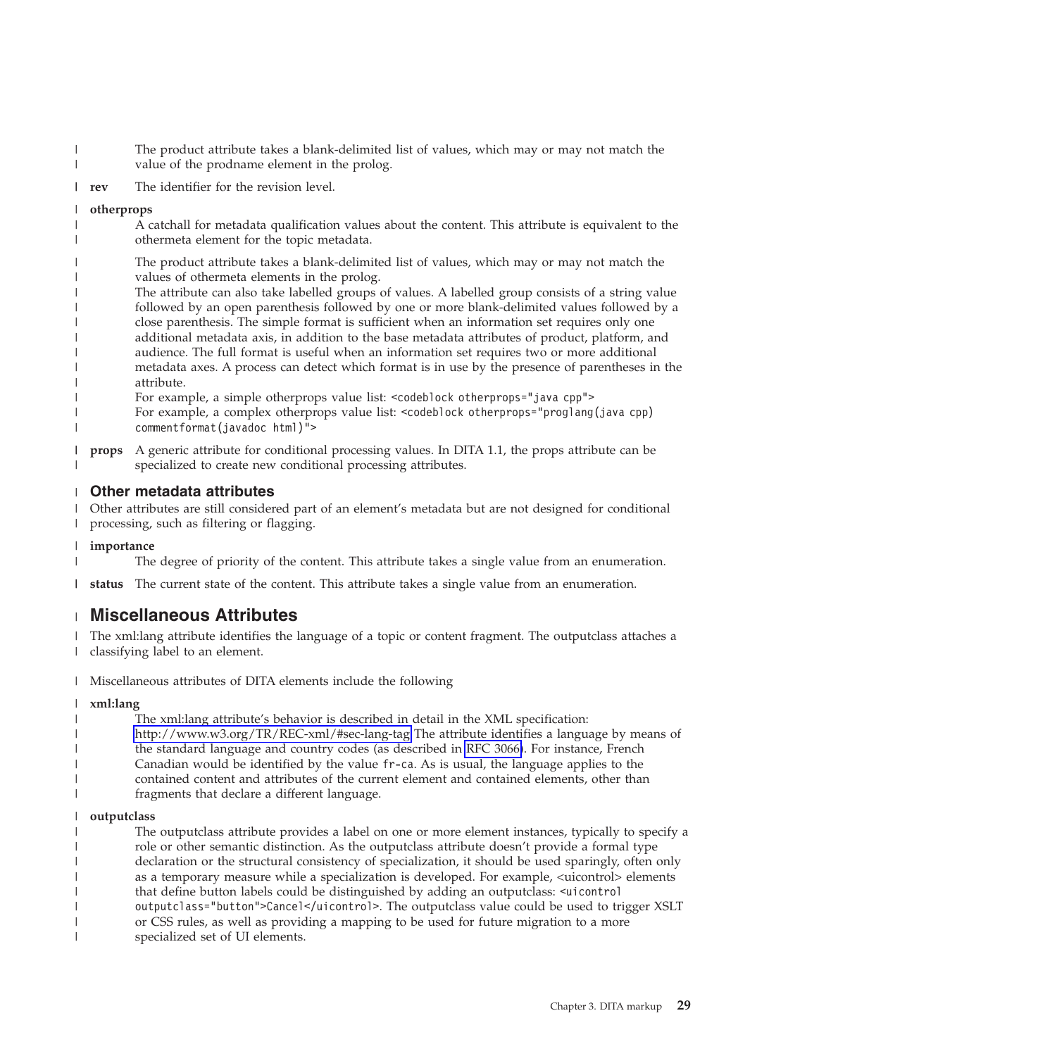The product attribute takes a blank-delimited list of values, which may or may not match the value of the prodname element in the prolog.

**rev**
The identifier for the revision level.

**otherprops**
A catchall for metadata qualification values about the content. This attribute is equivalent to the othermeta element for the topic metadata.

The product attribute takes a blank-delimited list of values, which may or may not match the values of othermeta elements in the prolog.
The attribute can also take labelled groups of values. A labelled group consists of a string value followed by an open parenthesis followed by one or more blank-delimited values followed by a close parenthesis. The simple format is sufficient when an information set requires only one additional metadata axis, in addition to the base metadata attributes of product, platform, and audience. The full format is useful when an information set requires two or more additional metadata axes. A process can detect which format is in use by the presence of parentheses in the attribute.
For example, a simple otherprops value list: `<codeblock otherprops="java cpp">`
For example, a complex otherprops value list: `<codeblock otherprops="proglang(java cpp) commentformat(javadoc html)">`

**props**
A generic attribute for conditional processing values. In DITA 1.1, the props attribute can be specialized to create new conditional processing attributes.

### Other metadata attributes

Other attributes are still considered part of an element's metadata but are not designed for conditional processing, such as filtering or flagging.

**importance**
The degree of priority of the content. This attribute takes a single value from an enumeration.

**status**
The current state of the content. This attribute takes a single value from an enumeration.

## Miscellaneous Attributes

The xml:lang attribute identifies the language of a topic or content fragment. The outputclass attaches a classifying label to an element.

Miscellaneous attributes of DITA elements include the following

**xml:lang**
The xml:lang attribute's behavior is described in detail in the XML specification: http://www.w3.org/TR/REC-xml/#sec-lang-tag The attribute identifies a language by means of the standard language and country codes (as described in RFC 3066). For instance, French Canadian would be identified by the value `fr-ca`. As is usual, the language applies to the contained content and attributes of the current element and contained elements, other than fragments that declare a different language.

**outputclass**
The outputclass attribute provides a label on one or more element instances, typically to specify a role or other semantic distinction. As the outputclass attribute doesn't provide a formal type declaration or the structural consistency of specialization, it should be used sparingly, often only as a temporary measure while a specialization is developed. For example, <uicontrol> elements that define button labels could be distinguished by adding an outputclass: `<uicontrol outputclass="button">Cancel</uicontrol>`. The outputclass value could be used to trigger XSLT or CSS rules, as well as providing a mapping to be used for future migration to a more specialized set of UI elements.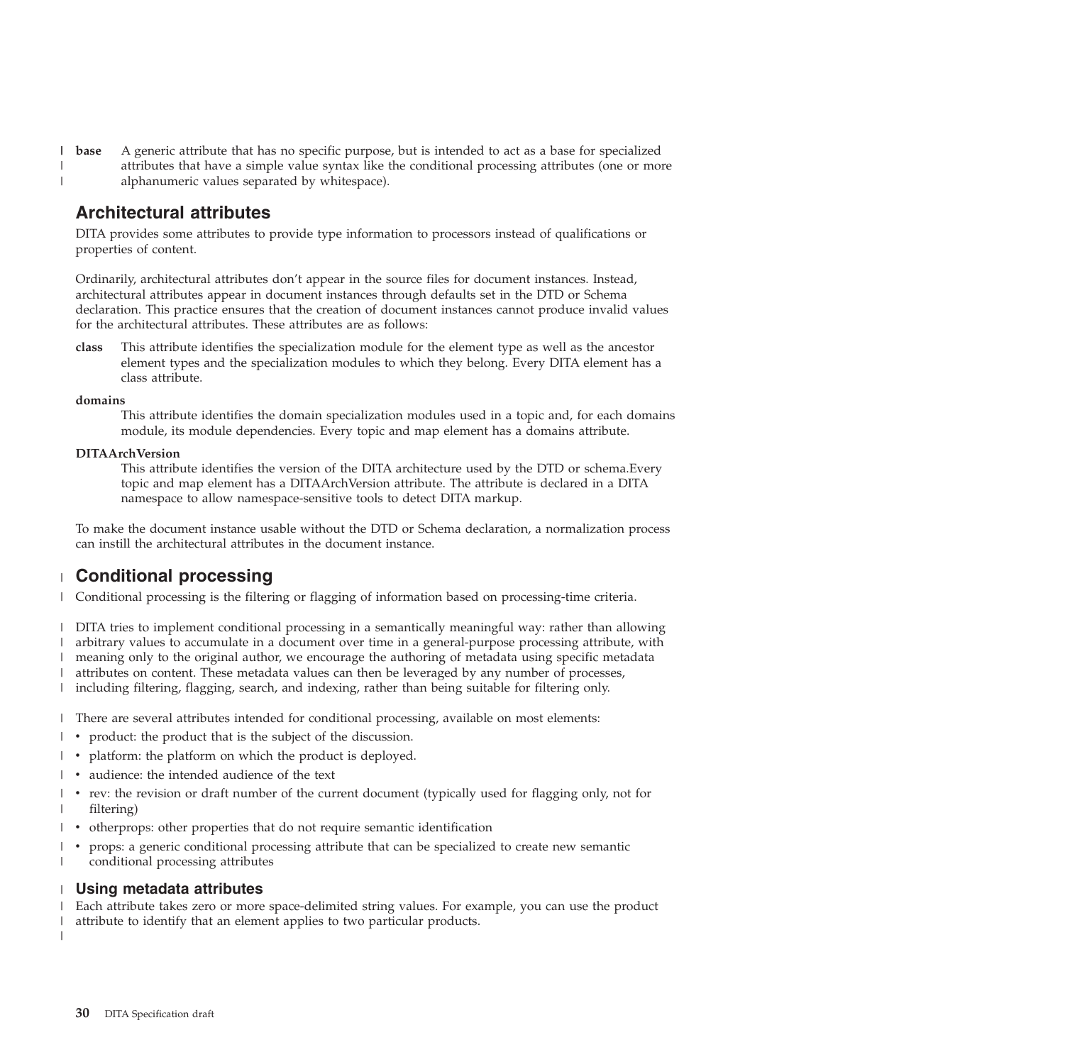**base** A generic attribute that has no specific purpose, but is intended to act as a base for specialized attributes that have a simple value syntax like the conditional processing attributes (one or more alphanumeric values separated by whitespace).

## Architectural attributes

DITA provides some attributes to provide type information to processors instead of qualifications or properties of content.

Ordinarily, architectural attributes don't appear in the source files for document instances. Instead, architectural attributes appear in document instances through defaults set in the DTD or Schema declaration. This practice ensures that the creation of document instances cannot produce invalid values for the architectural attributes. These attributes are as follows:

**class** This attribute identifies the specialization module for the element type as well as the ancestor element types and the specialization modules to which they belong. Every DITA element has a class attribute.

**domains**
This attribute identifies the domain specialization modules used in a topic and, for each domains module, its module dependencies. Every topic and map element has a domains attribute.

**DITAArchVersion**
This attribute identifies the version of the DITA architecture used by the DTD or schema.Every topic and map element has a DITAArchVersion attribute. The attribute is declared in a DITA namespace to allow namespace-sensitive tools to detect DITA markup.

To make the document instance usable without the DTD or Schema declaration, a normalization process can instill the architectural attributes in the document instance.

## Conditional processing

Conditional processing is the filtering or flagging of information based on processing-time criteria.

DITA tries to implement conditional processing in a semantically meaningful way: rather than allowing arbitrary values to accumulate in a document over time in a general-purpose processing attribute, with meaning only to the original author, we encourage the authoring of metadata using specific metadata attributes on content. These metadata values can then be leveraged by any number of processes, including filtering, flagging, search, and indexing, rather than being suitable for filtering only.

There are several attributes intended for conditional processing, available on most elements:

- product: the product that is the subject of the discussion.
- platform: the platform on which the product is deployed.
- audience: the intended audience of the text
- rev: the revision or draft number of the current document (typically used for flagging only, not for filtering)
- otherprops: other properties that do not require semantic identification
- props: a generic conditional processing attribute that can be specialized to create new semantic conditional processing attributes

### Using metadata attributes

Each attribute takes zero or more space-delimited string values. For example, you can use the product attribute to identify that an element applies to two particular products.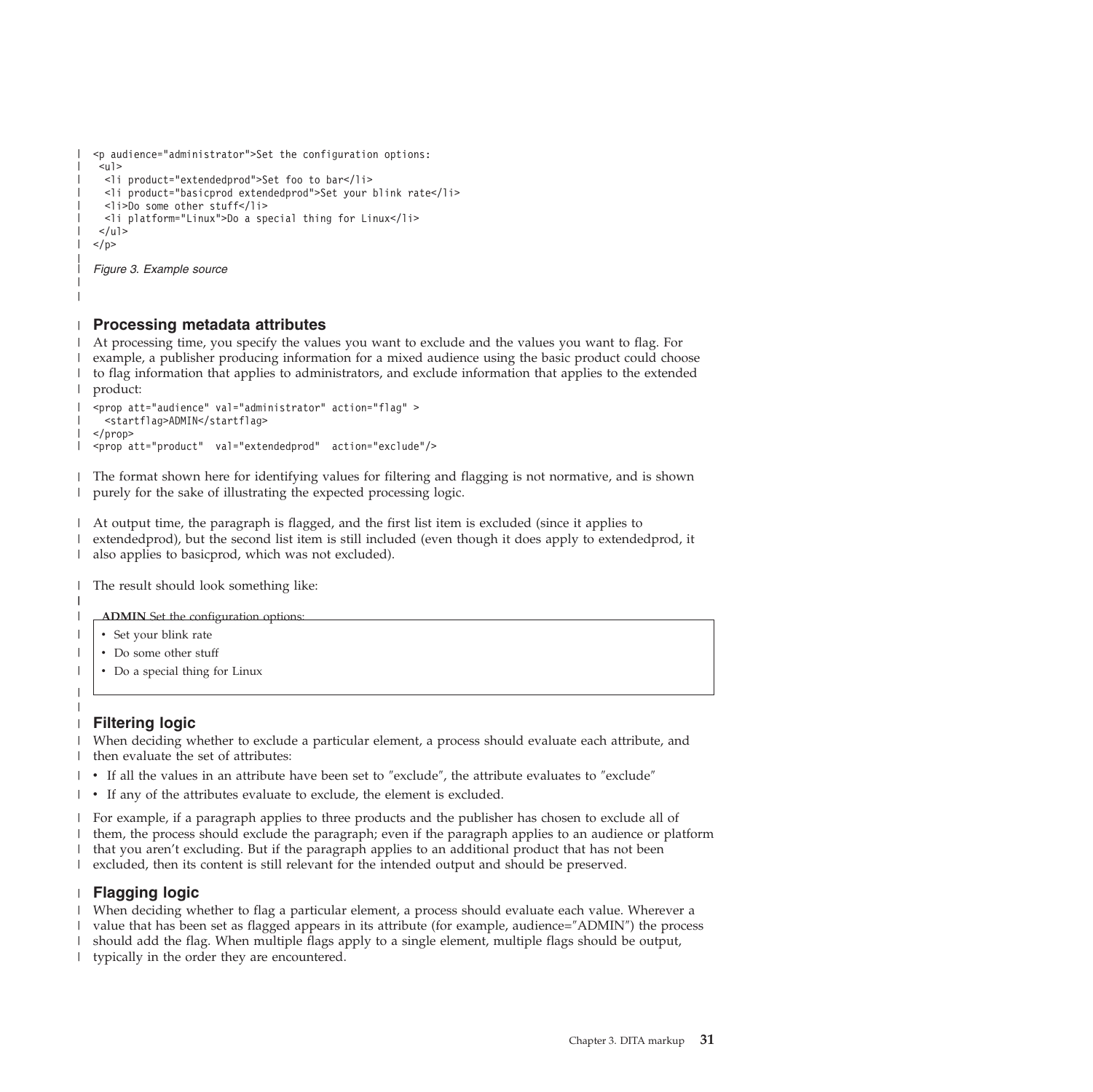```
<p audience="administrator">Set the configuration options:
 <ul>
  <li product="extendedprod">Set foo to bar</li>
  <li product="basicprod extendedprod">Set your blink rate</li>
  <li>Do some other stuff</li>
  <li platform="Linux">Do a special thing for Linux</li>
 </ul>
</p>
```

*Figure 3. Example source*

## Processing metadata attributes

At processing time, you specify the values you want to exclude and the values you want to flag. For example, a publisher producing information for a mixed audience using the basic product could choose to flag information that applies to administrators, and exclude information that applies to the extended product:

```
<prop att="audience" val="administrator" action="flag" >
  <startflag>ADMIN</startflag>
</prop>
<prop att="product"  val="extendedprod"  action="exclude"/>
```

The format shown here for identifying values for filtering and flagging is not normative, and is shown purely for the sake of illustrating the expected processing logic.

At output time, the paragraph is flagged, and the first list item is excluded (since it applies to extendedprod), but the second list item is still included (even though it does apply to extendedprod, it also applies to basicprod, which was not excluded).

The result should look something like:

**ADMIN** Set the configuration options:

- Set your blink rate
- Do some other stuff
- Do a special thing for Linux

## Filtering logic

When deciding whether to exclude a particular element, a process should evaluate each attribute, and then evaluate the set of attributes:

- If all the values in an attribute have been set to ″exclude″, the attribute evaluates to ″exclude″
- If any of the attributes evaluate to exclude, the element is excluded.

For example, if a paragraph applies to three products and the publisher has chosen to exclude all of them, the process should exclude the paragraph; even if the paragraph applies to an audience or platform that you aren't excluding. But if the paragraph applies to an additional product that has not been excluded, then its content is still relevant for the intended output and should be preserved.

## Flagging logic

When deciding whether to flag a particular element, a process should evaluate each value. Wherever a value that has been set as flagged appears in its attribute (for example, audience=″ADMIN″) the process should add the flag. When multiple flags apply to a single element, multiple flags should be output, typically in the order they are encountered.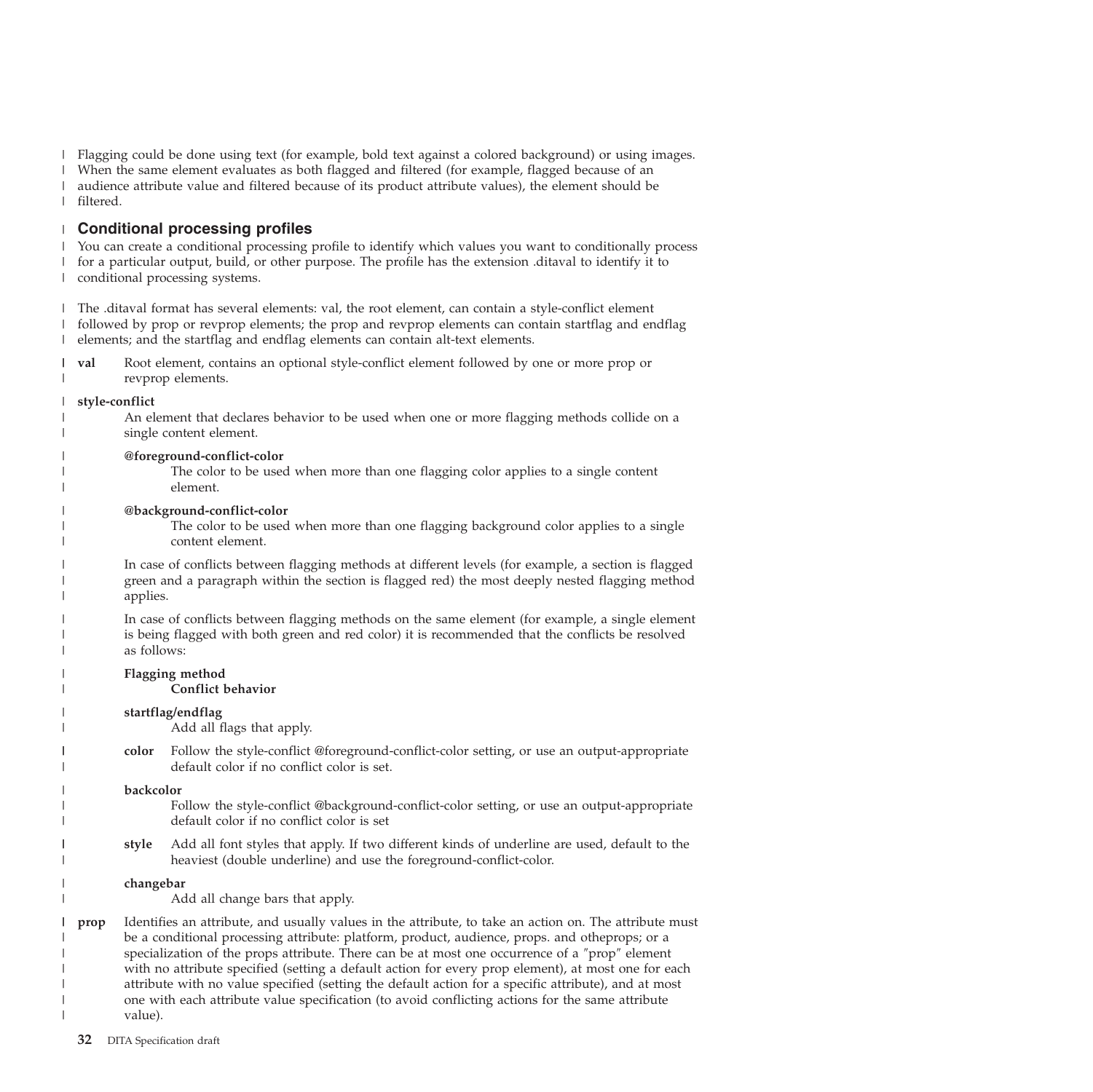Flagging could be done using text (for example, bold text against a colored background) or using images. When the same element evaluates as both flagged and filtered (for example, flagged because of an audience attribute value and filtered because of its product attribute values), the element should be filtered.

## Conditional processing profiles

You can create a conditional processing profile to identify which values you want to conditionally process for a particular output, build, or other purpose. The profile has the extension .ditaval to identify it to conditional processing systems.

The .ditaval format has several elements: val, the root element, can contain a style-conflict element followed by prop or revprop elements; the prop and revprop elements can contain startflag and endflag elements; and the startflag and endflag elements can contain alt-text elements.

**val**
: Root element, contains an optional style-conflict element followed by one or more prop or revprop elements.

**style-conflict**
: An element that declares behavior to be used when one or more flagging methods collide on a single content element.

  **@foreground-conflict-color**
  : The color to be used when more than one flagging color applies to a single content element.

  **@background-conflict-color**
  : The color to be used when more than one flagging background color applies to a single content element.

  In case of conflicts between flagging methods at different levels (for example, a section is flagged green and a paragraph within the section is flagged red) the most deeply nested flagging method applies.

  In case of conflicts between flagging methods on the same element (for example, a single element is being flagged with both green and red color) it is recommended that the conflicts be resolved as follows:

  **Flagging method**
  : **Conflict behavior**

  **startflag/endflag**
  : Add all flags that apply.

  **color**
  : Follow the style-conflict @foreground-conflict-color setting, or use an output-appropriate default color if no conflict color is set.

  **backcolor**
  : Follow the style-conflict @background-conflict-color setting, or use an output-appropriate default color if no conflict color is set

  **style**
  : Add all font styles that apply. If two different kinds of underline are used, default to the heaviest (double underline) and use the foreground-conflict-color.

  **changebar**
  : Add all change bars that apply.

**prop**
: Identifies an attribute, and usually values in the attribute, to take an action on. The attribute must be a conditional processing attribute: platform, product, audience, props. and otheprops; or a specialization of the props attribute. There can be at most one occurrence of a "prop" element with no attribute specified (setting a default action for every prop element), at most one for each attribute with no value specified (setting the default action for a specific attribute), and at most one with each attribute value specification (to avoid conflicting actions for the same attribute value).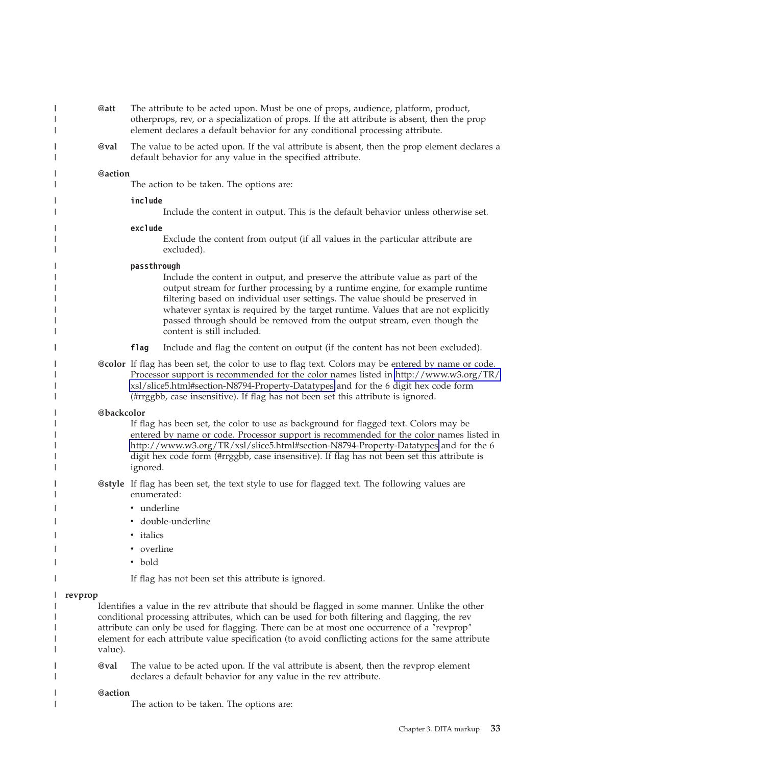**@att**
: The attribute to be acted upon. Must be one of props, audience, platform, product, otherprops, rev, or a specialization of props. If the att attribute is absent, then the prop element declares a default behavior for any conditional processing attribute.

**@val**
: The value to be acted upon. If the val attribute is absent, then the prop element declares a default behavior for any value in the specified attribute.

**@action**
: The action to be taken. The options are:

  **`include`**
  : Include the content in output. This is the default behavior unless otherwise set.

  **`exclude`**
  : Exclude the content from output (if all values in the particular attribute are excluded).

  **`passthrough`**
  : Include the content in output, and preserve the attribute value as part of the output stream for further processing by a runtime engine, for example runtime filtering based on individual user settings. The value should be preserved in whatever syntax is required by the target runtime. Values that are not explicitly passed through should be removed from the output stream, even though the content is still included.

  **`flag`**
  : Include and flag the content on output (if the content has not been excluded).

**@color**
: If flag has been set, the color to use to flag text. Colors may be entered by name or code. Processor support is recommended for the color names listed in http://www.w3.org/TR/xsl/slice5.html#section-N8794-Property-Datatypes and for the 6 digit hex code form (#rrggbb, case insensitive). If flag has not been set this attribute is ignored.

**@backcolor**
: If flag has been set, the color to use as background for flagged text. Colors may be entered by name or code. Processor support is recommended for the color names listed in http://www.w3.org/TR/xsl/slice5.html#section-N8794-Property-Datatypes and for the 6 digit hex code form (#rrggbb, case insensitive). If flag has not been set this attribute is ignored.

**@style**
: If flag has been set, the text style to use for flagged text. The following values are enumerated:

  - underline
  - double-underline
  - italics
  - overline
  - bold

  If flag has not been set this attribute is ignored.

**revprop**
: Identifies a value in the rev attribute that should be flagged in some manner. Unlike the other conditional processing attributes, which can be used for both filtering and flagging, the rev attribute can only be used for flagging. There can be at most one occurrence of a "revprop" element for each attribute value specification (to avoid conflicting actions for the same attribute value).

  **@val**
  : The value to be acted upon. If the val attribute is absent, then the revprop element declares a default behavior for any value in the rev attribute.

  **@action**
  : The action to be taken. The options are: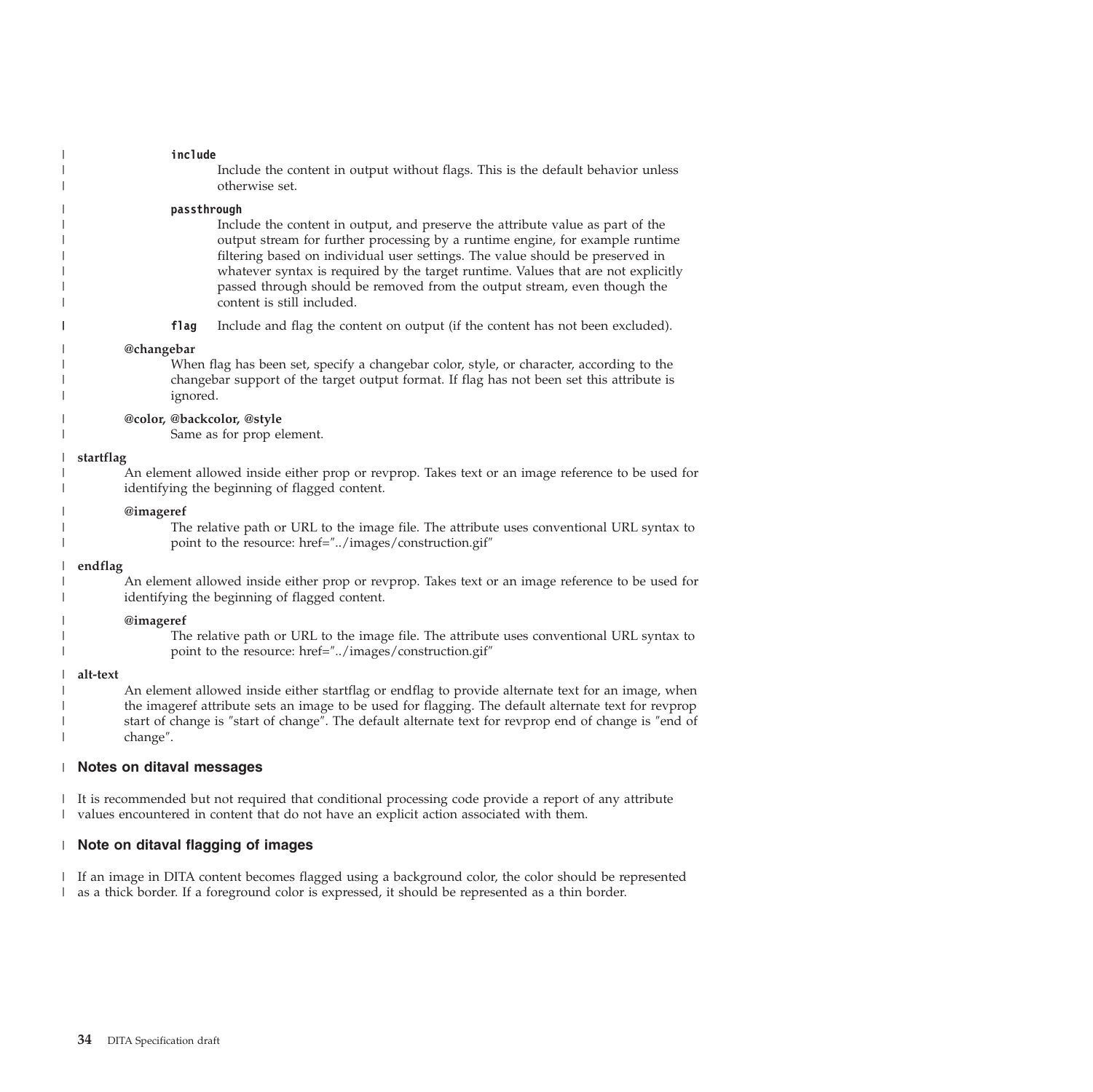**include**
: Include the content in output without flags. This is the default behavior unless otherwise set.

**passthrough**
: Include the content in output, and preserve the attribute value as part of the output stream for further processing by a runtime engine, for example runtime filtering based on individual user settings. The value should be preserved in whatever syntax is required by the target runtime. Values that are not explicitly passed through should be removed from the output stream, even though the content is still included.

**flag**
: Include and flag the content on output (if the content has not been excluded).

**@changebar**
: When flag has been set, specify a changebar color, style, or character, according to the changebar support of the target output format. If flag has not been set this attribute is ignored.

**@color, @backcolor, @style**
: Same as for prop element.

**startflag**
: An element allowed inside either prop or revprop. Takes text or an image reference to be used for identifying the beginning of flagged content.

**@imageref**
: The relative path or URL to the image file. The attribute uses conventional URL syntax to point to the resource: href="../images/construction.gif"

**endflag**
: An element allowed inside either prop or revprop. Takes text or an image reference to be used for identifying the beginning of flagged content.

**@imageref**
: The relative path or URL to the image file. The attribute uses conventional URL syntax to point to the resource: href="../images/construction.gif"

**alt-text**
: An element allowed inside either startflag or endflag to provide alternate text for an image, when the imageref attribute sets an image to be used for flagging. The default alternate text for revprop start of change is "start of change". The default alternate text for revprop end of change is "end of change".

## Notes on ditaval messages

It is recommended but not required that conditional processing code provide a report of any attribute values encountered in content that do not have an explicit action associated with them.

## Note on ditaval flagging of images

If an image in DITA content becomes flagged using a background color, the color should be represented as a thick border. If a foreground color is expressed, it should be represented as a thin border.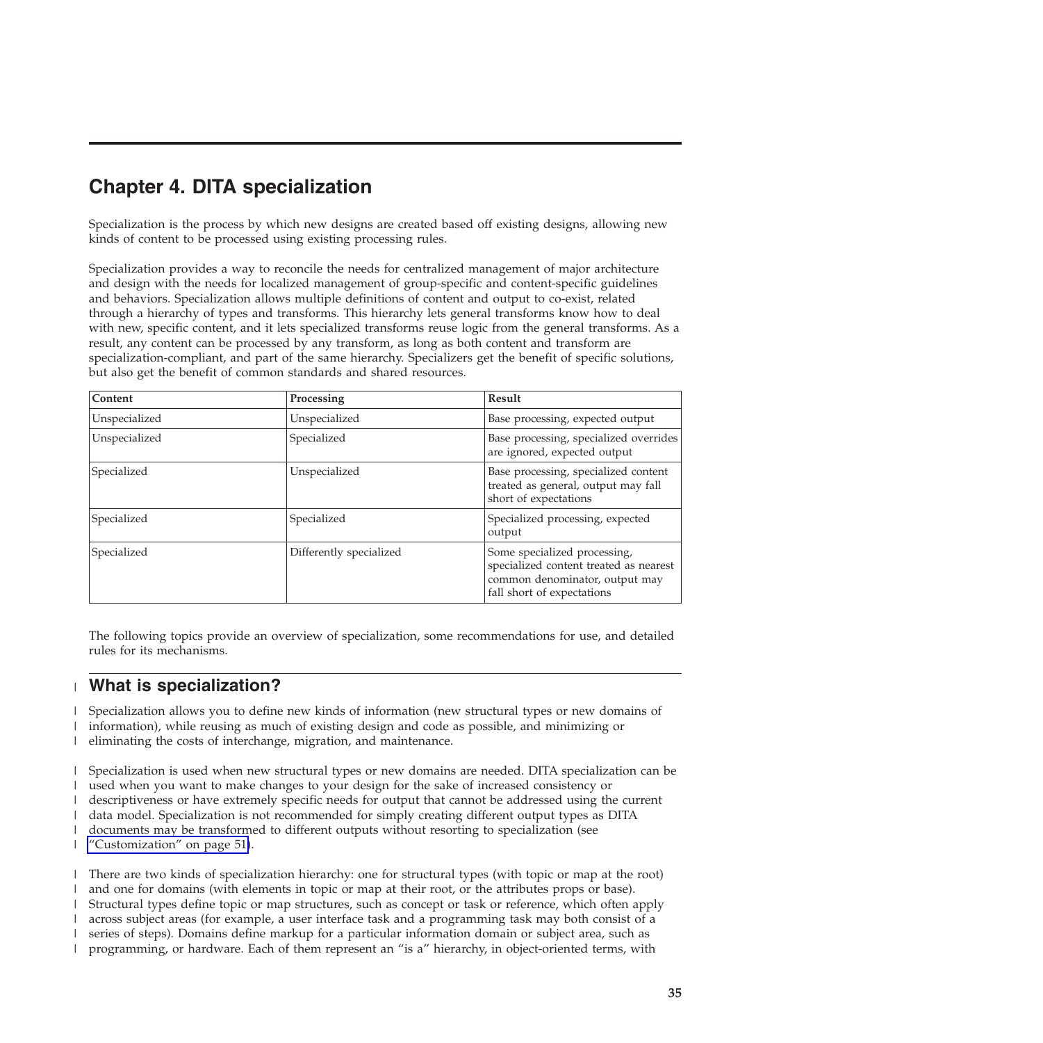# Chapter 4. DITA specialization

Specialization is the process by which new designs are created based off existing designs, allowing new kinds of content to be processed using existing processing rules.

Specialization provides a way to reconcile the needs for centralized management of major architecture and design with the needs for localized management of group-specific and content-specific guidelines and behaviors. Specialization allows multiple definitions of content and output to co-exist, related through a hierarchy of types and transforms. This hierarchy lets general transforms know how to deal with new, specific content, and it lets specialized transforms reuse logic from the general transforms. As a result, any content can be processed by any transform, as long as both content and transform are specialization-compliant, and part of the same hierarchy. Specializers get the benefit of specific solutions, but also get the benefit of common standards and shared resources.

| Content | Processing | Result |
| --- | --- | --- |
| Unspecialized | Unspecialized | Base processing, expected output |
| Unspecialized | Specialized | Base processing, specialized overrides are ignored, expected output |
| Specialized | Unspecialized | Base processing, specialized content treated as general, output may fall short of expectations |
| Specialized | Specialized | Specialized processing, expected output |
| Specialized | Differently specialized | Some specialized processing, specialized content treated as nearest common denominator, output may fall short of expectations |

The following topics provide an overview of specialization, some recommendations for use, and detailed rules for its mechanisms.

## What is specialization?

Specialization allows you to define new kinds of information (new structural types or new domains of information), while reusing as much of existing design and code as possible, and minimizing or eliminating the costs of interchange, migration, and maintenance.

Specialization is used when new structural types or new domains are needed. DITA specialization can be used when you want to make changes to your design for the sake of increased consistency or descriptiveness or have extremely specific needs for output that cannot be addressed using the current data model. Specialization is not recommended for simply creating different output types as DITA documents may be transformed to different outputs without resorting to specialization (see "Customization" on page 51).

There are two kinds of specialization hierarchy: one for structural types (with topic or map at the root) and one for domains (with elements in topic or map at their root, or the attributes props or base). Structural types define topic or map structures, such as concept or task or reference, which often apply across subject areas (for example, a user interface task and a programming task may both consist of a series of steps). Domains define markup for a particular information domain or subject area, such as programming, or hardware. Each of them represent an "is a" hierarchy, in object-oriented terms, with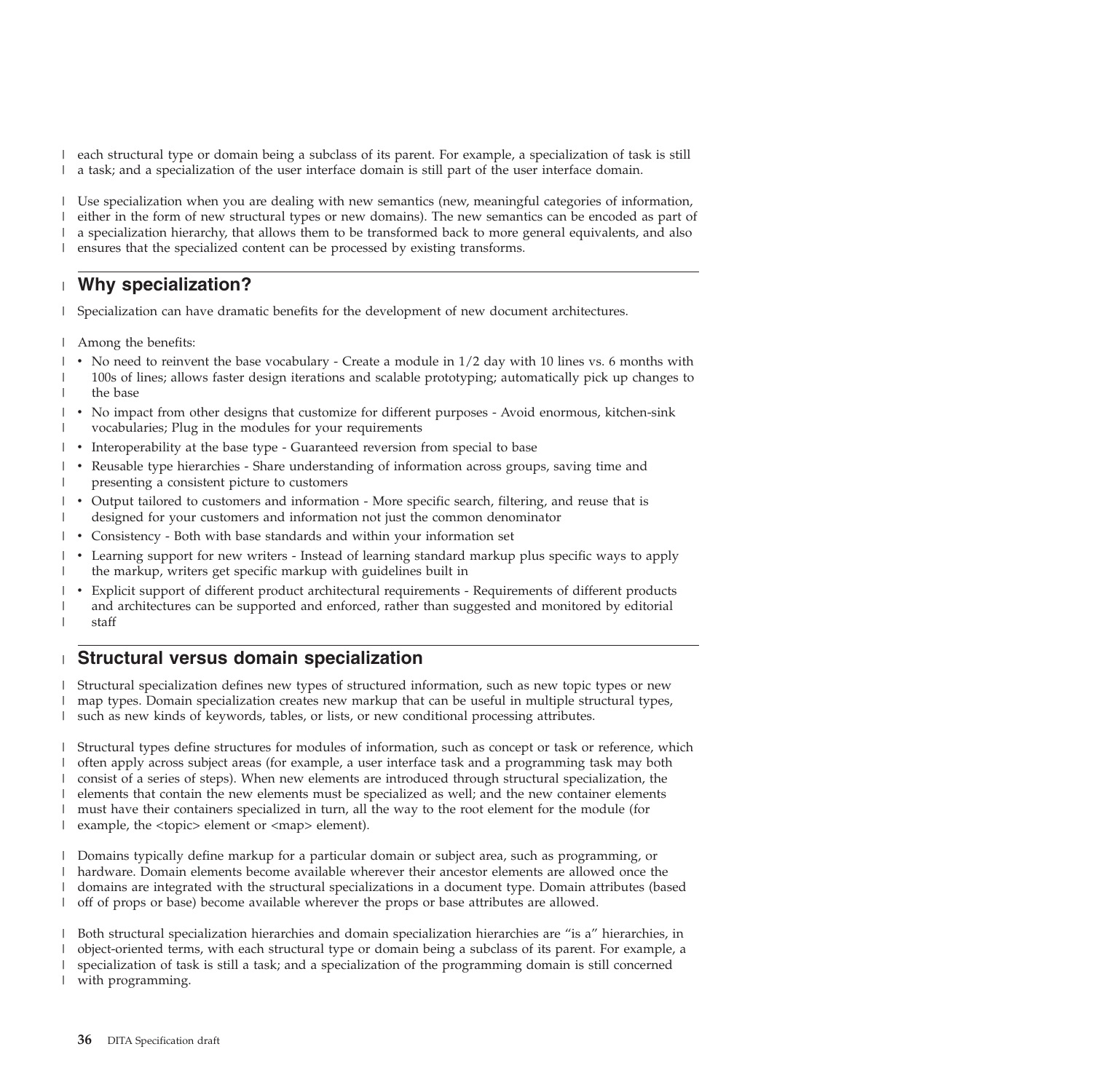each structural type or domain being a subclass of its parent. For example, a specialization of task is still a task; and a specialization of the user interface domain is still part of the user interface domain.

Use specialization when you are dealing with new semantics (new, meaningful categories of information, either in the form of new structural types or new domains). The new semantics can be encoded as part of a specialization hierarchy, that allows them to be transformed back to more general equivalents, and also ensures that the specialized content can be processed by existing transforms.

## Why specialization?

Specialization can have dramatic benefits for the development of new document architectures.

Among the benefits:

- No need to reinvent the base vocabulary - Create a module in 1/2 day with 10 lines vs. 6 months with 100s of lines; allows faster design iterations and scalable prototyping; automatically pick up changes to the base
- No impact from other designs that customize for different purposes - Avoid enormous, kitchen-sink vocabularies; Plug in the modules for your requirements
- Interoperability at the base type - Guaranteed reversion from special to base
- Reusable type hierarchies - Share understanding of information across groups, saving time and presenting a consistent picture to customers
- Output tailored to customers and information - More specific search, filtering, and reuse that is designed for your customers and information not just the common denominator
- Consistency - Both with base standards and within your information set
- Learning support for new writers - Instead of learning standard markup plus specific ways to apply the markup, writers get specific markup with guidelines built in
- Explicit support of different product architectural requirements - Requirements of different products and architectures can be supported and enforced, rather than suggested and monitored by editorial staff

## Structural versus domain specialization

Structural specialization defines new types of structured information, such as new topic types or new map types. Domain specialization creates new markup that can be useful in multiple structural types, such as new kinds of keywords, tables, or lists, or new conditional processing attributes.

Structural types define structures for modules of information, such as concept or task or reference, which often apply across subject areas (for example, a user interface task and a programming task may both consist of a series of steps). When new elements are introduced through structural specialization, the elements that contain the new elements must be specialized as well; and the new container elements must have their containers specialized in turn, all the way to the root element for the module (for example, the <topic> element or <map> element).

Domains typically define markup for a particular domain or subject area, such as programming, or hardware. Domain elements become available wherever their ancestor elements are allowed once the domains are integrated with the structural specializations in a document type. Domain attributes (based off of props or base) become available wherever the props or base attributes are allowed.

Both structural specialization hierarchies and domain specialization hierarchies are "is a" hierarchies, in object-oriented terms, with each structural type or domain being a subclass of its parent. For example, a specialization of task is still a task; and a specialization of the programming domain is still concerned with programming.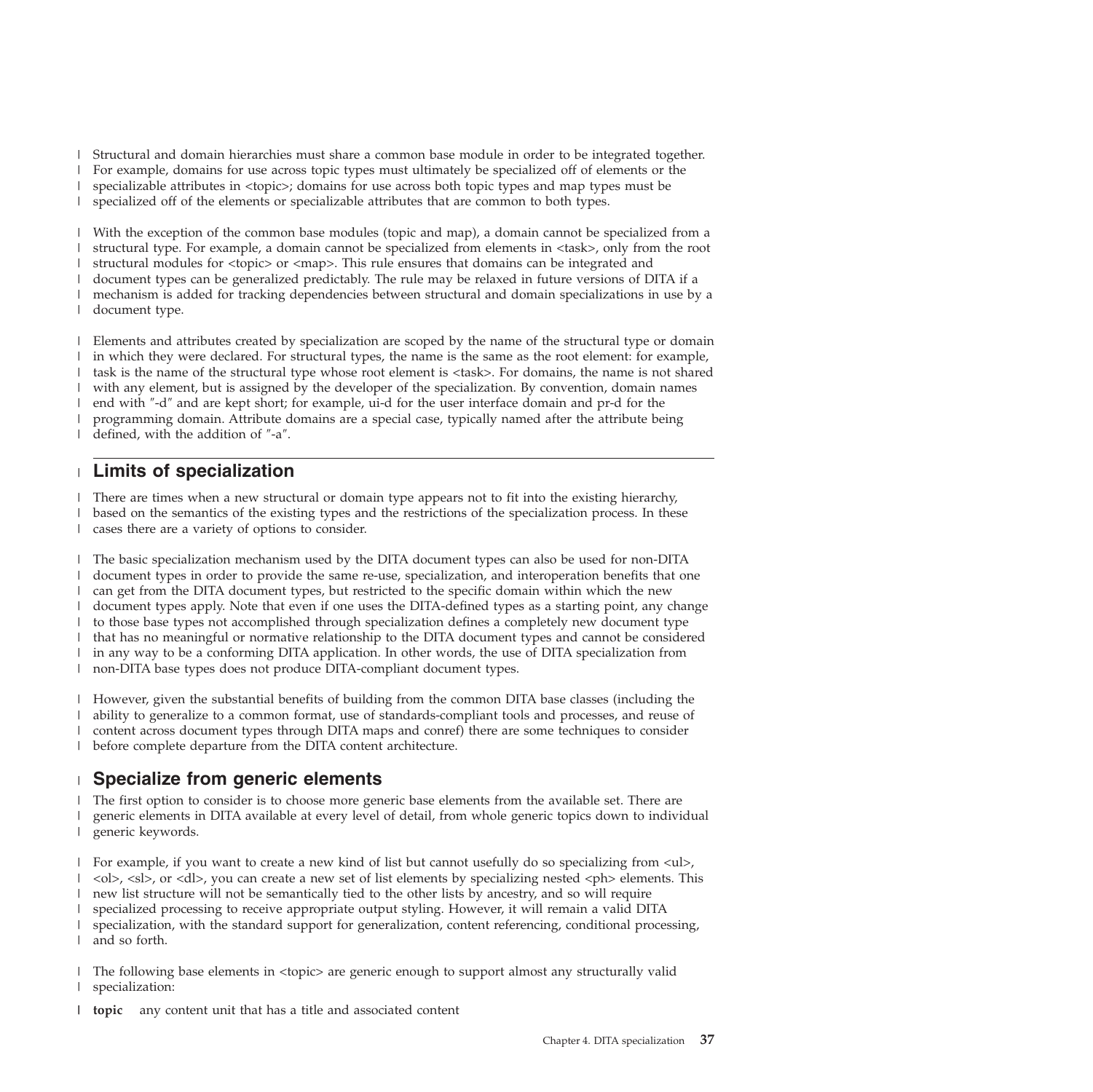Structural and domain hierarchies must share a common base module in order to be integrated together. For example, domains for use across topic types must ultimately be specialized off of elements or the specializable attributes in <topic>; domains for use across both topic types and map types must be specialized off of the elements or specializable attributes that are common to both types.

With the exception of the common base modules (topic and map), a domain cannot be specialized from a structural type. For example, a domain cannot be specialized from elements in <task>, only from the root structural modules for <topic> or <map>. This rule ensures that domains can be integrated and document types can be generalized predictably. The rule may be relaxed in future versions of DITA if a mechanism is added for tracking dependencies between structural and domain specializations in use by a document type.

Elements and attributes created by specialization are scoped by the name of the structural type or domain in which they were declared. For structural types, the name is the same as the root element: for example, task is the name of the structural type whose root element is <task>. For domains, the name is not shared with any element, but is assigned by the developer of the specialization. By convention, domain names end with "-d" and are kept short; for example, ui-d for the user interface domain and pr-d for the programming domain. Attribute domains are a special case, typically named after the attribute being defined, with the addition of "-a".

## Limits of specialization

There are times when a new structural or domain type appears not to fit into the existing hierarchy, based on the semantics of the existing types and the restrictions of the specialization process. In these cases there are a variety of options to consider.

The basic specialization mechanism used by the DITA document types can also be used for non-DITA document types in order to provide the same re-use, specialization, and interoperation benefits that one can get from the DITA document types, but restricted to the specific domain within which the new document types apply. Note that even if one uses the DITA-defined types as a starting point, any change to those base types not accomplished through specialization defines a completely new document type that has no meaningful or normative relationship to the DITA document types and cannot be considered in any way to be a conforming DITA application. In other words, the use of DITA specialization from non-DITA base types does not produce DITA-compliant document types.

However, given the substantial benefits of building from the common DITA base classes (including the ability to generalize to a common format, use of standards-compliant tools and processes, and reuse of content across document types through DITA maps and conref) there are some techniques to consider before complete departure from the DITA content architecture.

### Specialize from generic elements

The first option to consider is to choose more generic base elements from the available set. There are generic elements in DITA available at every level of detail, from whole generic topics down to individual generic keywords.

For example, if you want to create a new kind of list but cannot usefully do so specializing from <ul>, <ol>, <sl>, or <dl>, you can create a new set of list elements by specializing nested <ph> elements. This new list structure will not be semantically tied to the other lists by ancestry, and so will require specialized processing to receive appropriate output styling. However, it will remain a valid DITA specialization, with the standard support for generalization, content referencing, conditional processing, and so forth.

The following base elements in <topic> are generic enough to support almost any structurally valid specialization:

**topic** any content unit that has a title and associated content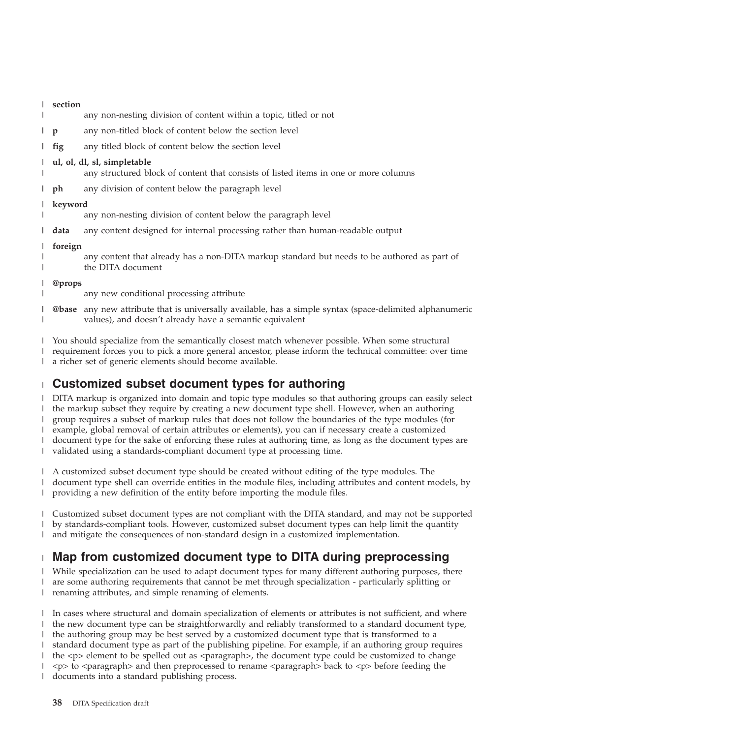**section**
: any non-nesting division of content within a topic, titled or not

**p**
: any non-titled block of content below the section level

**fig**
: any titled block of content below the section level

**ul, ol, dl, sl, simpletable**
: any structured block of content that consists of listed items in one or more columns

**ph**
: any division of content below the paragraph level

**keyword**
: any non-nesting division of content below the paragraph level

**data**
: any content designed for internal processing rather than human-readable output

**foreign**
: any content that already has a non-DITA markup standard but needs to be authored as part of the DITA document

**@props**
: any new conditional processing attribute

**@base**
: any new attribute that is universally available, has a simple syntax (space-delimited alphanumeric values), and doesn't already have a semantic equivalent

You should specialize from the semantically closest match whenever possible. When some structural requirement forces you to pick a more general ancestor, please inform the technical committee: over time a richer set of generic elements should become available.

## Customized subset document types for authoring

DITA markup is organized into domain and topic type modules so that authoring groups can easily select the markup subset they require by creating a new document type shell. However, when an authoring group requires a subset of markup rules that does not follow the boundaries of the type modules (for example, global removal of certain attributes or elements), you can if necessary create a customized document type for the sake of enforcing these rules at authoring time, as long as the document types are validated using a standards-compliant document type at processing time.

A customized subset document type should be created without editing of the type modules. The document type shell can override entities in the module files, including attributes and content models, by providing a new definition of the entity before importing the module files.

Customized subset document types are not compliant with the DITA standard, and may not be supported by standards-compliant tools. However, customized subset document types can help limit the quantity and mitigate the consequences of non-standard design in a customized implementation.

## Map from customized document type to DITA during preprocessing

While specialization can be used to adapt document types for many different authoring purposes, there are some authoring requirements that cannot be met through specialization - particularly splitting or renaming attributes, and simple renaming of elements.

In cases where structural and domain specialization of elements or attributes is not sufficient, and where the new document type can be straightforwardly and reliably transformed to a standard document type, the authoring group may be best served by a customized document type that is transformed to a standard document type as part of the publishing pipeline. For example, if an authoring group requires the <p> element to be spelled out as <paragraph>, the document type could be customized to change <p> to <paragraph> and then preprocessed to rename <paragraph> back to <p> before feeding the documents into a standard publishing process.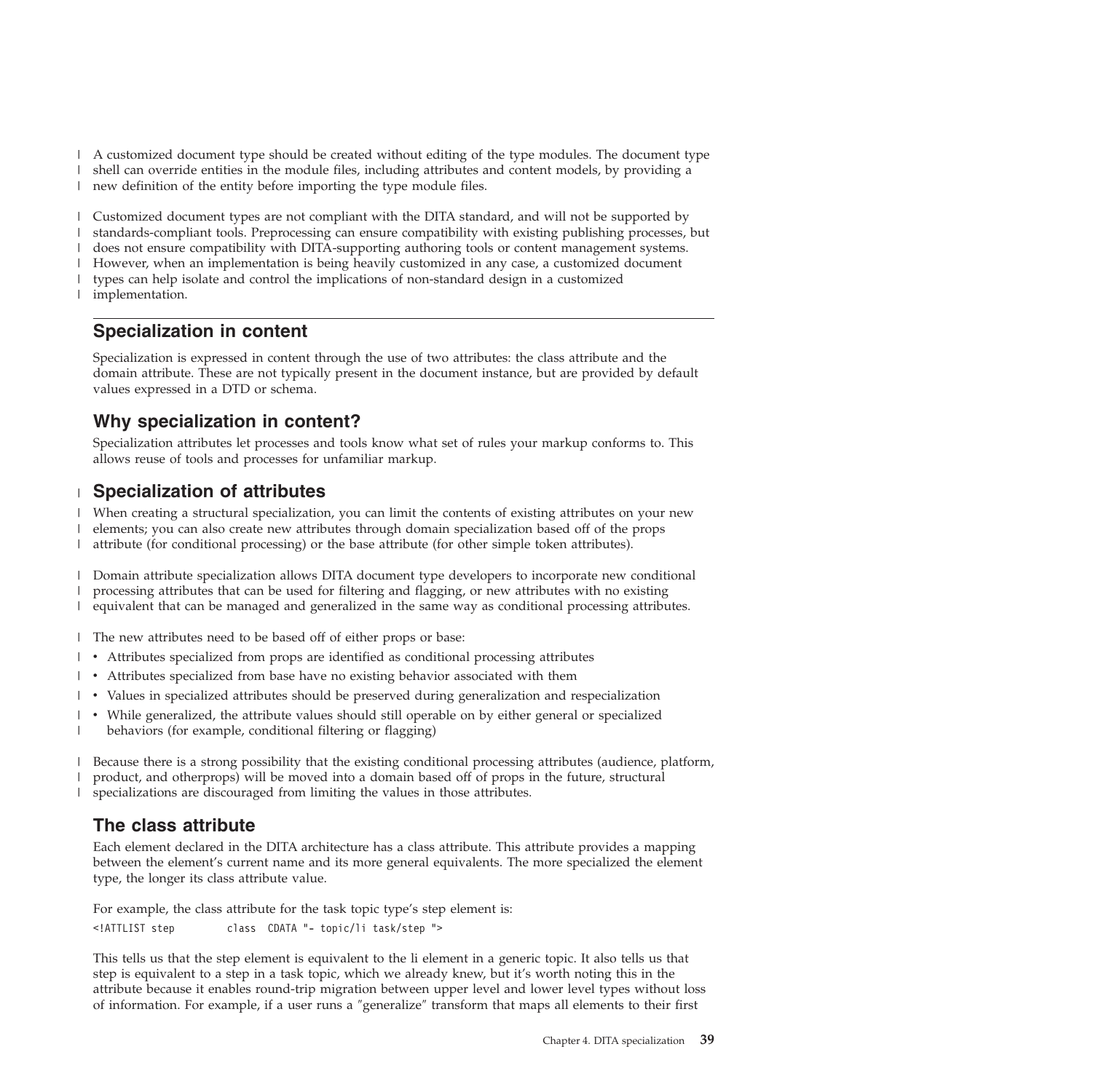A customized document type should be created without editing of the type modules. The document type shell can override entities in the module files, including attributes and content models, by providing a new definition of the entity before importing the type module files.

Customized document types are not compliant with the DITA standard, and will not be supported by standards-compliant tools. Preprocessing can ensure compatibility with existing publishing processes, but does not ensure compatibility with DITA-supporting authoring tools or content management systems. However, when an implementation is being heavily customized in any case, a customized document types can help isolate and control the implications of non-standard design in a customized implementation.

## Specialization in content

Specialization is expressed in content through the use of two attributes: the class attribute and the domain attribute. These are not typically present in the document instance, but are provided by default values expressed in a DTD or schema.

### Why specialization in content?

Specialization attributes let processes and tools know what set of rules your markup conforms to. This allows reuse of tools and processes for unfamiliar markup.

### Specialization of attributes

When creating a structural specialization, you can limit the contents of existing attributes on your new elements; you can also create new attributes through domain specialization based off of the props attribute (for conditional processing) or the base attribute (for other simple token attributes).

Domain attribute specialization allows DITA document type developers to incorporate new conditional processing attributes that can be used for filtering and flagging, or new attributes with no existing equivalent that can be managed and generalized in the same way as conditional processing attributes.

The new attributes need to be based off of either props or base:

- Attributes specialized from props are identified as conditional processing attributes
- Attributes specialized from base have no existing behavior associated with them
- Values in specialized attributes should be preserved during generalization and respecialization
- While generalized, the attribute values should still operable on by either general or specialized behaviors (for example, conditional filtering or flagging)

Because there is a strong possibility that the existing conditional processing attributes (audience, platform, product, and otherprops) will be moved into a domain based off of props in the future, structural specializations are discouraged from limiting the values in those attributes.

### The class attribute

Each element declared in the DITA architecture has a class attribute. This attribute provides a mapping between the element's current name and its more general equivalents. The more specialized the element type, the longer its class attribute value.

For example, the class attribute for the task topic type's step element is:

```
<!ATTLIST step        class  CDATA "- topic/li task/step ">
```

This tells us that the step element is equivalent to the li element in a generic topic. It also tells us that step is equivalent to a step in a task topic, which we already knew, but it's worth noting this in the attribute because it enables round-trip migration between upper level and lower level types without loss of information. For example, if a user runs a "generalize" transform that maps all elements to their first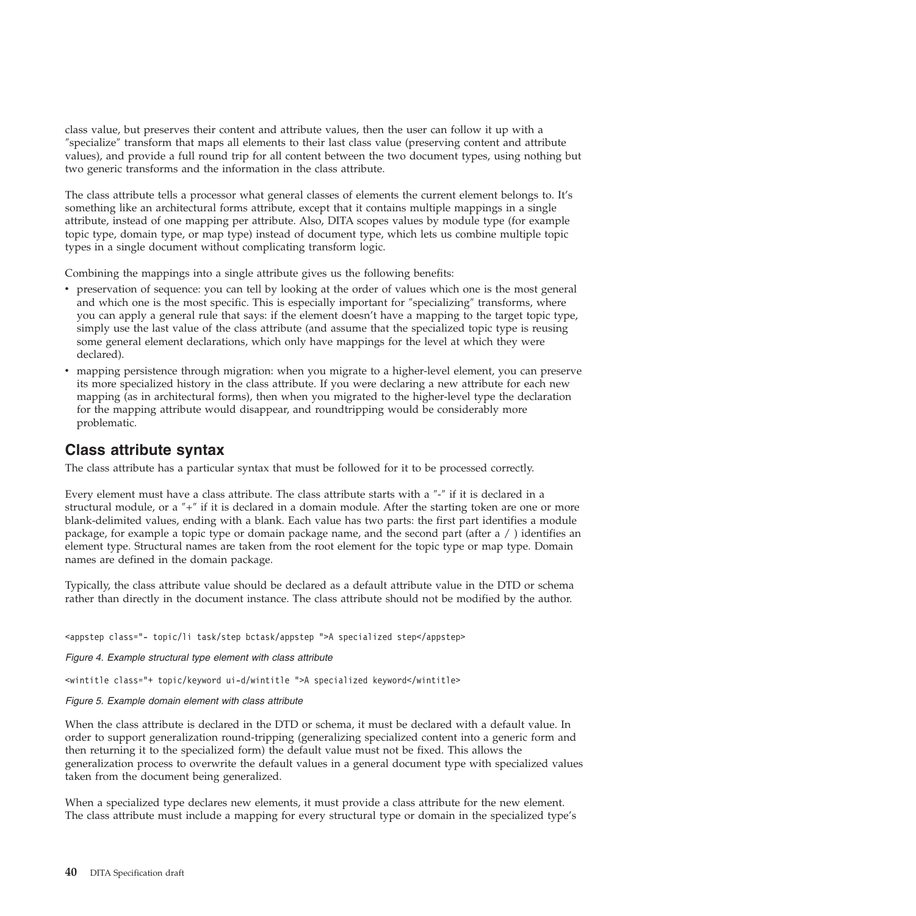class value, but preserves their content and attribute values, then the user can follow it up with a ″specialize″ transform that maps all elements to their last class value (preserving content and attribute values), and provide a full round trip for all content between the two document types, using nothing but two generic transforms and the information in the class attribute.

The class attribute tells a processor what general classes of elements the current element belongs to. It's something like an architectural forms attribute, except that it contains multiple mappings in a single attribute, instead of one mapping per attribute. Also, DITA scopes values by module type (for example topic type, domain type, or map type) instead of document type, which lets us combine multiple topic types in a single document without complicating transform logic.

Combining the mappings into a single attribute gives us the following benefits:

- preservation of sequence: you can tell by looking at the order of values which one is the most general and which one is the most specific. This is especially important for ″specializing″ transforms, where you can apply a general rule that says: if the element doesn't have a mapping to the target topic type, simply use the last value of the class attribute (and assume that the specialized topic type is reusing some general element declarations, which only have mappings for the level at which they were declared).
- mapping persistence through migration: when you migrate to a higher-level element, you can preserve its more specialized history in the class attribute. If you were declaring a new attribute for each new mapping (as in architectural forms), then when you migrated to the higher-level type the declaration for the mapping attribute would disappear, and roundtripping would be considerably more problematic.

## Class attribute syntax

The class attribute has a particular syntax that must be followed for it to be processed correctly.

Every element must have a class attribute. The class attribute starts with a ″-″ if it is declared in a structural module, or a ″+″ if it is declared in a domain module. After the starting token are one or more blank-delimited values, ending with a blank. Each value has two parts: the first part identifies a module package, for example a topic type or domain package name, and the second part (after a / ) identifies an element type. Structural names are taken from the root element for the topic type or map type. Domain names are defined in the domain package.

Typically, the class attribute value should be declared as a default attribute value in the DTD or schema rather than directly in the document instance. The class attribute should not be modified by the author.

```
<appstep class="- topic/li task/step bctask/appstep ">A specialized step</appstep>
```

*Figure 4. Example structural type element with class attribute*

```
<wintitle class="+ topic/keyword ui-d/wintitle ">A specialized keyword</wintitle>
```

*Figure 5. Example domain element with class attribute*

When the class attribute is declared in the DTD or schema, it must be declared with a default value. In order to support generalization round-tripping (generalizing specialized content into a generic form and then returning it to the specialized form) the default value must not be fixed. This allows the generalization process to overwrite the default values in a general document type with specialized values taken from the document being generalized.

When a specialized type declares new elements, it must provide a class attribute for the new element. The class attribute must include a mapping for every structural type or domain in the specialized type's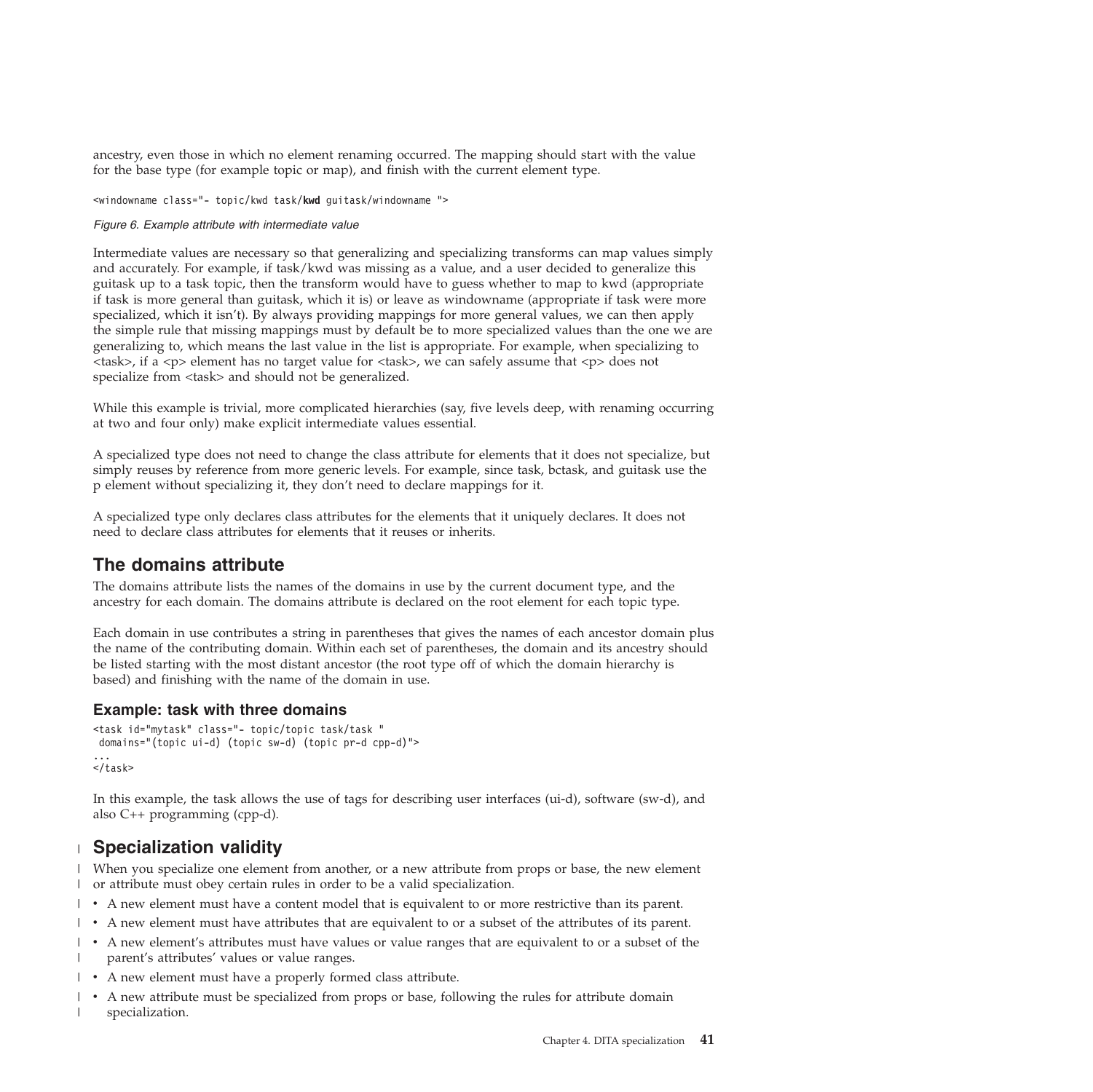ancestry, even those in which no element renaming occurred. The mapping should start with the value for the base type (for example topic or map), and finish with the current element type.

```
<windowname class="- topic/kwd task/kwd guitask/windowname ">
```

*Figure 6. Example attribute with intermediate value*

Intermediate values are necessary so that generalizing and specializing transforms can map values simply and accurately. For example, if task/kwd was missing as a value, and a user decided to generalize this guitask up to a task topic, then the transform would have to guess whether to map to kwd (appropriate if task is more general than guitask, which it is) or leave as windowname (appropriate if task were more specialized, which it isn't). By always providing mappings for more general values, we can then apply the simple rule that missing mappings must by default be to more specialized values than the one we are generalizing to, which means the last value in the list is appropriate. For example, when specializing to <task>, if a <p> element has no target value for <task>, we can safely assume that <p> does not specialize from <task> and should not be generalized.

While this example is trivial, more complicated hierarchies (say, five levels deep, with renaming occurring at two and four only) make explicit intermediate values essential.

A specialized type does not need to change the class attribute for elements that it does not specialize, but simply reuses by reference from more generic levels. For example, since task, bctask, and guitask use the p element without specializing it, they don't need to declare mappings for it.

A specialized type only declares class attributes for the elements that it uniquely declares. It does not need to declare class attributes for elements that it reuses or inherits.

## The domains attribute

The domains attribute lists the names of the domains in use by the current document type, and the ancestry for each domain. The domains attribute is declared on the root element for each topic type.

Each domain in use contributes a string in parentheses that gives the names of each ancestor domain plus the name of the contributing domain. Within each set of parentheses, the domain and its ancestry should be listed starting with the most distant ancestor (the root type off of which the domain hierarchy is based) and finishing with the name of the domain in use.

### Example: task with three domains

```
<task id="mytask" class="- topic/topic task/task "
 domains="(topic ui-d) (topic sw-d) (topic pr-d cpp-d)">
...
</task>
```

In this example, the task allows the use of tags for describing user interfaces (ui-d), software (sw-d), and also C++ programming (cpp-d).

## Specialization validity

When you specialize one element from another, or a new attribute from props or base, the new element or attribute must obey certain rules in order to be a valid specialization.

- A new element must have a content model that is equivalent to or more restrictive than its parent.
- A new element must have attributes that are equivalent to or a subset of the attributes of its parent.
- A new element's attributes must have values or value ranges that are equivalent to or a subset of the parent's attributes' values or value ranges.
- A new element must have a properly formed class attribute.
- A new attribute must be specialized from props or base, following the rules for attribute domain specialization.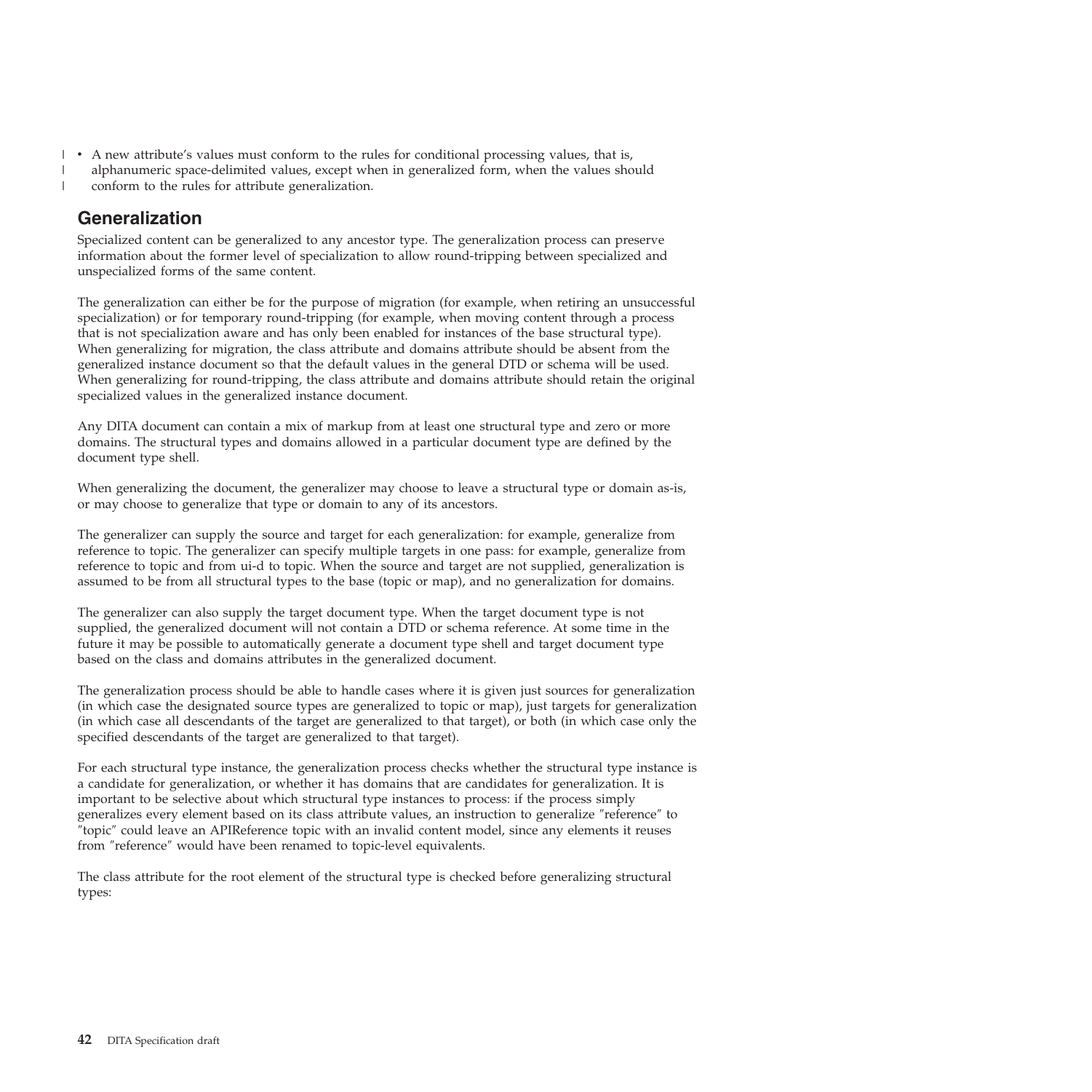- A new attribute's values must conform to the rules for conditional processing values, that is, alphanumeric space-delimited values, except when in generalized form, when the values should conform to the rules for attribute generalization.

## Generalization

Specialized content can be generalized to any ancestor type. The generalization process can preserve information about the former level of specialization to allow round-tripping between specialized and unspecialized forms of the same content.

The generalization can either be for the purpose of migration (for example, when retiring an unsuccessful specialization) or for temporary round-tripping (for example, when moving content through a process that is not specialization aware and has only been enabled for instances of the base structural type). When generalizing for migration, the class attribute and domains attribute should be absent from the generalized instance document so that the default values in the general DTD or schema will be used. When generalizing for round-tripping, the class attribute and domains attribute should retain the original specialized values in the generalized instance document.

Any DITA document can contain a mix of markup from at least one structural type and zero or more domains. The structural types and domains allowed in a particular document type are defined by the document type shell.

When generalizing the document, the generalizer may choose to leave a structural type or domain as-is, or may choose to generalize that type or domain to any of its ancestors.

The generalizer can supply the source and target for each generalization: for example, generalize from reference to topic. The generalizer can specify multiple targets in one pass: for example, generalize from reference to topic and from ui-d to topic. When the source and target are not supplied, generalization is assumed to be from all structural types to the base (topic or map), and no generalization for domains.

The generalizer can also supply the target document type. When the target document type is not supplied, the generalized document will not contain a DTD or schema reference. At some time in the future it may be possible to automatically generate a document type shell and target document type based on the class and domains attributes in the generalized document.

The generalization process should be able to handle cases where it is given just sources for generalization (in which case the designated source types are generalized to topic or map), just targets for generalization (in which case all descendants of the target are generalized to that target), or both (in which case only the specified descendants of the target are generalized to that target).

For each structural type instance, the generalization process checks whether the structural type instance is a candidate for generalization, or whether it has domains that are candidates for generalization. It is important to be selective about which structural type instances to process: if the process simply generalizes every element based on its class attribute values, an instruction to generalize "reference" to "topic" could leave an APIReference topic with an invalid content model, since any elements it reuses from "reference" would have been renamed to topic-level equivalents.

The class attribute for the root element of the structural type is checked before generalizing structural types: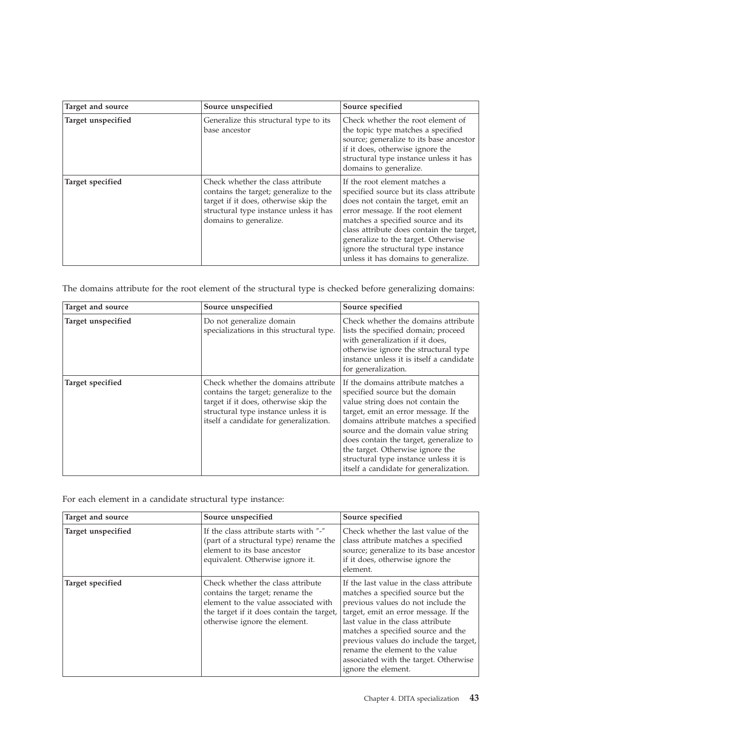| Target and source | Source unspecified | Source specified |
| --- | --- | --- |
| **Target unspecified** | Generalize this structural type to its base ancestor | Check whether the root element of the topic type matches a specified source; generalize to its base ancestor if it does, otherwise ignore the structural type instance unless it has domains to generalize. |
| **Target specified** | Check whether the class attribute contains the target; generalize to the target if it does, otherwise skip the structural type instance unless it has domains to generalize. | If the root element matches a specified source but its class attribute does not contain the target, emit an error message. If the root element matches a specified source and its class attribute does contain the target, generalize to the target. Otherwise ignore the structural type instance unless it has domains to generalize. |

The domains attribute for the root element of the structural type is checked before generalizing domains:

| Target and source | Source unspecified | Source specified |
| --- | --- | --- |
| **Target unspecified** | Do not generalize domain specializations in this structural type. | Check whether the domains attribute lists the specified domain; proceed with generalization if it does, otherwise ignore the structural type instance unless it is itself a candidate for generalization. |
| **Target specified** | Check whether the domains attribute contains the target; generalize to the target if it does, otherwise skip the structural type instance unless it is itself a candidate for generalization. | If the domains attribute matches a specified source but the domain value string does not contain the target, emit an error message. If the domains attribute matches a specified source and the domain value string does contain the target, generalize to the target. Otherwise ignore the structural type instance unless it is itself a candidate for generalization. |

For each element in a candidate structural type instance:

| Target and source | Source unspecified | Source specified |
| --- | --- | --- |
| **Target unspecified** | If the class attribute starts with "-" (part of a structural type) rename the element to its base ancestor equivalent. Otherwise ignore it. | Check whether the last value of the class attribute matches a specified source; generalize to its base ancestor if it does, otherwise ignore the element. |
| **Target specified** | Check whether the class attribute contains the target; rename the element to the value associated with the target if it does contain the target, otherwise ignore the element. | If the last value in the class attribute matches a specified source but the previous values do not include the target, emit an error message. If the last value in the class attribute matches a specified source and the previous values do include the target, rename the element to the value associated with the target. Otherwise ignore the element. |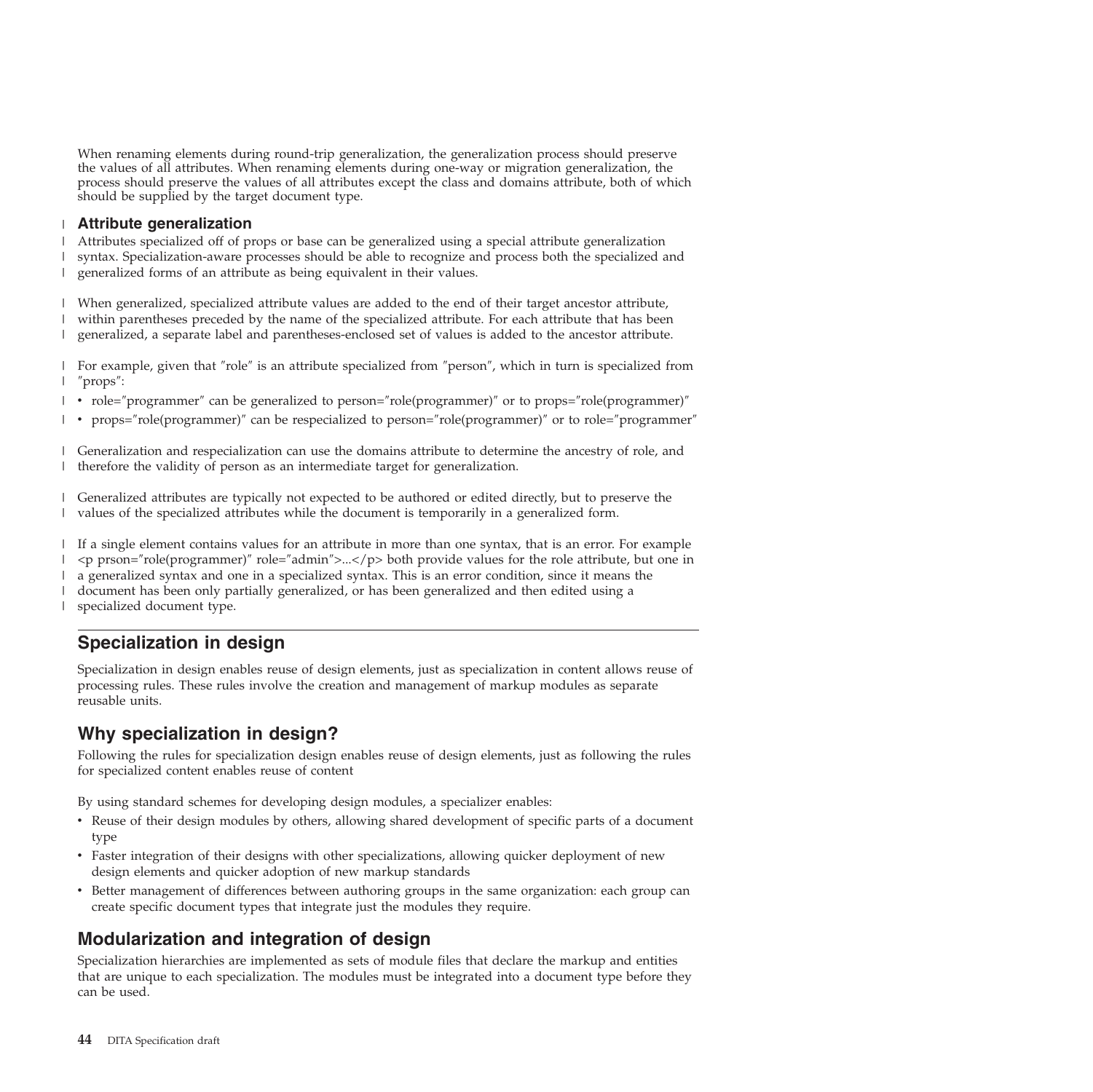When renaming elements during round-trip generalization, the generalization process should preserve the values of all attributes. When renaming elements during one-way or migration generalization, the process should preserve the values of all attributes except the class and domains attribute, both of which should be supplied by the target document type.

### Attribute generalization

Attributes specialized off of props or base can be generalized using a special attribute generalization syntax. Specialization-aware processes should be able to recognize and process both the specialized and generalized forms of an attribute as being equivalent in their values.

When generalized, specialized attribute values are added to the end of their target ancestor attribute, within parentheses preceded by the name of the specialized attribute. For each attribute that has been generalized, a separate label and parentheses-enclosed set of values is added to the ancestor attribute.

For example, given that ″role″ is an attribute specialized from ″person″, which in turn is specialized from ″props″:

- role=″programmer″ can be generalized to person=″role(programmer)″ or to props=″role(programmer)″
- props=″role(programmer)″ can be respecialized to person=″role(programmer)″ or to role=″programmer″

Generalization and respecialization can use the domains attribute to determine the ancestry of role, and therefore the validity of person as an intermediate target for generalization.

Generalized attributes are typically not expected to be authored or edited directly, but to preserve the values of the specialized attributes while the document is temporarily in a generalized form.

If a single element contains values for an attribute in more than one syntax, that is an error. For example <p prson=″role(programmer)″ role=″admin″>...</p> both provide values for the role attribute, but one in a generalized syntax and one in a specialized syntax. This is an error condition, since it means the document has been only partially generalized, or has been generalized and then edited using a specialized document type.

## Specialization in design

Specialization in design enables reuse of design elements, just as specialization in content allows reuse of processing rules. These rules involve the creation and management of markup modules as separate reusable units.

## Why specialization in design?

Following the rules for specialization design enables reuse of design elements, just as following the rules for specialized content enables reuse of content

By using standard schemes for developing design modules, a specializer enables:

- Reuse of their design modules by others, allowing shared development of specific parts of a document type
- Faster integration of their designs with other specializations, allowing quicker deployment of new design elements and quicker adoption of new markup standards
- Better management of differences between authoring groups in the same organization: each group can create specific document types that integrate just the modules they require.

## Modularization and integration of design

Specialization hierarchies are implemented as sets of module files that declare the markup and entities that are unique to each specialization. The modules must be integrated into a document type before they can be used.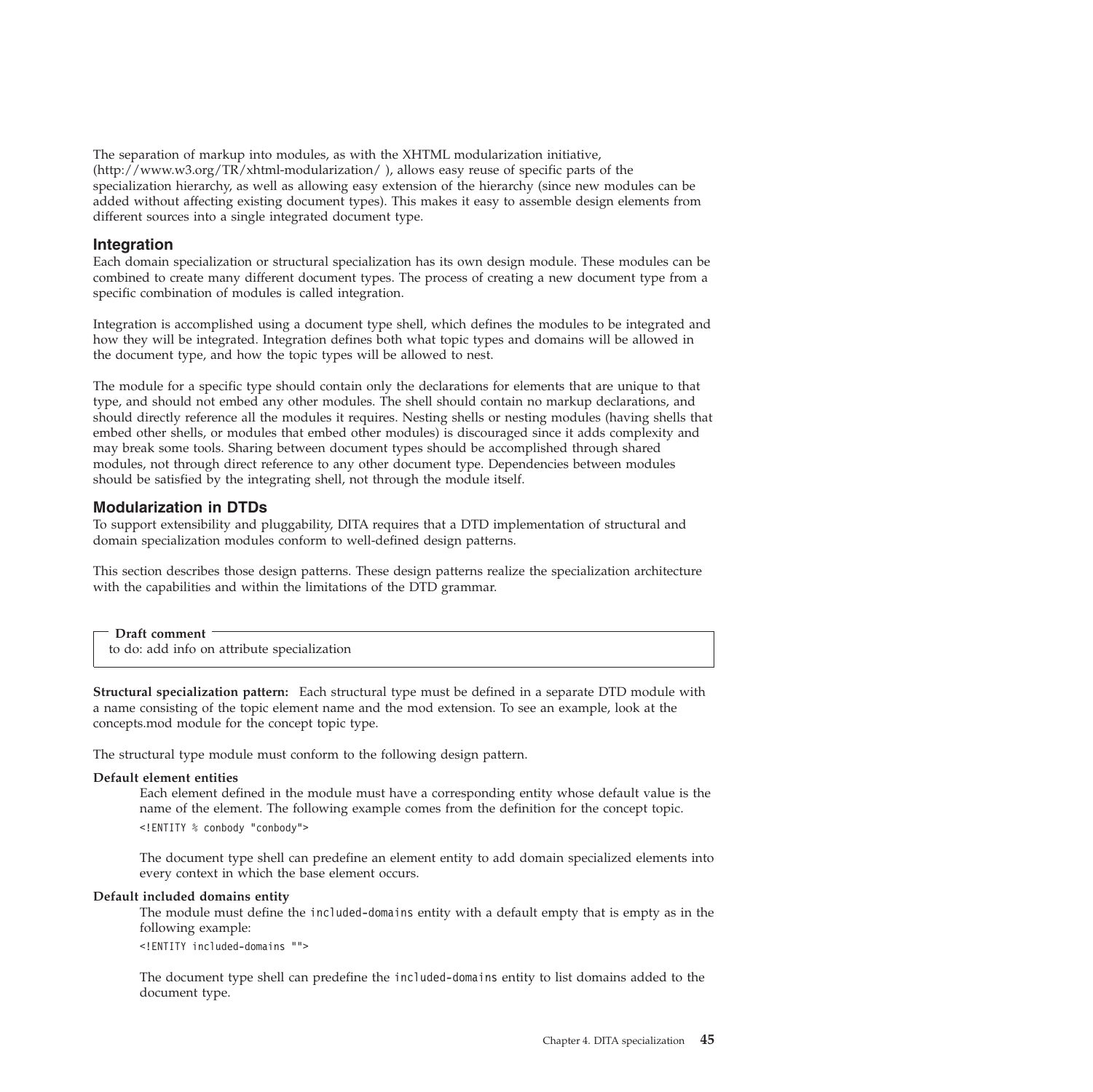The separation of markup into modules, as with the XHTML modularization initiative, (http://www.w3.org/TR/xhtml-modularization/ ), allows easy reuse of specific parts of the specialization hierarchy, as well as allowing easy extension of the hierarchy (since new modules can be added without affecting existing document types). This makes it easy to assemble design elements from different sources into a single integrated document type.

## Integration

Each domain specialization or structural specialization has its own design module. These modules can be combined to create many different document types. The process of creating a new document type from a specific combination of modules is called integration.

Integration is accomplished using a document type shell, which defines the modules to be integrated and how they will be integrated. Integration defines both what topic types and domains will be allowed in the document type, and how the topic types will be allowed to nest.

The module for a specific type should contain only the declarations for elements that are unique to that type, and should not embed any other modules. The shell should contain no markup declarations, and should directly reference all the modules it requires. Nesting shells or nesting modules (having shells that embed other shells, or modules that embed other modules) is discouraged since it adds complexity and may break some tools. Sharing between document types should be accomplished through shared modules, not through direct reference to any other document type. Dependencies between modules should be satisfied by the integrating shell, not through the module itself.

## Modularization in DTDs

To support extensibility and pluggability, DITA requires that a DTD implementation of structural and domain specialization modules conform to well-defined design patterns.

This section describes those design patterns. These design patterns realize the specialization architecture with the capabilities and within the limitations of the DTD grammar.

> **Draft comment**
> to do: add info on attribute specialization

**Structural specialization pattern:** Each structural type must be defined in a separate DTD module with a name consisting of the topic element name and the mod extension. To see an example, look at the concepts.mod module for the concept topic type.

The structural type module must conform to the following design pattern.

**Default element entities**

Each element defined in the module must have a corresponding entity whose default value is the name of the element. The following example comes from the definition for the concept topic.

```
<!ENTITY % conbody "conbody">
```

The document type shell can predefine an element entity to add domain specialized elements into every context in which the base element occurs.

**Default included domains entity**

The module must define the `included-domains` entity with a default empty that is empty as in the following example:

```
<!ENTITY included-domains "">
```

The document type shell can predefine the `included-domains` entity to list domains added to the document type.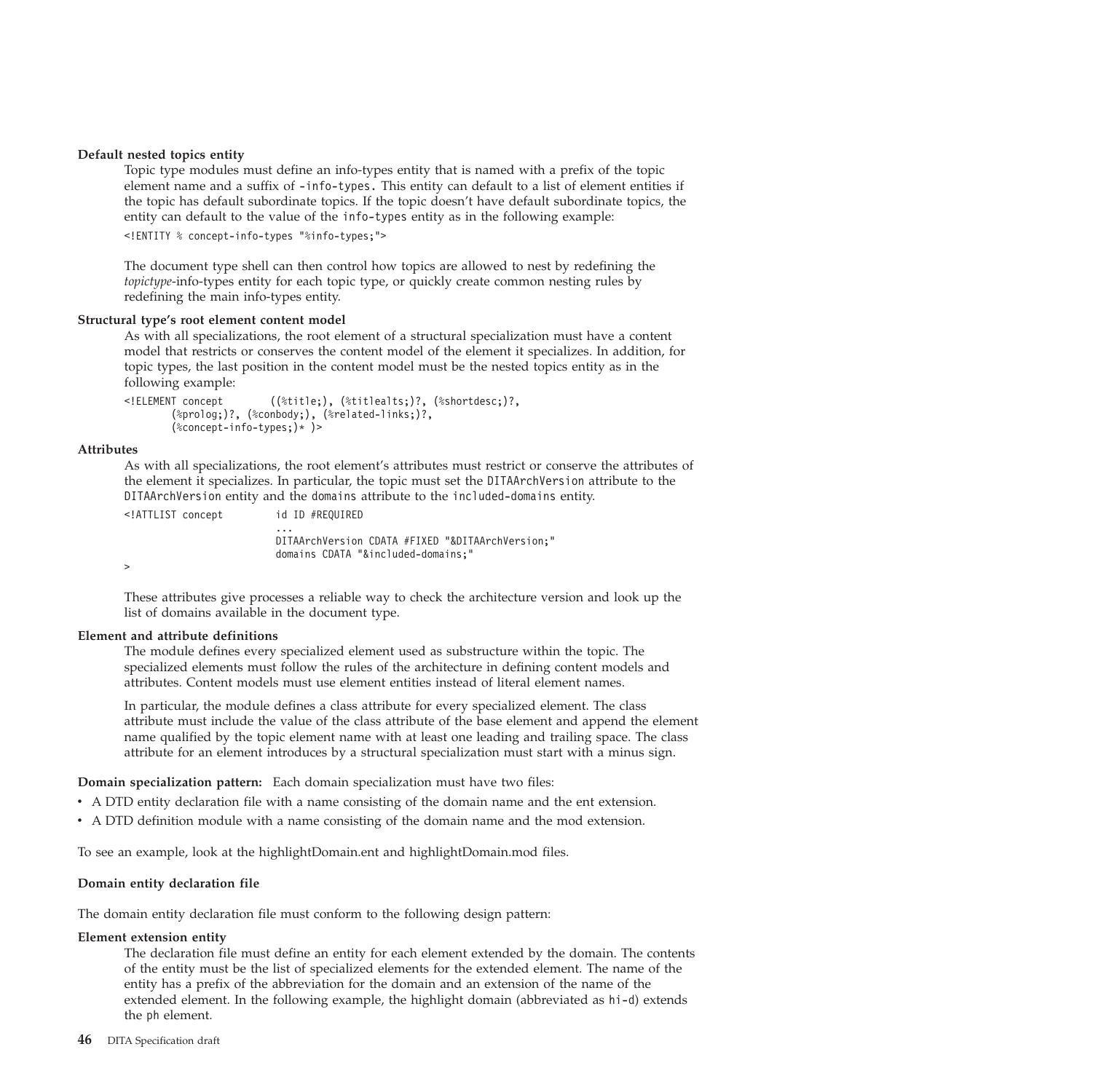**Default nested topics entity**

Topic type modules must define an info-types entity that is named with a prefix of the topic element name and a suffix of `-info-types`. This entity can default to a list of element entities if the topic has default subordinate topics. If the topic doesn't have default subordinate topics, the entity can default to the value of the `info-types` entity as in the following example:

```
<!ENTITY % concept-info-types "%info-types;">
```

The document type shell can then control how topics are allowed to nest by redefining the *topictype*-info-types entity for each topic type, or quickly create common nesting rules by redefining the main info-types entity.

**Structural type's root element content model**

As with all specializations, the root element of a structural specialization must have a content model that restricts or conserves the content model of the element it specializes. In addition, for topic types, the last position in the content model must be the nested topics entity as in the following example:

```
<!ELEMENT concept        ((%title;), (%titlealts;)?, (%shortdesc;)?,
        (%prolog;)?, (%conbody;), (%related-links;)?,
        (%concept-info-types;)* )>
```

**Attributes**

As with all specializations, the root element's attributes must restrict or conserve the attributes of the element it specializes. In particular, the topic must set the `DITAArchVersion` attribute to the `DITAArchVersion` entity and the `domains` attribute to the `included-domains` entity.

```
<!ATTLIST concept         id ID #REQUIRED
                          ...
                          DITAArchVersion CDATA #FIXED "&DITAArchVersion;"
                          domains CDATA "&included-domains;"
>
```

These attributes give processes a reliable way to check the architecture version and look up the list of domains available in the document type.

**Element and attribute definitions**

The module defines every specialized element used as substructure within the topic. The specialized elements must follow the rules of the architecture in defining content models and attributes. Content models must use element entities instead of literal element names.

In particular, the module defines a class attribute for every specialized element. The class attribute must include the value of the class attribute of the base element and append the element name qualified by the topic element name with at least one leading and trailing space. The class attribute for an element introduces by a structural specialization must start with a minus sign.

**Domain specialization pattern:** Each domain specialization must have two files:

- A DTD entity declaration file with a name consisting of the domain name and the ent extension.
- A DTD definition module with a name consisting of the domain name and the mod extension.

To see an example, look at the highlightDomain.ent and highlightDomain.mod files.

**Domain entity declaration file**

The domain entity declaration file must conform to the following design pattern:

**Element extension entity**

The declaration file must define an entity for each element extended by the domain. The contents of the entity must be the list of specialized elements for the extended element. The name of the entity has a prefix of the abbreviation for the domain and an extension of the name of the extended element. In the following example, the highlight domain (abbreviated as `hi-d`) extends the `ph` element.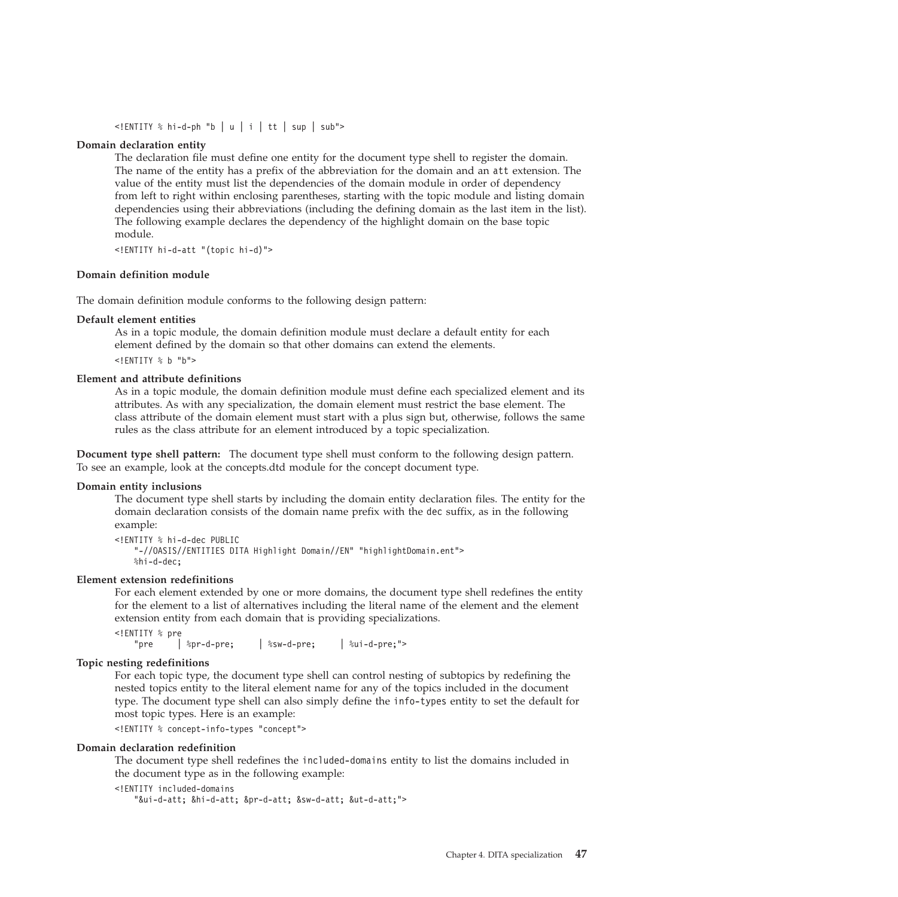```
<!ENTITY % hi-d-ph "b | u | i | tt | sup | sub">
```

**Domain declaration entity**

The declaration file must define one entity for the document type shell to register the domain. The name of the entity has a prefix of the abbreviation for the domain and an att extension. The value of the entity must list the dependencies of the domain module in order of dependency from left to right within enclosing parentheses, starting with the topic module and listing domain dependencies using their abbreviations (including the defining domain as the last item in the list). The following example declares the dependency of the highlight domain on the base topic module.

```
<!ENTITY hi-d-att "(topic hi-d)">
```

**Domain definition module**

The domain definition module conforms to the following design pattern:

**Default element entities**

As in a topic module, the domain definition module must declare a default entity for each element defined by the domain so that other domains can extend the elements.

```
<!ENTITY % b "b">
```

**Element and attribute definitions**

As in a topic module, the domain definition module must define each specialized element and its attributes. As with any specialization, the domain element must restrict the base element. The class attribute of the domain element must start with a plus sign but, otherwise, follows the same rules as the class attribute for an element introduced by a topic specialization.

**Document type shell pattern:** The document type shell must conform to the following design pattern. To see an example, look at the concepts.dtd module for the concept document type.

**Domain entity inclusions**

The document type shell starts by including the domain entity declaration files. The entity for the domain declaration consists of the domain name prefix with the dec suffix, as in the following example:

```
<!ENTITY % hi-d-dec PUBLIC
    "-//OASIS//ENTITIES DITA Highlight Domain//EN" "highlightDomain.ent">
    %hi-d-dec;
```

**Element extension redefinitions**

For each element extended by one or more domains, the document type shell redefines the entity for the element to a list of alternatives including the literal name of the element and the element extension entity from each domain that is providing specializations.

```
<!ENTITY % pre
    "pre     | %pr-d-pre;     | %sw-d-pre;     | %ui-d-pre;">
```

**Topic nesting redefinitions**

For each topic type, the document type shell can control nesting of subtopics by redefining the nested topics entity to the literal element name for any of the topics included in the document type. The document type shell can also simply define the info-types entity to set the default for most topic types. Here is an example:

```
<!ENTITY % concept-info-types "concept">
```

**Domain declaration redefinition**

The document type shell redefines the included-domains entity to list the domains included in the document type as in the following example:

```
<!ENTITY included-domains
    "&ui-d-att; &hi-d-att; &pr-d-att; &sw-d-att; &ut-d-att;">
```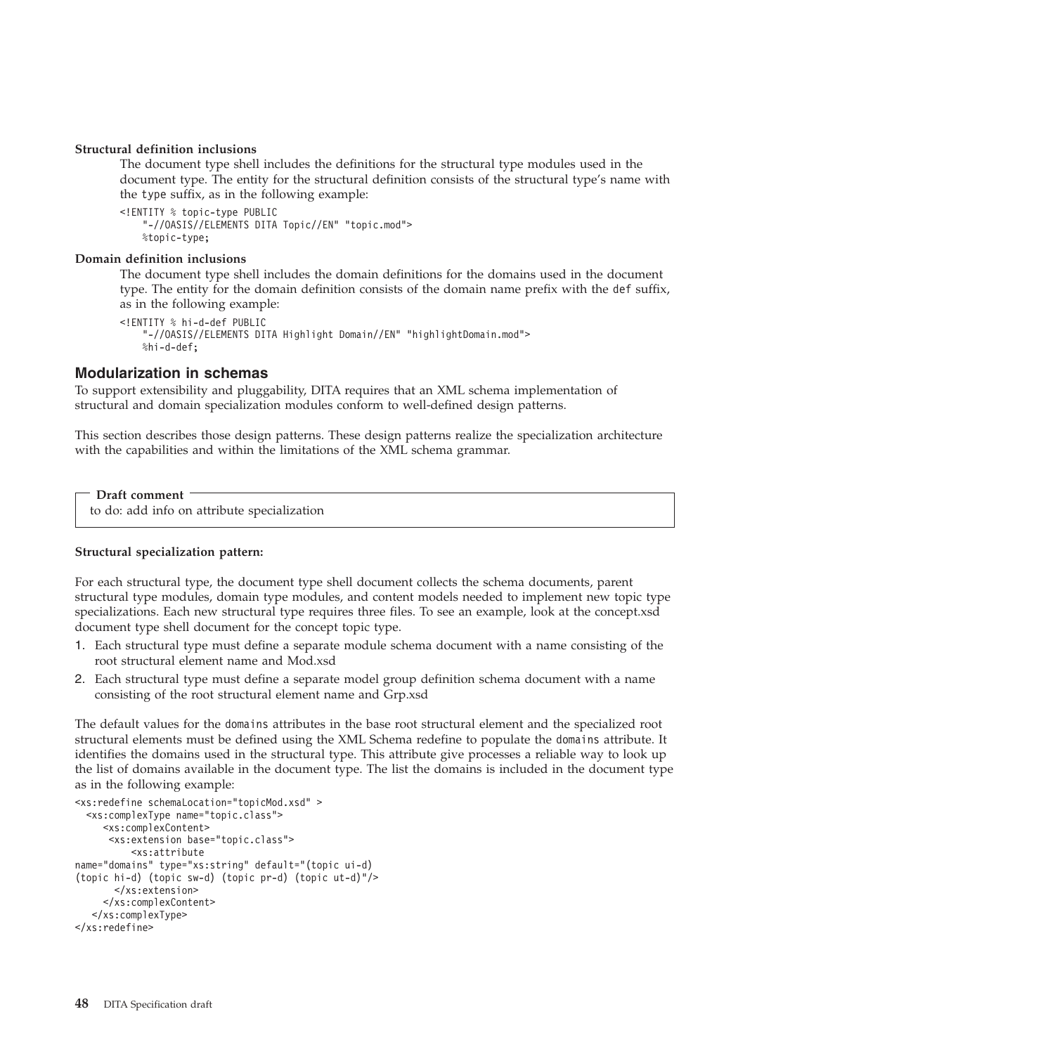**Structural definition inclusions**

The document type shell includes the definitions for the structural type modules used in the document type. The entity for the structural definition consists of the structural type's name with the type suffix, as in the following example:

```
<!ENTITY % topic-type PUBLIC
    "-//OASIS//ELEMENTS DITA Topic//EN" "topic.mod">
    %topic-type;
```

**Domain definition inclusions**

The document type shell includes the domain definitions for the domains used in the document type. The entity for the domain definition consists of the domain name prefix with the def suffix, as in the following example:

```
<!ENTITY % hi-d-def PUBLIC
    "-//OASIS//ELEMENTS DITA Highlight Domain//EN" "highlightDomain.mod">
    %hi-d-def;
```

## Modularization in schemas

To support extensibility and pluggability, DITA requires that an XML schema implementation of structural and domain specialization modules conform to well-defined design patterns.

This section describes those design patterns. These design patterns realize the specialization architecture with the capabilities and within the limitations of the XML schema grammar.

> **Draft comment**
> to do: add info on attribute specialization

**Structural specialization pattern:**

For each structural type, the document type shell document collects the schema documents, parent structural type modules, domain type modules, and content models needed to implement new topic type specializations. Each new structural type requires three files. To see an example, look at the concept.xsd document type shell document for the concept topic type.

1. Each structural type must define a separate module schema document with a name consisting of the root structural element name and Mod.xsd
2. Each structural type must define a separate model group definition schema document with a name consisting of the root structural element name and Grp.xsd

The default values for the domains attributes in the base root structural element and the specialized root structural elements must be defined using the XML Schema redefine to populate the domains attribute. It identifies the domains used in the structural type. This attribute give processes a reliable way to look up the list of domains available in the document type. The list the domains is included in the document type as in the following example:

```
<xs:redefine schemaLocation="topicMod.xsd" >
  <xs:complexType name="topic.class">
     <xs:complexContent>
      <xs:extension base="topic.class">
          <xs:attribute
name="domains" type="xs:string" default="(topic ui-d)
(topic hi-d) (topic sw-d) (topic pr-d) (topic ut-d)"/>
       </xs:extension>
     </xs:complexContent>
   </xs:complexType>
</xs:redefine>
```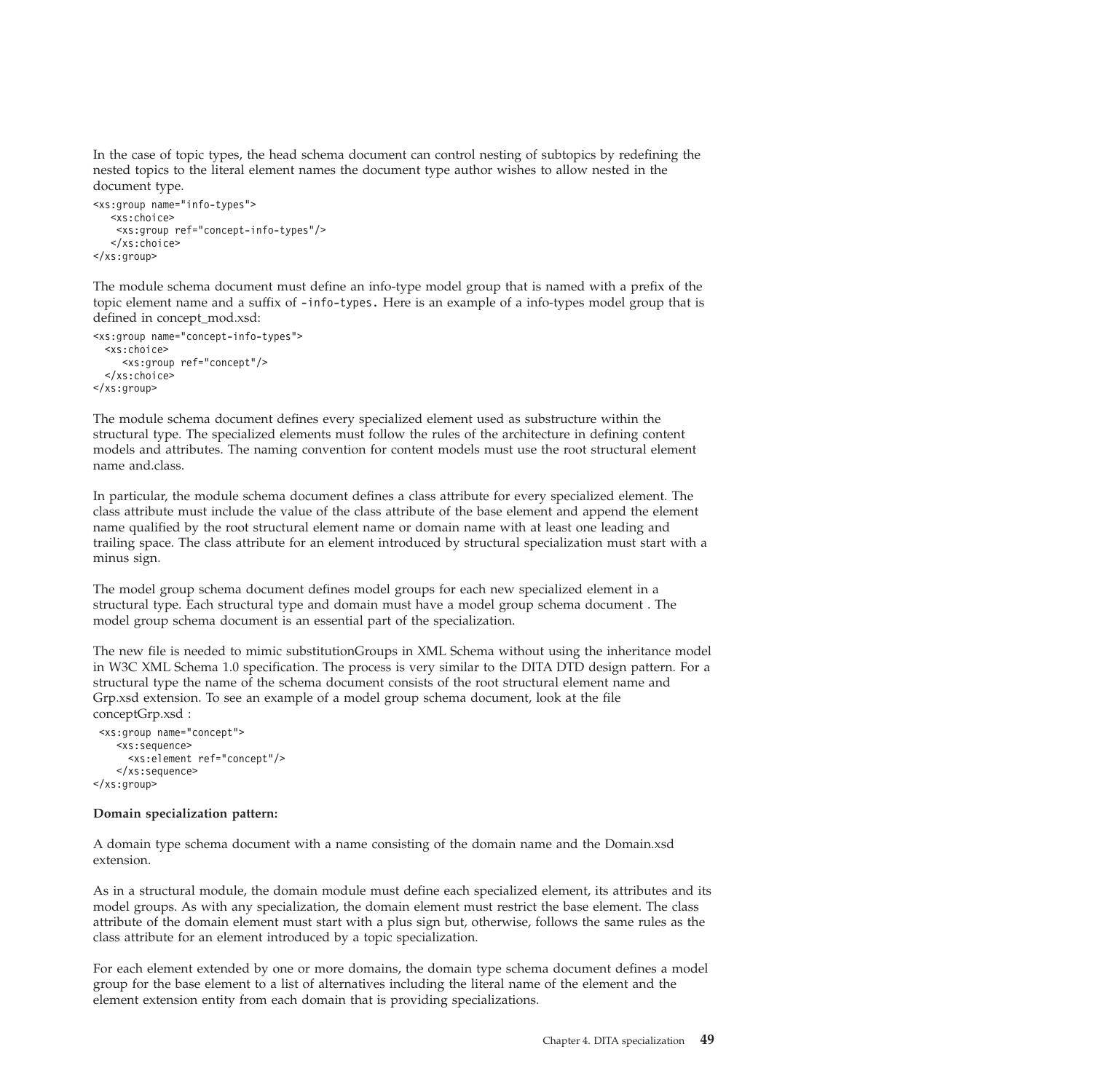In the case of topic types, the head schema document can control nesting of subtopics by redefining the nested topics to the literal element names the document type author wishes to allow nested in the document type.

```
<xs:group name="info-types">
   <xs:choice>
    <xs:group ref="concept-info-types"/>
   </xs:choice>
</xs:group>
```

The module schema document must define an info-type model group that is named with a prefix of the topic element name and a suffix of `-info-types`. Here is an example of a info-types model group that is defined in concept_mod.xsd:

```
<xs:group name="concept-info-types">
  <xs:choice>
     <xs:group ref="concept"/>
  </xs:choice>
</xs:group>
```

The module schema document defines every specialized element used as substructure within the structural type. The specialized elements must follow the rules of the architecture in defining content models and attributes. The naming convention for content models must use the root structural element name and.class.

In particular, the module schema document defines a class attribute for every specialized element. The class attribute must include the value of the class attribute of the base element and append the element name qualified by the root structural element name or domain name with at least one leading and trailing space. The class attribute for an element introduced by structural specialization must start with a minus sign.

The model group schema document defines model groups for each new specialized element in a structural type. Each structural type and domain must have a model group schema document . The model group schema document is an essential part of the specialization.

The new file is needed to mimic substitutionGroups in XML Schema without using the inheritance model in W3C XML Schema 1.0 specification. The process is very similar to the DITA DTD design pattern. For a structural type the name of the schema document consists of the root structural element name and Grp.xsd extension. To see an example of a model group schema document, look at the file conceptGrp.xsd :

```
 <xs:group name="concept">
    <xs:sequence>
      <xs:element ref="concept"/>
    </xs:sequence>
</xs:group>
```

**Domain specialization pattern:**

A domain type schema document with a name consisting of the domain name and the Domain.xsd extension.

As in a structural module, the domain module must define each specialized element, its attributes and its model groups. As with any specialization, the domain element must restrict the base element. The class attribute of the domain element must start with a plus sign but, otherwise, follows the same rules as the class attribute for an element introduced by a topic specialization.

For each element extended by one or more domains, the domain type schema document defines a model group for the base element to a list of alternatives including the literal name of the element and the element extension entity from each domain that is providing specializations.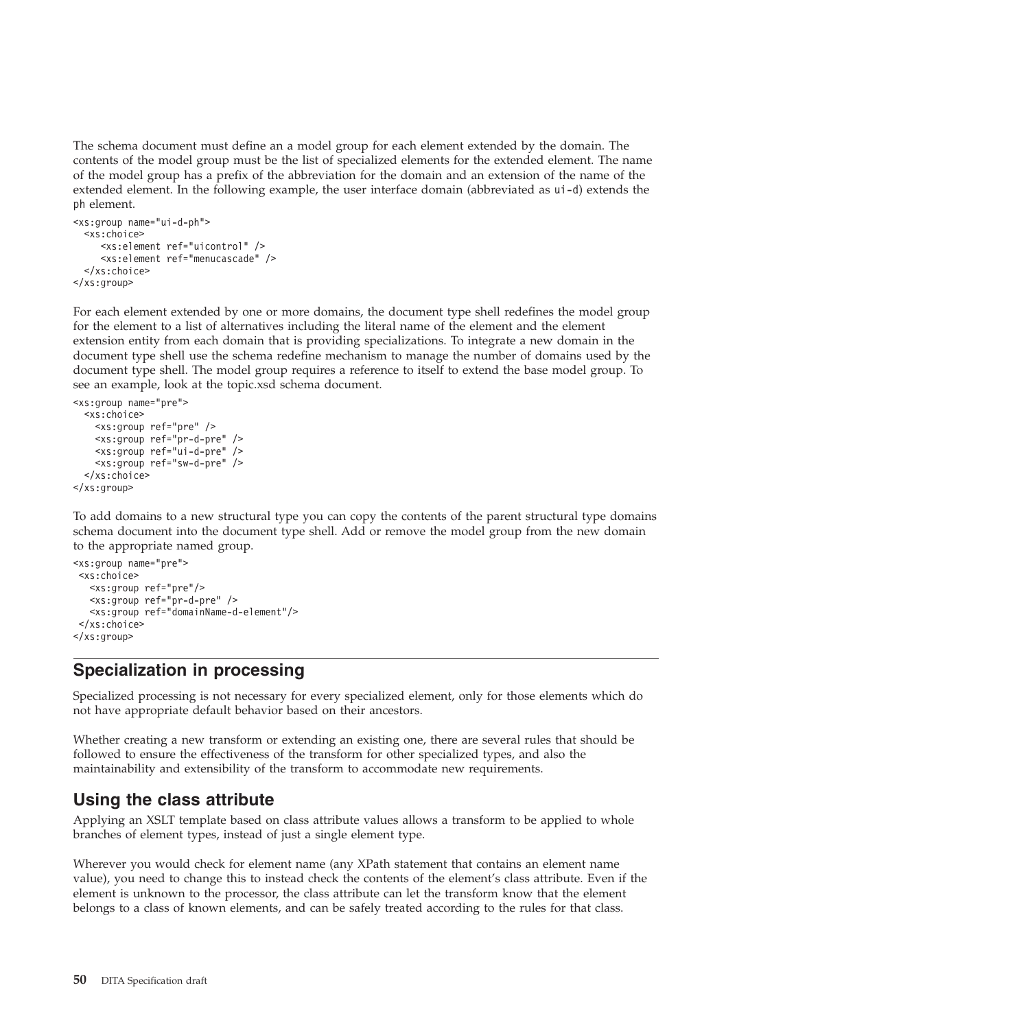The schema document must define an a model group for each element extended by the domain. The contents of the model group must be the list of specialized elements for the extended element. The name of the model group has a prefix of the abbreviation for the domain and an extension of the name of the extended element. In the following example, the user interface domain (abbreviated as `ui-d`) extends the `ph` element.

```
<xs:group name="ui-d-ph">
  <xs:choice>
     <xs:element ref="uicontrol" />
     <xs:element ref="menucascade" />
  </xs:choice>
</xs:group>
```

For each element extended by one or more domains, the document type shell redefines the model group for the element to a list of alternatives including the literal name of the element and the element extension entity from each domain that is providing specializations. To integrate a new domain in the document type shell use the schema redefine mechanism to manage the number of domains used by the document type shell. The model group requires a reference to itself to extend the base model group. To see an example, look at the topic.xsd schema document.

```
<xs:group name="pre">
  <xs:choice>
    <xs:group ref="pre" />
    <xs:group ref="pr-d-pre" />
    <xs:group ref="ui-d-pre" />
    <xs:group ref="sw-d-pre" />
  </xs:choice>
</xs:group>
```

To add domains to a new structural type you can copy the contents of the parent structural type domains schema document into the document type shell. Add or remove the model group from the new domain to the appropriate named group.

```
<xs:group name="pre">
 <xs:choice>
   <xs:group ref="pre"/>
   <xs:group ref="pr-d-pre" />
   <xs:group ref="domainName-d-element"/>
 </xs:choice>
</xs:group>
```

## Specialization in processing

Specialized processing is not necessary for every specialized element, only for those elements which do not have appropriate default behavior based on their ancestors.

Whether creating a new transform or extending an existing one, there are several rules that should be followed to ensure the effectiveness of the transform for other specialized types, and also the maintainability and extensibility of the transform to accommodate new requirements.

### Using the class attribute

Applying an XSLT template based on class attribute values allows a transform to be applied to whole branches of element types, instead of just a single element type.

Wherever you would check for element name (any XPath statement that contains an element name value), you need to change this to instead check the contents of the element's class attribute. Even if the element is unknown to the processor, the class attribute can let the transform know that the element belongs to a class of known elements, and can be safely treated according to the rules for that class.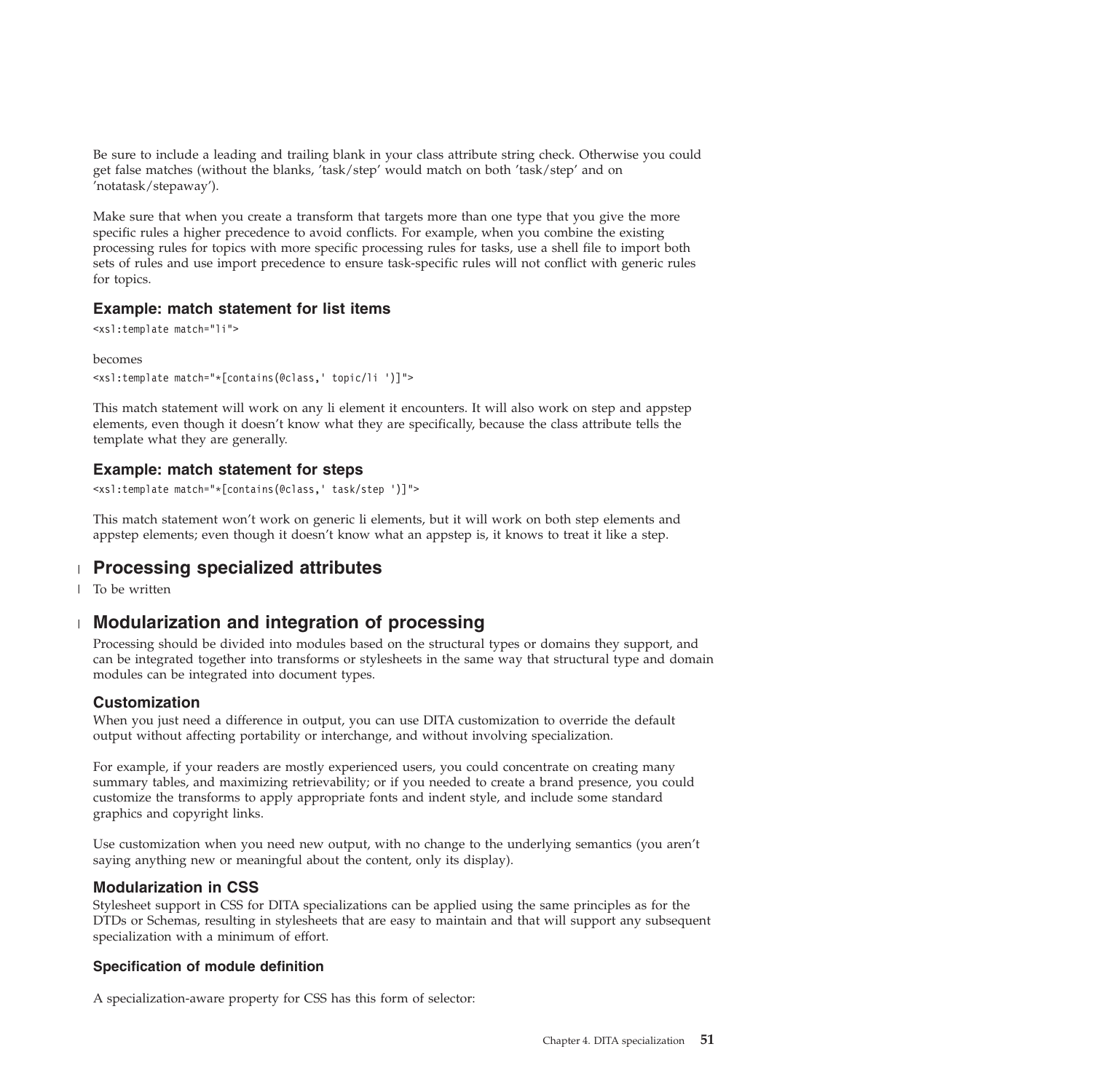Be sure to include a leading and trailing blank in your class attribute string check. Otherwise you could get false matches (without the blanks, 'task/step' would match on both 'task/step' and on 'notatask/stepaway').

Make sure that when you create a transform that targets more than one type that you give the more specific rules a higher precedence to avoid conflicts. For example, when you combine the existing processing rules for topics with more specific processing rules for tasks, use a shell file to import both sets of rules and use import precedence to ensure task-specific rules will not conflict with generic rules for topics.

### Example: match statement for list items

```
<xsl:template match="li">
```

becomes

```
<xsl:template match="*[contains(@class,' topic/li ')]">
```

This match statement will work on any li element it encounters. It will also work on step and appstep elements, even though it doesn't know what they are specifically, because the class attribute tells the template what they are generally.

### Example: match statement for steps

```
<xsl:template match="*[contains(@class,' task/step ')]">
```

This match statement won't work on generic li elements, but it will work on both step elements and appstep elements; even though it doesn't know what an appstep is, it knows to treat it like a step.

## Processing specialized attributes

To be written

## Modularization and integration of processing

Processing should be divided into modules based on the structural types or domains they support, and can be integrated together into transforms or stylesheets in the same way that structural type and domain modules can be integrated into document types.

### Customization

When you just need a difference in output, you can use DITA customization to override the default output without affecting portability or interchange, and without involving specialization.

For example, if your readers are mostly experienced users, you could concentrate on creating many summary tables, and maximizing retrievability; or if you needed to create a brand presence, you could customize the transforms to apply appropriate fonts and indent style, and include some standard graphics and copyright links.

Use customization when you need new output, with no change to the underlying semantics (you aren't saying anything new or meaningful about the content, only its display).

### Modularization in CSS

Stylesheet support in CSS for DITA specializations can be applied using the same principles as for the DTDs or Schemas, resulting in stylesheets that are easy to maintain and that will support any subsequent specialization with a minimum of effort.

#### Specification of module definition

A specialization-aware property for CSS has this form of selector: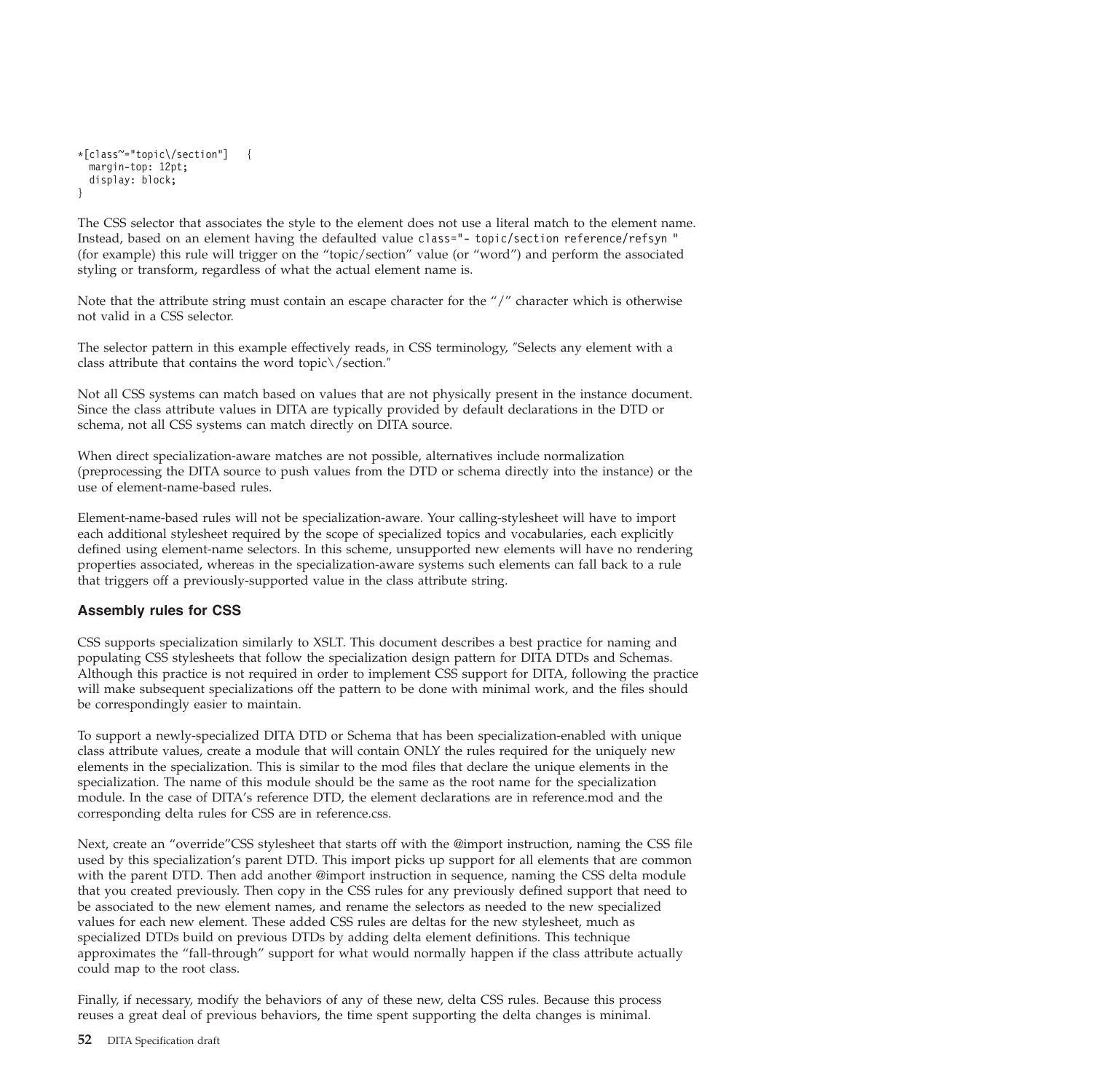```
*[class~="topic\/section"]   {
  margin-top: 12pt;
  display: block;
}
```

The CSS selector that associates the style to the element does not use a literal match to the element name. Instead, based on an element having the defaulted value `class="- topic/section reference/refsyn "` (for example) this rule will trigger on the "topic/section" value (or "word") and perform the associated styling or transform, regardless of what the actual element name is.

Note that the attribute string must contain an escape character for the "/" character which is otherwise not valid in a CSS selector.

The selector pattern in this example effectively reads, in CSS terminology, "Selects any element with a class attribute that contains the word topic\/section."

Not all CSS systems can match based on values that are not physically present in the instance document. Since the class attribute values in DITA are typically provided by default declarations in the DTD or schema, not all CSS systems can match directly on DITA source.

When direct specialization-aware matches are not possible, alternatives include normalization (preprocessing the DITA source to push values from the DTD or schema directly into the instance) or the use of element-name-based rules.

Element-name-based rules will not be specialization-aware. Your calling-stylesheet will have to import each additional stylesheet required by the scope of specialized topics and vocabularies, each explicitly defined using element-name selectors. In this scheme, unsupported new elements will have no rendering properties associated, whereas in the specialization-aware systems such elements can fall back to a rule that triggers off a previously-supported value in the class attribute string.

### Assembly rules for CSS

CSS supports specialization similarly to XSLT. This document describes a best practice for naming and populating CSS stylesheets that follow the specialization design pattern for DITA DTDs and Schemas. Although this practice is not required in order to implement CSS support for DITA, following the practice will make subsequent specializations off the pattern to be done with minimal work, and the files should be correspondingly easier to maintain.

To support a newly-specialized DITA DTD or Schema that has been specialization-enabled with unique class attribute values, create a module that will contain ONLY the rules required for the uniquely new elements in the specialization. This is similar to the mod files that declare the unique elements in the specialization. The name of this module should be the same as the root name for the specialization module. In the case of DITA's reference DTD, the element declarations are in reference.mod and the corresponding delta rules for CSS are in reference.css.

Next, create an "override"CSS stylesheet that starts off with the @import instruction, naming the CSS file used by this specialization's parent DTD. This import picks up support for all elements that are common with the parent DTD. Then add another @import instruction in sequence, naming the CSS delta module that you created previously. Then copy in the CSS rules for any previously defined support that need to be associated to the new element names, and rename the selectors as needed to the new specialized values for each new element. These added CSS rules are deltas for the new stylesheet, much as specialized DTDs build on previous DTDs by adding delta element definitions. This technique approximates the "fall-through" support for what would normally happen if the class attribute actually could map to the root class.

Finally, if necessary, modify the behaviors of any of these new, delta CSS rules. Because this process reuses a great deal of previous behaviors, the time spent supporting the delta changes is minimal.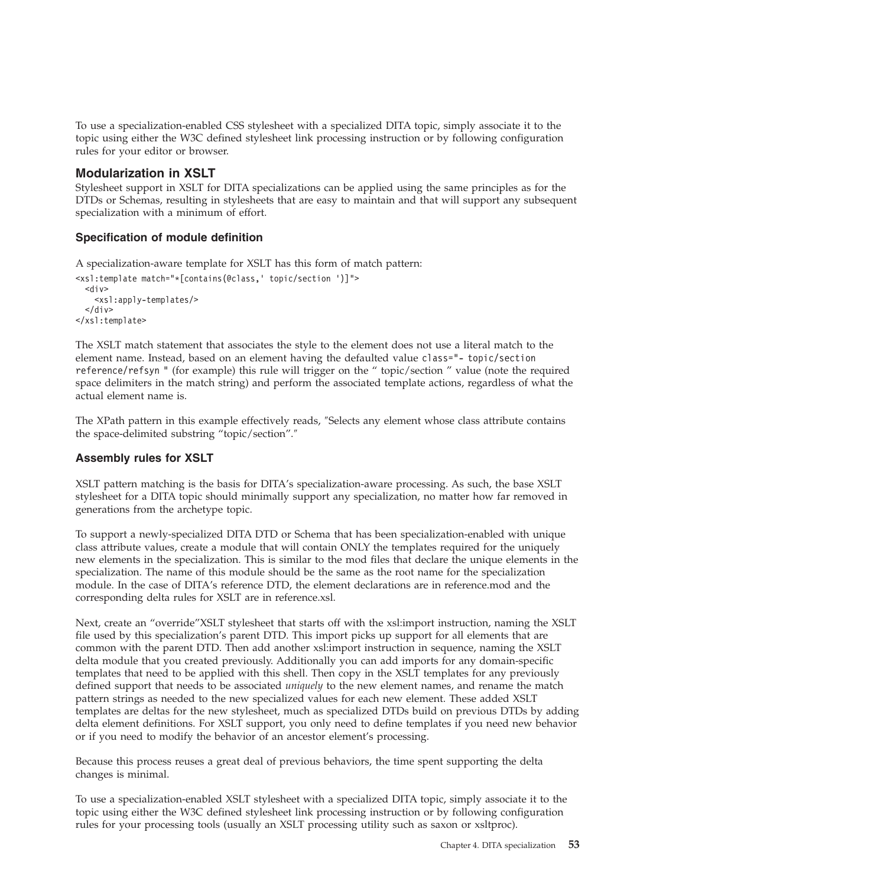To use a specialization-enabled CSS stylesheet with a specialized DITA topic, simply associate it to the topic using either the W3C defined stylesheet link processing instruction or by following configuration rules for your editor or browser.

## Modularization in XSLT

Stylesheet support in XSLT for DITA specializations can be applied using the same principles as for the DTDs or Schemas, resulting in stylesheets that are easy to maintain and that will support any subsequent specialization with a minimum of effort.

### Specification of module definition

A specialization-aware template for XSLT has this form of match pattern:

```
<xsl:template match="*[contains(@class,' topic/section ')]">
  <div>
    <xsl:apply-templates/>
  </div>
</xsl:template>
```

The XSLT match statement that associates the style to the element does not use a literal match to the element name. Instead, based on an element having the defaulted value `class="- topic/section reference/refsyn "` (for example) this rule will trigger on the " topic/section " value (note the required space delimiters in the match string) and perform the associated template actions, regardless of what the actual element name is.

The XPath pattern in this example effectively reads, "Selects any element whose class attribute contains the space-delimited substring "topic/section"."

### Assembly rules for XSLT

XSLT pattern matching is the basis for DITA's specialization-aware processing. As such, the base XSLT stylesheet for a DITA topic should minimally support any specialization, no matter how far removed in generations from the archetype topic.

To support a newly-specialized DITA DTD or Schema that has been specialization-enabled with unique class attribute values, create a module that will contain ONLY the templates required for the uniquely new elements in the specialization. This is similar to the mod files that declare the unique elements in the specialization. The name of this module should be the same as the root name for the specialization module. In the case of DITA's reference DTD, the element declarations are in reference.mod and the corresponding delta rules for XSLT are in reference.xsl.

Next, create an "override"XSLT stylesheet that starts off with the xsl:import instruction, naming the XSLT file used by this specialization's parent DTD. This import picks up support for all elements that are common with the parent DTD. Then add another xsl:import instruction in sequence, naming the XSLT delta module that you created previously. Additionally you can add imports for any domain-specific templates that need to be applied with this shell. Then copy in the XSLT templates for any previously defined support that needs to be associated *uniquely* to the new element names, and rename the match pattern strings as needed to the new specialized values for each new element. These added XSLT templates are deltas for the new stylesheet, much as specialized DTDs build on previous DTDs by adding delta element definitions. For XSLT support, you only need to define templates if you need new behavior or if you need to modify the behavior of an ancestor element's processing.

Because this process reuses a great deal of previous behaviors, the time spent supporting the delta changes is minimal.

To use a specialization-enabled XSLT stylesheet with a specialized DITA topic, simply associate it to the topic using either the W3C defined stylesheet link processing instruction or by following configuration rules for your processing tools (usually an XSLT processing utility such as saxon or xsltproc).